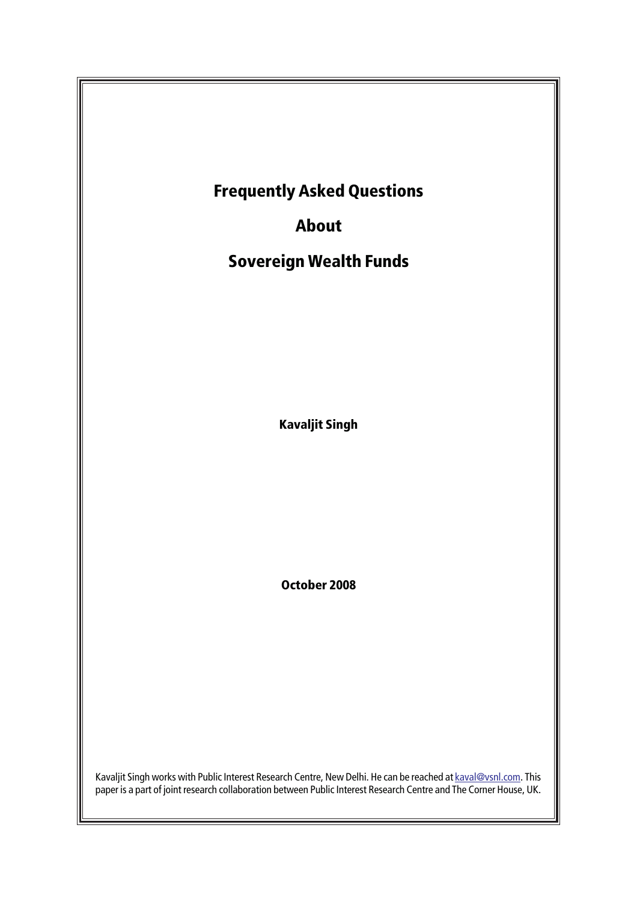# Frequently Asked Questions

# About

# Sovereign Wealth Funds

**Kavaljit Singh**

**October 2008**

Kavaljit Singh works with Public Interest Research Centre, New Delhi. He can be reached at kaval@vsnl.com. This paper is a part of joint research collaboration between Public Interest Research Centre and The Corner House, UK.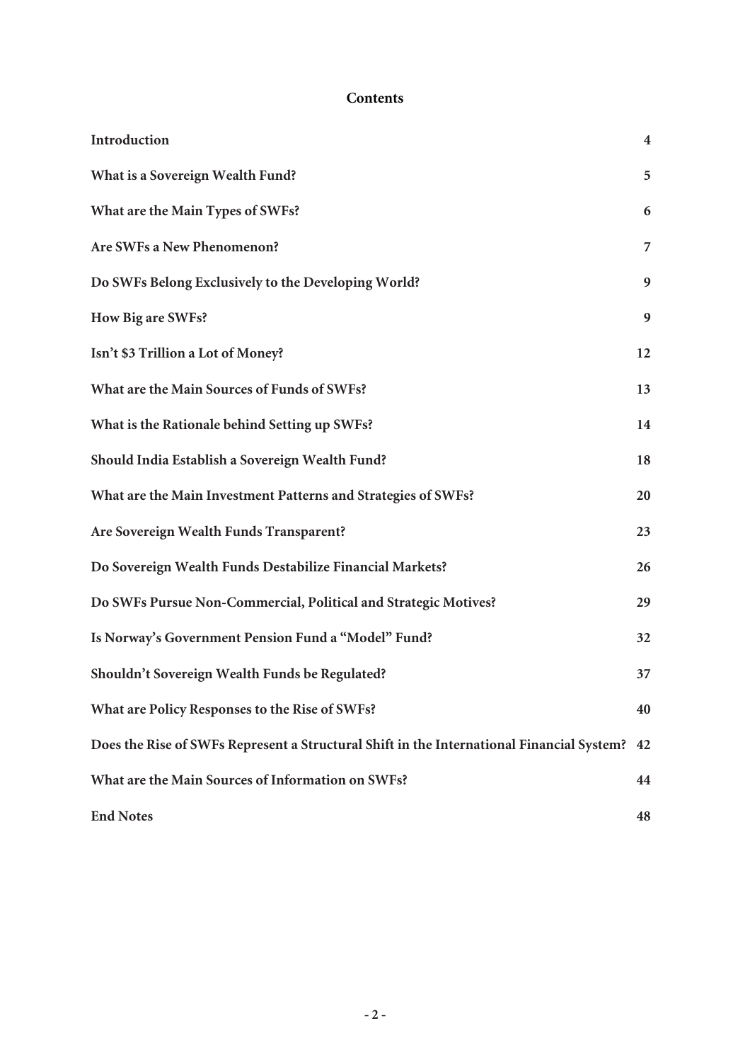## Contents

| | |
|---|---|
| **Introduction** | **4** |
| **What is a Sovereign Wealth Fund?** | **5** |
| **What are the Main Types of SWFs?** | **6** |
| **Are SWFs a New Phenomenon?** | **7** |
| **Do SWFs Belong Exclusively to the Developing World?** | **9** |
| **How Big are SWFs?** | **9** |
| **Isn't $3 Trillion a Lot of Money?** | **12** |
| **What are the Main Sources of Funds of SWFs?** | **13** |
| **What is the Rationale behind Setting up SWFs?** | **14** |
| **Should India Establish a Sovereign Wealth Fund?** | **18** |
| **What are the Main Investment Patterns and Strategies of SWFs?** | **20** |
| **Are Sovereign Wealth Funds Transparent?** | **23** |
| **Do Sovereign Wealth Funds Destabilize Financial Markets?** | **26** |
| **Do SWFs Pursue Non-Commercial, Political and Strategic Motives?** | **29** |
| **Is Norway's Government Pension Fund a "Model" Fund?** | **32** |
| **Shouldn't Sovereign Wealth Funds be Regulated?** | **37** |
| **What are Policy Responses to the Rise of SWFs?** | **40** |
| **Does the Rise of SWFs Represent a Structural Shift in the International Financial System?** | **42** |
| **What are the Main Sources of Information on SWFs?** | **44** |
| **End Notes** | **48** |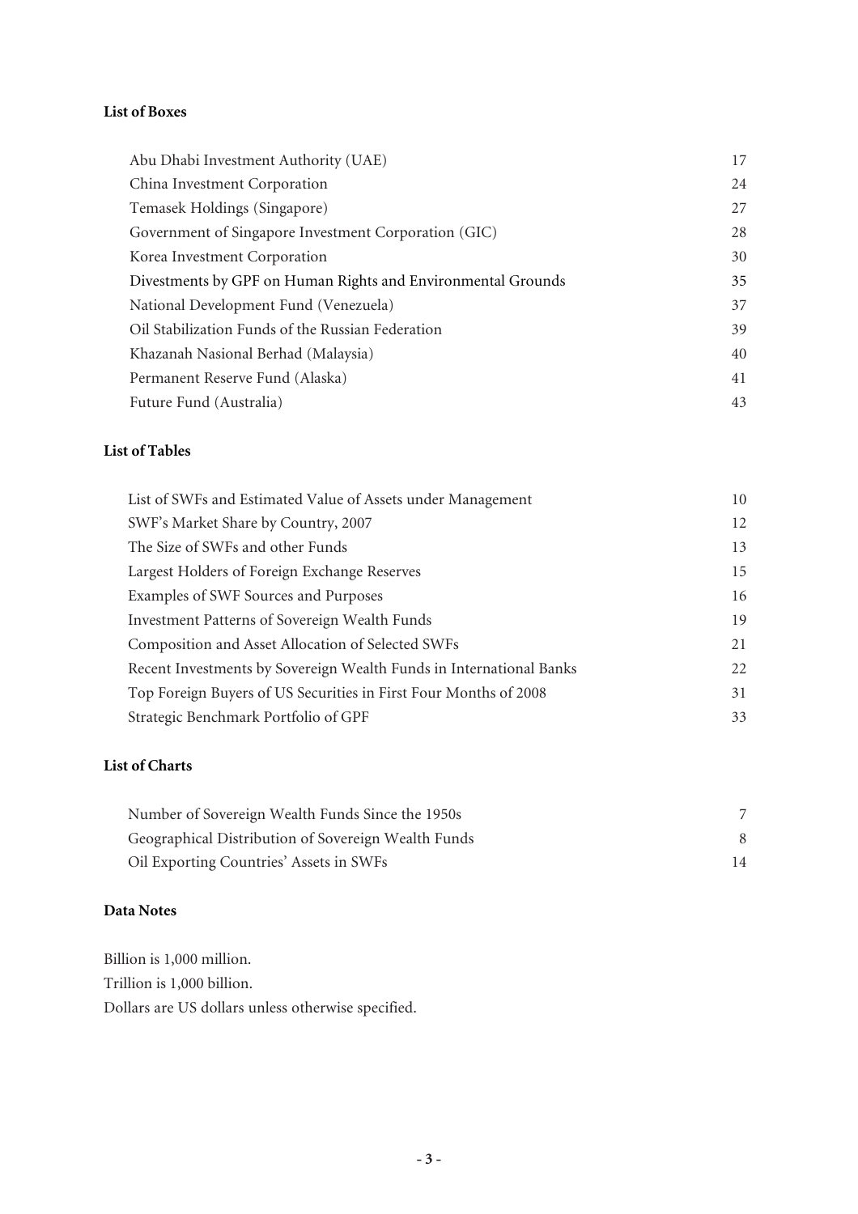**List of Boxes**

| | |
|---|---|
| Abu Dhabi Investment Authority (UAE) | 17 |
| China Investment Corporation | 24 |
| Temasek Holdings (Singapore) | 27 |
| Government of Singapore Investment Corporation (GIC) | 28 |
| Korea Investment Corporation | 30 |
| Divestments by GPF on Human Rights and Environmental Grounds | 35 |
| National Development Fund (Venezuela) | 37 |
| Oil Stabilization Funds of the Russian Federation | 39 |
| Khazanah Nasional Berhad (Malaysia) | 40 |
| Permanent Reserve Fund (Alaska) | 41 |
| Future Fund (Australia) | 43 |

**List of Tables**

| | |
|---|---|
| List of SWFs and Estimated Value of Assets under Management | 10 |
| SWF's Market Share by Country, 2007 | 12 |
| The Size of SWFs and other Funds | 13 |
| Largest Holders of Foreign Exchange Reserves | 15 |
| Examples of SWF Sources and Purposes | 16 |
| Investment Patterns of Sovereign Wealth Funds | 19 |
| Composition and Asset Allocation of Selected SWFs | 21 |
| Recent Investments by Sovereign Wealth Funds in International Banks | 22 |
| Top Foreign Buyers of US Securities in First Four Months of 2008 | 31 |
| Strategic Benchmark Portfolio of GPF | 33 |

**List of Charts**

| | |
|---|---|
| Number of Sovereign Wealth Funds Since the 1950s | 7 |
| Geographical Distribution of Sovereign Wealth Funds | 8 |
| Oil Exporting Countries' Assets in SWFs | 14 |

**Data Notes**

Billion is 1,000 million.
Trillion is 1,000 billion.
Dollars are US dollars unless otherwise specified.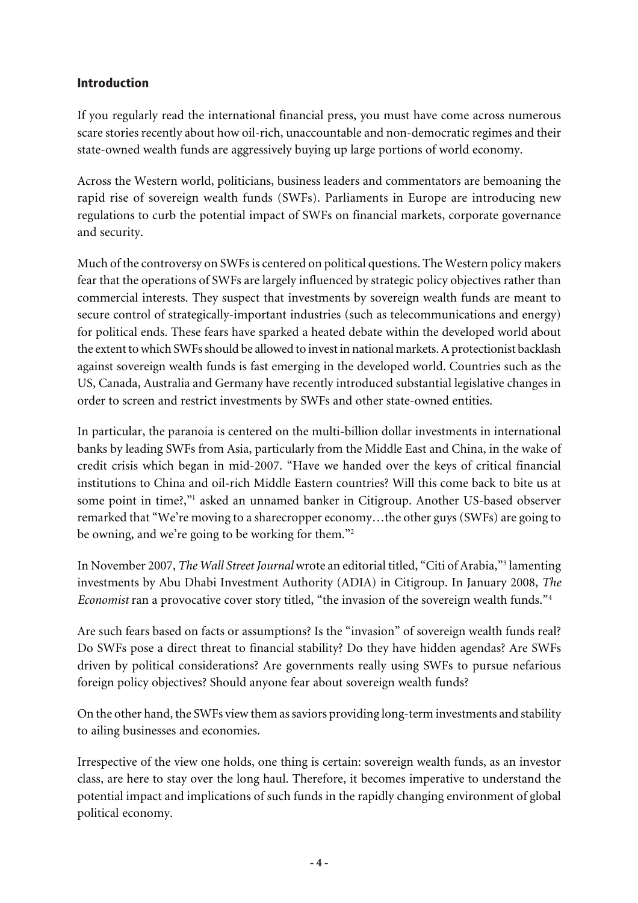## Introduction

If you regularly read the international financial press, you must have come across numerous scare stories recently about how oil-rich, unaccountable and non-democratic regimes and their state-owned wealth funds are aggressively buying up large portions of world economy.

Across the Western world, politicians, business leaders and commentators are bemoaning the rapid rise of sovereign wealth funds (SWFs). Parliaments in Europe are introducing new regulations to curb the potential impact of SWFs on financial markets, corporate governance and security.

Much of the controversy on SWFs is centered on political questions. The Western policy makers fear that the operations of SWFs are largely influenced by strategic policy objectives rather than commercial interests. They suspect that investments by sovereign wealth funds are meant to secure control of strategically-important industries (such as telecommunications and energy) for political ends. These fears have sparked a heated debate within the developed world about the extent to which SWFs should be allowed to invest in national markets. A protectionist backlash against sovereign wealth funds is fast emerging in the developed world. Countries such as the US, Canada, Australia and Germany have recently introduced substantial legislative changes in order to screen and restrict investments by SWFs and other state-owned entities.

In particular, the paranoia is centered on the multi-billion dollar investments in international banks by leading SWFs from Asia, particularly from the Middle East and China, in the wake of credit crisis which began in mid-2007. "Have we handed over the keys of critical financial institutions to China and oil-rich Middle Eastern countries? Will this come back to bite us at some point in time?,"[1] asked an unnamed banker in Citigroup. Another US-based observer remarked that "We're moving to a sharecropper economy…the other guys (SWFs) are going to be owning, and we're going to be working for them."[2]

In November 2007, *The Wall Street Journal* wrote an editorial titled, "Citi of Arabia,"[3] lamenting investments by Abu Dhabi Investment Authority (ADIA) in Citigroup. In January 2008, *The Economist* ran a provocative cover story titled, "the invasion of the sovereign wealth funds."[4]

Are such fears based on facts or assumptions? Is the "invasion" of sovereign wealth funds real? Do SWFs pose a direct threat to financial stability? Do they have hidden agendas? Are SWFs driven by political considerations? Are governments really using SWFs to pursue nefarious foreign policy objectives? Should anyone fear about sovereign wealth funds?

On the other hand, the SWFs view them as saviors providing long-term investments and stability to ailing businesses and economies.

Irrespective of the view one holds, one thing is certain: sovereign wealth funds, as an investor class, are here to stay over the long haul. Therefore, it becomes imperative to understand the potential impact and implications of such funds in the rapidly changing environment of global political economy.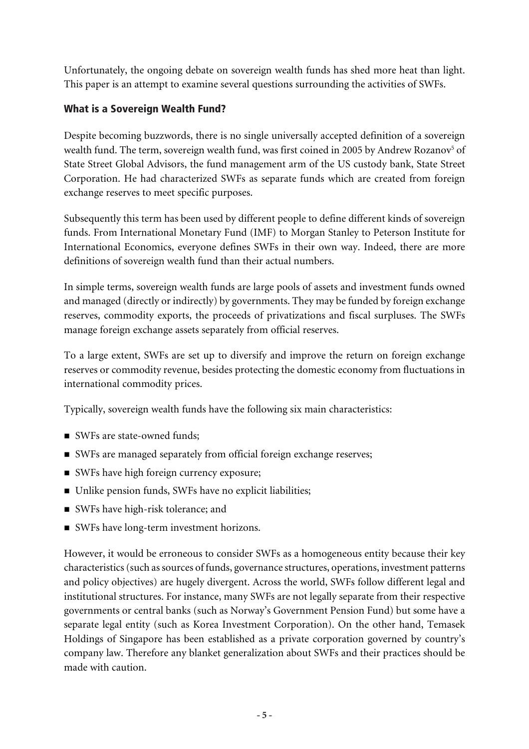Unfortunately, the ongoing debate on sovereign wealth funds has shed more heat than light. This paper is an attempt to examine several questions surrounding the activities of SWFs.

## What is a Sovereign Wealth Fund?

Despite becoming buzzwords, there is no single universally accepted definition of a sovereign wealth fund. The term, sovereign wealth fund, was first coined in 2005 by Andrew Rozanov[5] of State Street Global Advisors, the fund management arm of the US custody bank, State Street Corporation. He had characterized SWFs as separate funds which are created from foreign exchange reserves to meet specific purposes.

Subsequently this term has been used by different people to define different kinds of sovereign funds. From International Monetary Fund (IMF) to Morgan Stanley to Peterson Institute for International Economics, everyone defines SWFs in their own way. Indeed, there are more definitions of sovereign wealth fund than their actual numbers.

In simple terms, sovereign wealth funds are large pools of assets and investment funds owned and managed (directly or indirectly) by governments. They may be funded by foreign exchange reserves, commodity exports, the proceeds of privatizations and fiscal surpluses. The SWFs manage foreign exchange assets separately from official reserves.

To a large extent, SWFs are set up to diversify and improve the return on foreign exchange reserves or commodity revenue, besides protecting the domestic economy from fluctuations in international commodity prices.

Typically, sovereign wealth funds have the following six main characteristics:

- SWFs are state-owned funds;
- SWFs are managed separately from official foreign exchange reserves;
- SWFs have high foreign currency exposure;
- Unlike pension funds, SWFs have no explicit liabilities;
- SWFs have high-risk tolerance; and
- SWFs have long-term investment horizons.

However, it would be erroneous to consider SWFs as a homogeneous entity because their key characteristics (such as sources of funds, governance structures, operations, investment patterns and policy objectives) are hugely divergent. Across the world, SWFs follow different legal and institutional structures. For instance, many SWFs are not legally separate from their respective governments or central banks (such as Norway's Government Pension Fund) but some have a separate legal entity (such as Korea Investment Corporation). On the other hand, Temasek Holdings of Singapore has been established as a private corporation governed by country's company law. Therefore any blanket generalization about SWFs and their practices should be made with caution.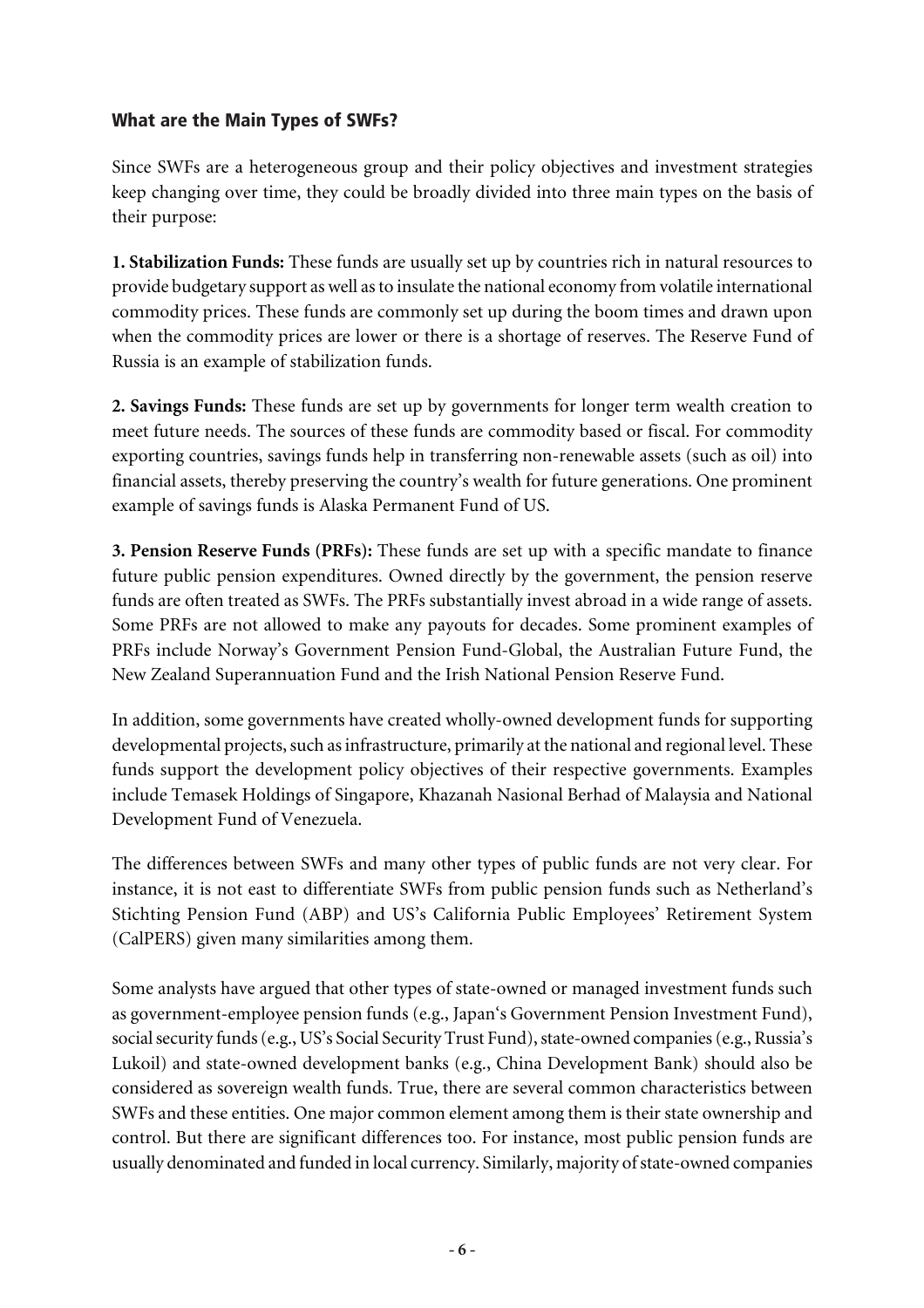## What are the Main Types of SWFs?

Since SWFs are a heterogeneous group and their policy objectives and investment strategies keep changing over time, they could be broadly divided into three main types on the basis of their purpose:

**1. Stabilization Funds:** These funds are usually set up by countries rich in natural resources to provide budgetary support as well as to insulate the national economy from volatile international commodity prices. These funds are commonly set up during the boom times and drawn upon when the commodity prices are lower or there is a shortage of reserves. The Reserve Fund of Russia is an example of stabilization funds.

**2. Savings Funds:** These funds are set up by governments for longer term wealth creation to meet future needs. The sources of these funds are commodity based or fiscal. For commodity exporting countries, savings funds help in transferring non-renewable assets (such as oil) into financial assets, thereby preserving the country's wealth for future generations. One prominent example of savings funds is Alaska Permanent Fund of US.

**3. Pension Reserve Funds (PRFs):** These funds are set up with a specific mandate to finance future public pension expenditures. Owned directly by the government, the pension reserve funds are often treated as SWFs. The PRFs substantially invest abroad in a wide range of assets. Some PRFs are not allowed to make any payouts for decades. Some prominent examples of PRFs include Norway's Government Pension Fund-Global, the Australian Future Fund, the New Zealand Superannuation Fund and the Irish National Pension Reserve Fund.

In addition, some governments have created wholly-owned development funds for supporting developmental projects, such as infrastructure, primarily at the national and regional level. These funds support the development policy objectives of their respective governments. Examples include Temasek Holdings of Singapore, Khazanah Nasional Berhad of Malaysia and National Development Fund of Venezuela.

The differences between SWFs and many other types of public funds are not very clear. For instance, it is not east to differentiate SWFs from public pension funds such as Netherland's Stichting Pension Fund (ABP) and US's California Public Employees' Retirement System (CalPERS) given many similarities among them.

Some analysts have argued that other types of state-owned or managed investment funds such as government-employee pension funds (e.g., Japan's Government Pension Investment Fund), social security funds (e.g., US's Social Security Trust Fund), state-owned companies (e.g., Russia's Lukoil) and state-owned development banks (e.g., China Development Bank) should also be considered as sovereign wealth funds. True, there are several common characteristics between SWFs and these entities. One major common element among them is their state ownership and control. But there are significant differences too. For instance, most public pension funds are usually denominated and funded in local currency. Similarly, majority of state-owned companies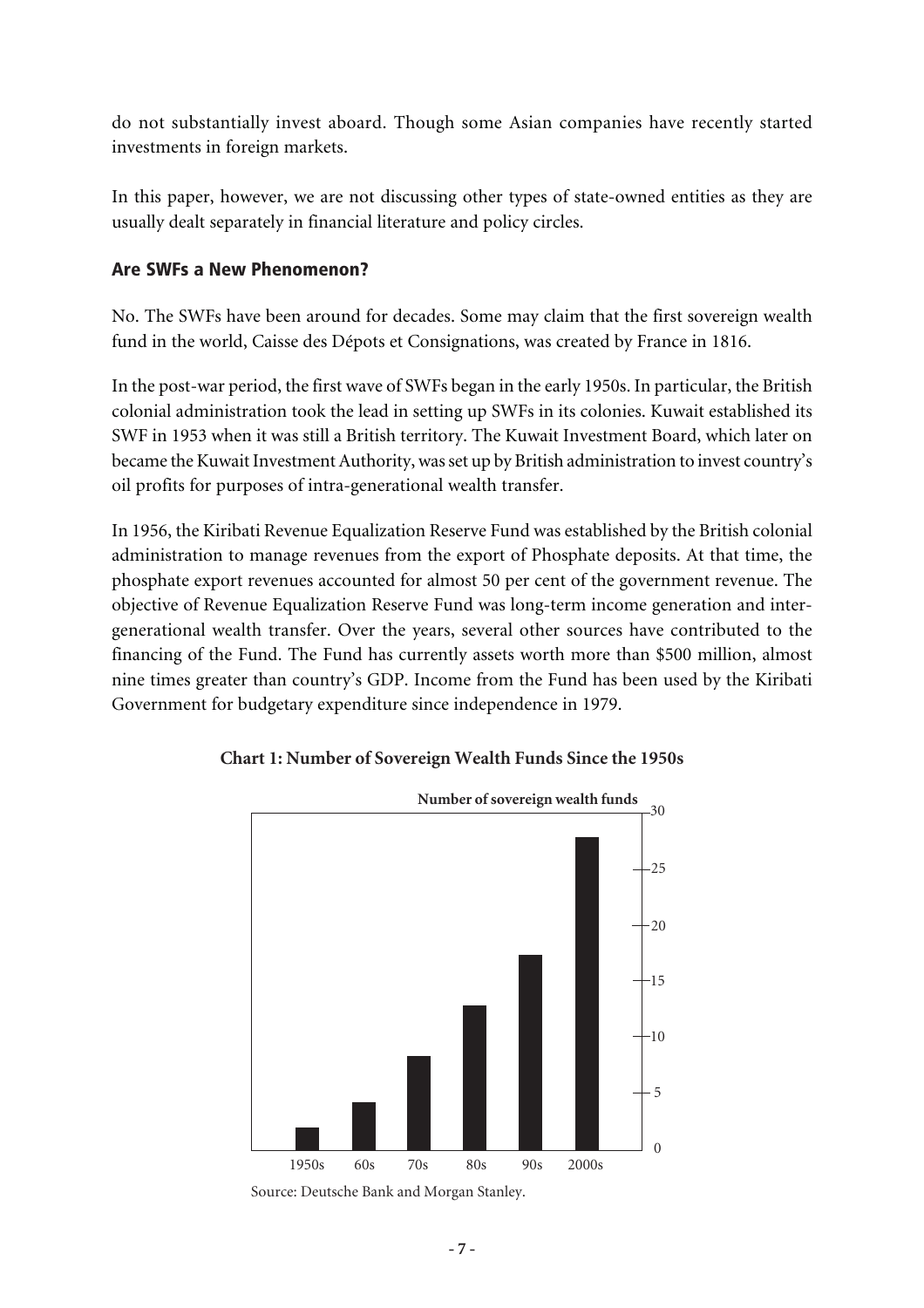do not substantially invest aboard. Though some Asian companies have recently started investments in foreign markets.

In this paper, however, we are not discussing other types of state-owned entities as they are usually dealt separately in financial literature and policy circles.

### Are SWFs a New Phenomenon?

No. The SWFs have been around for decades. Some may claim that the first sovereign wealth fund in the world, Caisse des Dépots et Consignations, was created by France in 1816.

In the post-war period, the first wave of SWFs began in the early 1950s. In particular, the British colonial administration took the lead in setting up SWFs in its colonies. Kuwait established its SWF in 1953 when it was still a British territory. The Kuwait Investment Board, which later on became the Kuwait Investment Authority, was set up by British administration to invest country's oil profits for purposes of intra-generational wealth transfer.

In 1956, the Kiribati Revenue Equalization Reserve Fund was established by the British colonial administration to manage revenues from the export of Phosphate deposits. At that time, the phosphate export revenues accounted for almost 50 per cent of the government revenue. The objective of Revenue Equalization Reserve Fund was long-term income generation and inter-generational wealth transfer. Over the years, several other sources have contributed to the financing of the Fund. The Fund has currently assets worth more than $500 million, almost nine times greater than country's GDP. Income from the Fund has been used by the Kiribati Government for budgetary expenditure since independence in 1979.

**Chart 1: Number of Sovereign Wealth Funds Since the 1950s**

Number of sovereign wealth funds

| | 1950s | 60s | 70s | 80s | 90s | 2000s |
|---|---|---|---|---|---|---|
| Number of sovereign wealth funds (approx.) | 2 | 4 | 8 | 13 | 17 | 28 |

Source: Deutsche Bank and Morgan Stanley.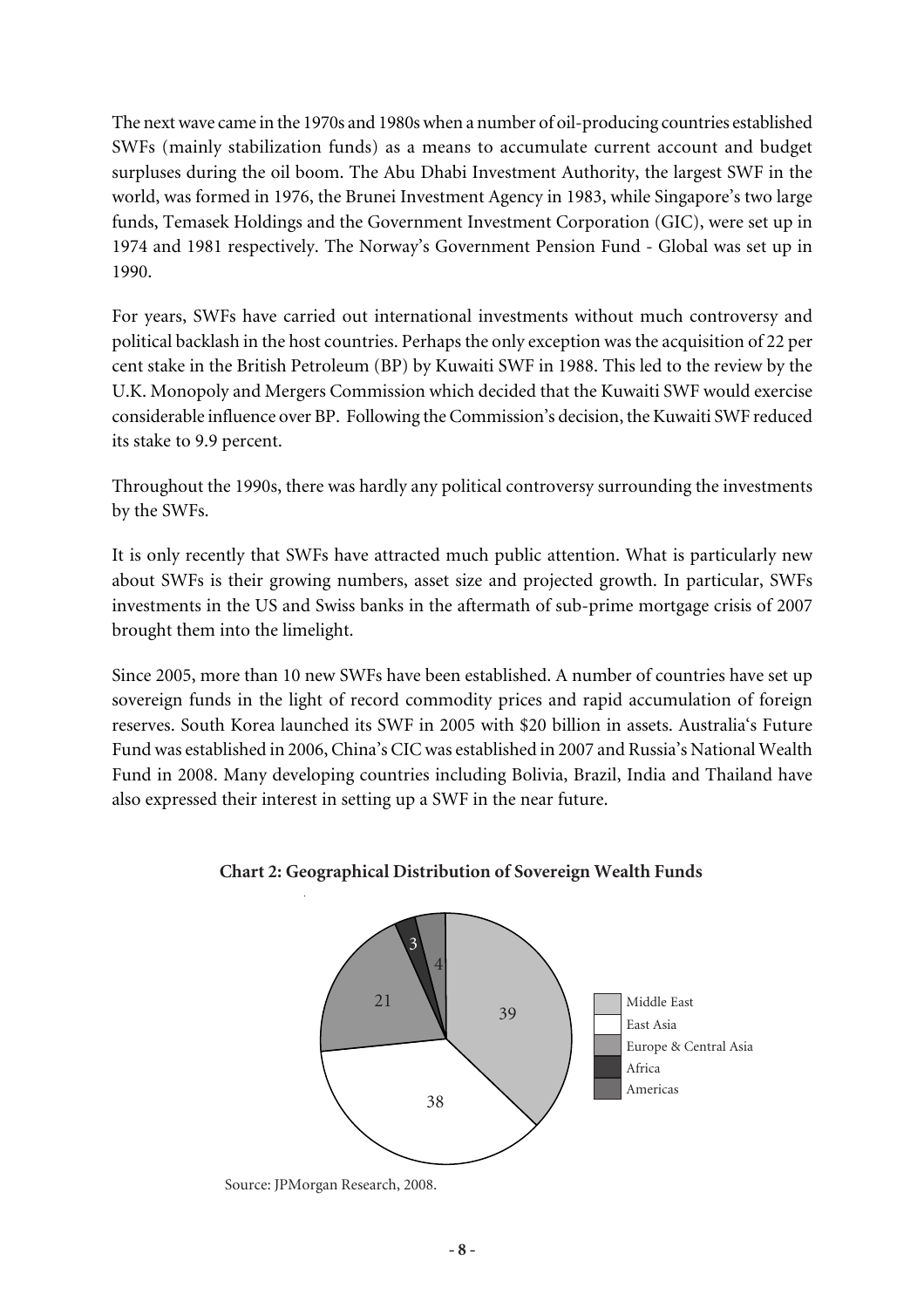The next wave came in the 1970s and 1980s when a number of oil-producing countries established SWFs (mainly stabilization funds) as a means to accumulate current account and budget surpluses during the oil boom. The Abu Dhabi Investment Authority, the largest SWF in the world, was formed in 1976, the Brunei Investment Agency in 1983, while Singapore's two large funds, Temasek Holdings and the Government Investment Corporation (GIC), were set up in 1974 and 1981 respectively. The Norway's Government Pension Fund - Global was set up in 1990.

For years, SWFs have carried out international investments without much controversy and political backlash in the host countries. Perhaps the only exception was the acquisition of 22 per cent stake in the British Petroleum (BP) by Kuwaiti SWF in 1988. This led to the review by the U.K. Monopoly and Mergers Commission which decided that the Kuwaiti SWF would exercise considerable influence over BP. Following the Commission's decision, the Kuwaiti SWF reduced its stake to 9.9 percent.

Throughout the 1990s, there was hardly any political controversy surrounding the investments by the SWFs.

It is only recently that SWFs have attracted much public attention. What is particularly new about SWFs is their growing numbers, asset size and projected growth. In particular, SWFs investments in the US and Swiss banks in the aftermath of sub-prime mortgage crisis of 2007 brought them into the limelight.

Since 2005, more than 10 new SWFs have been established. A number of countries have set up sovereign funds in the light of record commodity prices and rapid accumulation of foreign reserves. South Korea launched its SWF in 2005 with $20 billion in assets. Australia's Future Fund was established in 2006, China's CIC was established in 2007 and Russia's National Wealth Fund in 2008. Many developing countries including Bolivia, Brazil, India and Thailand have also expressed their interest in setting up a SWF in the near future.

**Chart 2: Geographical Distribution of Sovereign Wealth Funds**

| Region | Share |
|---|---|
| Middle East | 39 |
| East Asia | 38 |
| Europe & Central Asia | 21 |
| Africa | 3 |
| Americas | 4 |

Source: JPMorgan Research, 2008.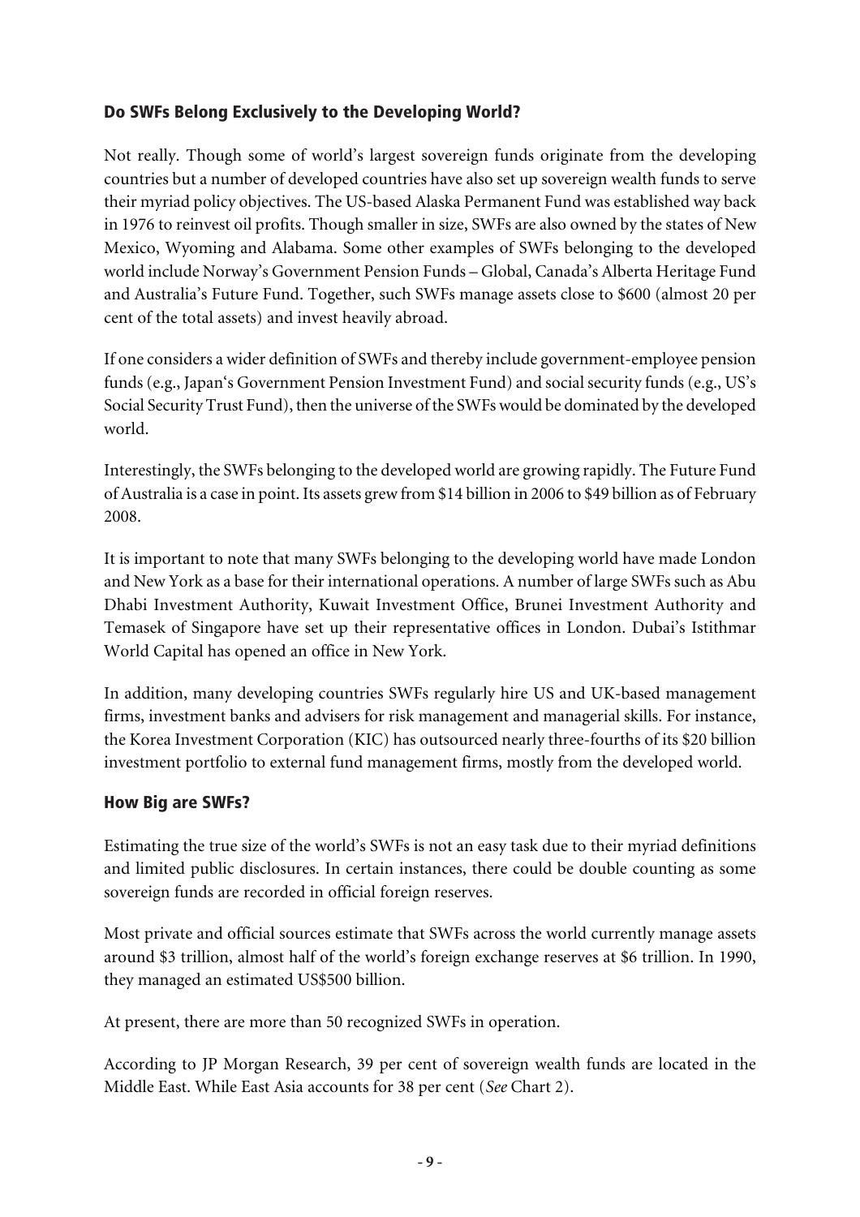### Do SWFs Belong Exclusively to the Developing World?

Not really. Though some of world's largest sovereign funds originate from the developing countries but a number of developed countries have also set up sovereign wealth funds to serve their myriad policy objectives. The US-based Alaska Permanent Fund was established way back in 1976 to reinvest oil profits. Though smaller in size, SWFs are also owned by the states of New Mexico, Wyoming and Alabama. Some other examples of SWFs belonging to the developed world include Norway's Government Pension Funds – Global, Canada's Alberta Heritage Fund and Australia's Future Fund. Together, such SWFs manage assets close to $600 (almost 20 per cent of the total assets) and invest heavily abroad.

If one considers a wider definition of SWFs and thereby include government-employee pension funds (e.g., Japan's Government Pension Investment Fund) and social security funds (e.g., US's Social Security Trust Fund), then the universe of the SWFs would be dominated by the developed world.

Interestingly, the SWFs belonging to the developed world are growing rapidly. The Future Fund of Australia is a case in point. Its assets grew from $14 billion in 2006 to $49 billion as of February 2008.

It is important to note that many SWFs belonging to the developing world have made London and New York as a base for their international operations. A number of large SWFs such as Abu Dhabi Investment Authority, Kuwait Investment Office, Brunei Investment Authority and Temasek of Singapore have set up their representative offices in London. Dubai's Istithmar World Capital has opened an office in New York.

In addition, many developing countries SWFs regularly hire US and UK-based management firms, investment banks and advisers for risk management and managerial skills. For instance, the Korea Investment Corporation (KIC) has outsourced nearly three-fourths of its $20 billion investment portfolio to external fund management firms, mostly from the developed world.

### How Big are SWFs?

Estimating the true size of the world's SWFs is not an easy task due to their myriad definitions and limited public disclosures. In certain instances, there could be double counting as some sovereign funds are recorded in official foreign reserves.

Most private and official sources estimate that SWFs across the world currently manage assets around $3 trillion, almost half of the world's foreign exchange reserves at $6 trillion. In 1990, they managed an estimated US$500 billion.

At present, there are more than 50 recognized SWFs in operation.

According to JP Morgan Research, 39 per cent of sovereign wealth funds are located in the Middle East. While East Asia accounts for 38 per cent (*See* Chart 2).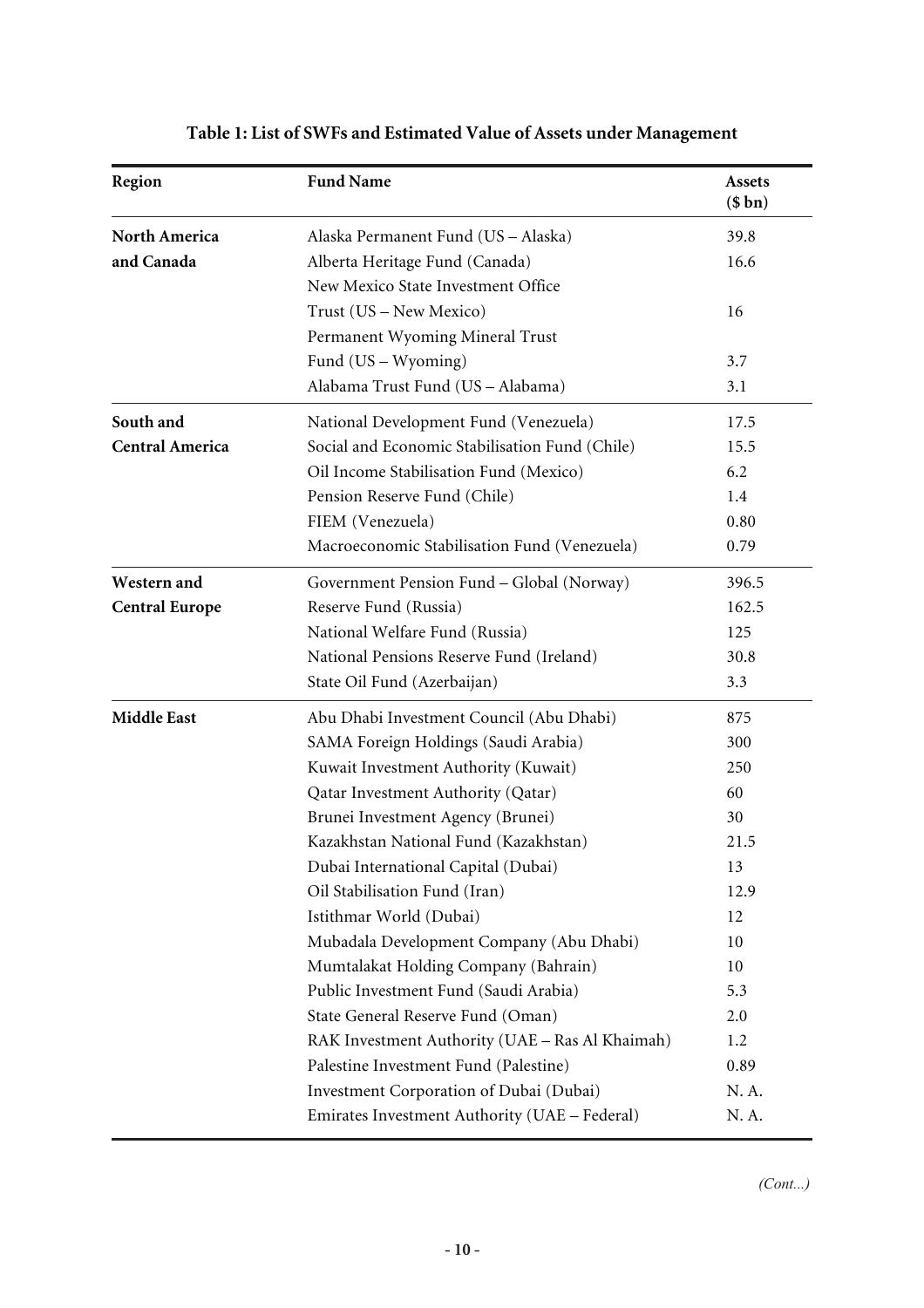**Table 1: List of SWFs and Estimated Value of Assets under Management**

| Region | Fund Name | Assets ($ bn) |
|---|---|---|
| **North America and Canada** | Alaska Permanent Fund (US – Alaska) | 39.8 |
| | Alberta Heritage Fund (Canada) | 16.6 |
| | New Mexico State Investment Office Trust (US – New Mexico) | 16 |
| | Permanent Wyoming Mineral Trust Fund (US – Wyoming) | 3.7 |
| | Alabama Trust Fund (US – Alabama) | 3.1 |
| **South and Central America** | National Development Fund (Venezuela) | 17.5 |
| | Social and Economic Stabilisation Fund (Chile) | 15.5 |
| | Oil Income Stabilisation Fund (Mexico) | 6.2 |
| | Pension Reserve Fund (Chile) | 1.4 |
| | FIEM (Venezuela) | 0.80 |
| | Macroeconomic Stabilisation Fund (Venezuela) | 0.79 |
| **Western and Central Europe** | Government Pension Fund – Global (Norway) | 396.5 |
| | Reserve Fund (Russia) | 162.5 |
| | National Welfare Fund (Russia) | 125 |
| | National Pensions Reserve Fund (Ireland) | 30.8 |
| | State Oil Fund (Azerbaijan) | 3.3 |
| **Middle East** | Abu Dhabi Investment Council (Abu Dhabi) | 875 |
| | SAMA Foreign Holdings (Saudi Arabia) | 300 |
| | Kuwait Investment Authority (Kuwait) | 250 |
| | Qatar Investment Authority (Qatar) | 60 |
| | Brunei Investment Agency (Brunei) | 30 |
| | Kazakhstan National Fund (Kazakhstan) | 21.5 |
| | Dubai International Capital (Dubai) | 13 |
| | Oil Stabilisation Fund (Iran) | 12.9 |
| | Istithmar World (Dubai) | 12 |
| | Mubadala Development Company (Abu Dhabi) | 10 |
| | Mumtalakat Holding Company (Bahrain) | 10 |
| | Public Investment Fund (Saudi Arabia) | 5.3 |
| | State General Reserve Fund (Oman) | 2.0 |
| | RAK Investment Authority (UAE – Ras Al Khaimah) | 1.2 |
| | Palestine Investment Fund (Palestine) | 0.89 |
| | Investment Corporation of Dubai (Dubai) | N. A. |
| | Emirates Investment Authority (UAE – Federal) | N. A. |

*(Cont...)*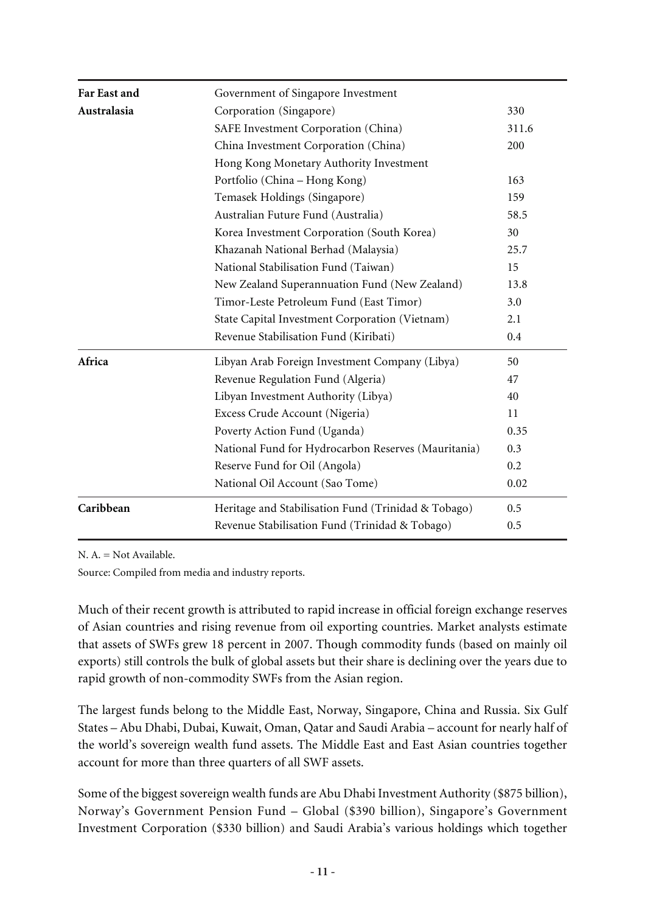| | | |
|---|---|---|
| **Far East and Australasia** | Government of Singapore Investment Corporation (Singapore) | 330 |
| | SAFE Investment Corporation (China) | 311.6 |
| | China Investment Corporation (China) | 200 |
| | Hong Kong Monetary Authority Investment Portfolio (China – Hong Kong) | 163 |
| | Temasek Holdings (Singapore) | 159 |
| | Australian Future Fund (Australia) | 58.5 |
| | Korea Investment Corporation (South Korea) | 30 |
| | Khazanah National Berhad (Malaysia) | 25.7 |
| | National Stabilisation Fund (Taiwan) | 15 |
| | New Zealand Superannuation Fund (New Zealand) | 13.8 |
| | Timor-Leste Petroleum Fund (East Timor) | 3.0 |
| | State Capital Investment Corporation (Vietnam) | 2.1 |
| | Revenue Stabilisation Fund (Kiribati) | 0.4 |
| **Africa** | Libyan Arab Foreign Investment Company (Libya) | 50 |
| | Revenue Regulation Fund (Algeria) | 47 |
| | Libyan Investment Authority (Libya) | 40 |
| | Excess Crude Account (Nigeria) | 11 |
| | Poverty Action Fund (Uganda) | 0.35 |
| | National Fund for Hydrocarbon Reserves (Mauritania) | 0.3 |
| | Reserve Fund for Oil (Angola) | 0.2 |
| | National Oil Account (Sao Tome) | 0.02 |
| **Caribbean** | Heritage and Stabilisation Fund (Trinidad & Tobago) | 0.5 |
| | Revenue Stabilisation Fund (Trinidad & Tobago) | 0.5 |

N. A. = Not Available.

Source: Compiled from media and industry reports.

Much of their recent growth is attributed to rapid increase in official foreign exchange reserves of Asian countries and rising revenue from oil exporting countries. Market analysts estimate that assets of SWFs grew 18 percent in 2007. Though commodity funds (based on mainly oil exports) still controls the bulk of global assets but their share is declining over the years due to rapid growth of non-commodity SWFs from the Asian region.

The largest funds belong to the Middle East, Norway, Singapore, China and Russia. Six Gulf States – Abu Dhabi, Dubai, Kuwait, Oman, Qatar and Saudi Arabia – account for nearly half of the world's sovereign wealth fund assets. The Middle East and East Asian countries together account for more than three quarters of all SWF assets.

Some of the biggest sovereign wealth funds are Abu Dhabi Investment Authority ($875 billion), Norway's Government Pension Fund – Global ($390 billion), Singapore's Government Investment Corporation ($330 billion) and Saudi Arabia's various holdings which together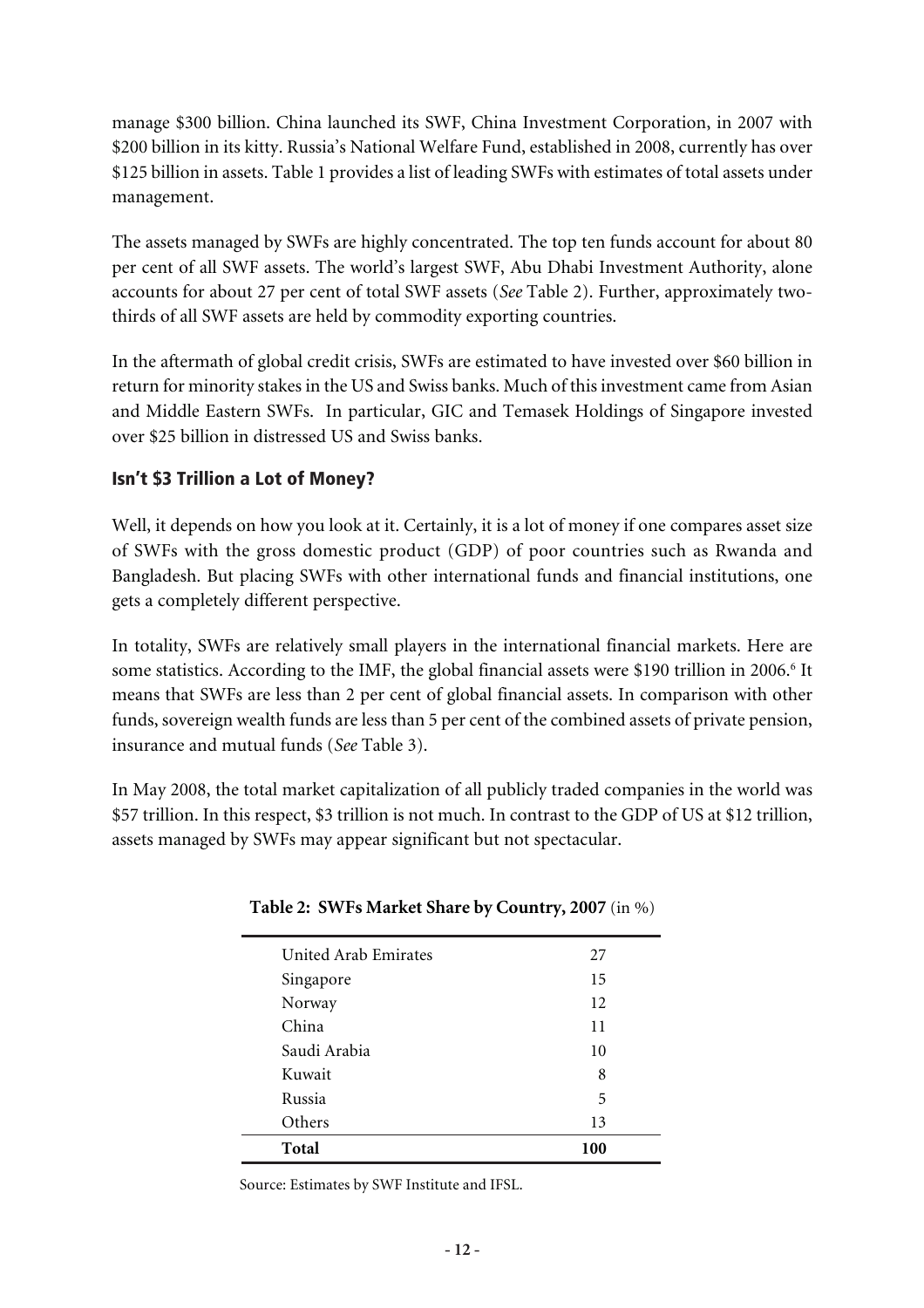manage \$300 billion. China launched its SWF, China Investment Corporation, in 2007 with \$200 billion in its kitty. Russia's National Welfare Fund, established in 2008, currently has over \$125 billion in assets. Table 1 provides a list of leading SWFs with estimates of total assets under management.

The assets managed by SWFs are highly concentrated. The top ten funds account for about 80 per cent of all SWF assets. The world's largest SWF, Abu Dhabi Investment Authority, alone accounts for about 27 per cent of total SWF assets (*See* Table 2). Further, approximately two-thirds of all SWF assets are held by commodity exporting countries.

In the aftermath of global credit crisis, SWFs are estimated to have invested over \$60 billion in return for minority stakes in the US and Swiss banks. Much of this investment came from Asian and Middle Eastern SWFs. In particular, GIC and Temasek Holdings of Singapore invested over \$25 billion in distressed US and Swiss banks.

### Isn't \$3 Trillion a Lot of Money?

Well, it depends on how you look at it. Certainly, it is a lot of money if one compares asset size of SWFs with the gross domestic product (GDP) of poor countries such as Rwanda and Bangladesh. But placing SWFs with other international funds and financial institutions, one gets a completely different perspective.

In totality, SWFs are relatively small players in the international financial markets. Here are some statistics. According to the IMF, the global financial assets were \$190 trillion in 2006.[6] It means that SWFs are less than 2 per cent of global financial assets. In comparison with other funds, sovereign wealth funds are less than 5 per cent of the combined assets of private pension, insurance and mutual funds (*See* Table 3).

In May 2008, the total market capitalization of all publicly traded companies in the world was \$57 trillion. In this respect, \$3 trillion is not much. In contrast to the GDP of US at \$12 trillion, assets managed by SWFs may appear significant but not spectacular.

**Table 2: SWFs Market Share by Country, 2007** (in %)

| Country | % |
|---|---|
| United Arab Emirates | 27 |
| Singapore | 15 |
| Norway | 12 |
| China | 11 |
| Saudi Arabia | 10 |
| Kuwait | 8 |
| Russia | 5 |
| Others | 13 |
| **Total** | **100** |

Source: Estimates by SWF Institute and IFSL.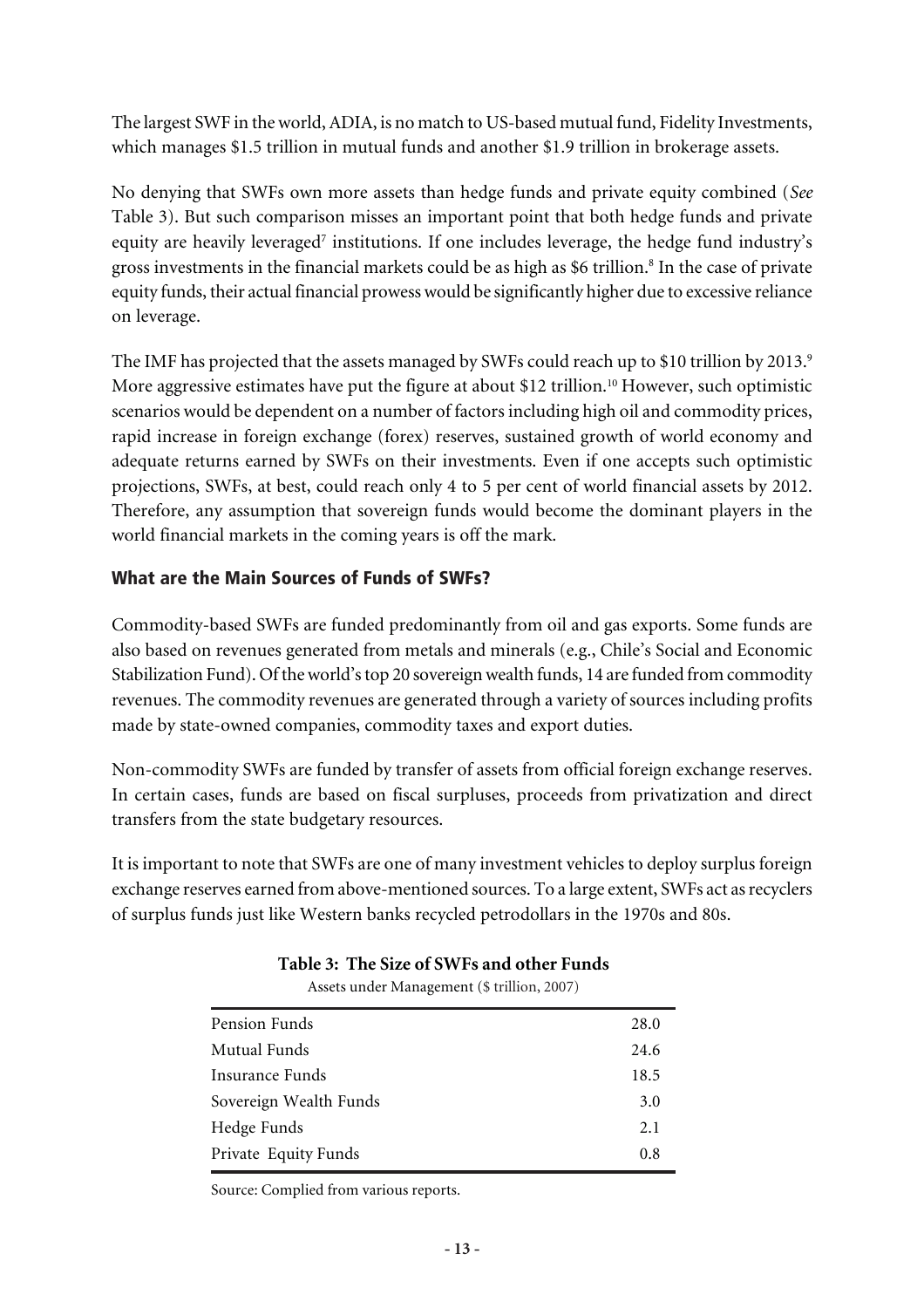The largest SWF in the world, ADIA, is no match to US-based mutual fund, Fidelity Investments, which manages $1.5 trillion in mutual funds and another $1.9 trillion in brokerage assets.

No denying that SWFs own more assets than hedge funds and private equity combined (*See* Table 3). But such comparison misses an important point that both hedge funds and private equity are heavily leveraged[7] institutions. If one includes leverage, the hedge fund industry's gross investments in the financial markets could be as high as $6 trillion.[8] In the case of private equity funds, their actual financial prowess would be significantly higher due to excessive reliance on leverage.

The IMF has projected that the assets managed by SWFs could reach up to $10 trillion by 2013.[9] More aggressive estimates have put the figure at about $12 trillion.[10] However, such optimistic scenarios would be dependent on a number of factors including high oil and commodity prices, rapid increase in foreign exchange (forex) reserves, sustained growth of world economy and adequate returns earned by SWFs on their investments. Even if one accepts such optimistic projections, SWFs, at best, could reach only 4 to 5 per cent of world financial assets by 2012. Therefore, any assumption that sovereign funds would become the dominant players in the world financial markets in the coming years is off the mark.

## What are the Main Sources of Funds of SWFs?

Commodity-based SWFs are funded predominantly from oil and gas exports. Some funds are also based on revenues generated from metals and minerals (e.g., Chile's Social and Economic Stabilization Fund). Of the world's top 20 sovereign wealth funds, 14 are funded from commodity revenues. The commodity revenues are generated through a variety of sources including profits made by state-owned companies, commodity taxes and export duties.

Non-commodity SWFs are funded by transfer of assets from official foreign exchange reserves. In certain cases, funds are based on fiscal surpluses, proceeds from privatization and direct transfers from the state budgetary resources.

It is important to note that SWFs are one of many investment vehicles to deploy surplus foreign exchange reserves earned from above-mentioned sources. To a large extent, SWFs act as recyclers of surplus funds just like Western banks recycled petrodollars in the 1970s and 80s.

**Table 3: The Size of SWFs and other Funds**

Assets under Management ($ trillion, 2007)

| | |
|---|---|
| Pension Funds | 28.0 |
| Mutual Funds | 24.6 |
| Insurance Funds | 18.5 |
| Sovereign Wealth Funds | 3.0 |
| Hedge Funds | 2.1 |
| Private Equity Funds | 0.8 |

Source: Complied from various reports.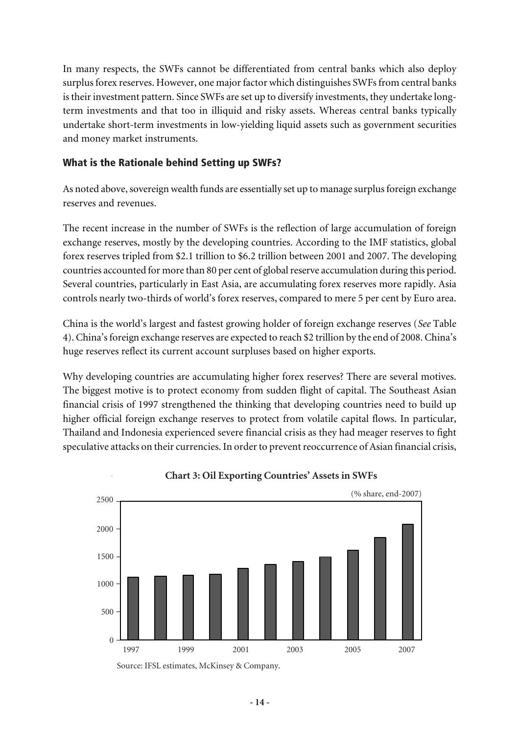In many respects, the SWFs cannot be differentiated from central banks which also deploy surplus forex reserves. However, one major factor which distinguishes SWFs from central banks is their investment pattern. Since SWFs are set up to diversify investments, they undertake long-term investments and that too in illiquid and risky assets. Whereas central banks typically undertake short-term investments in low-yielding liquid assets such as government securities and money market instruments.

## What is the Rationale behind Setting up SWFs?

As noted above, sovereign wealth funds are essentially set up to manage surplus foreign exchange reserves and revenues.

The recent increase in the number of SWFs is the reflection of large accumulation of foreign exchange reserves, mostly by the developing countries. According to the IMF statistics, global forex reserves tripled from $2.1 trillion to $6.2 trillion between 2001 and 2007. The developing countries accounted for more than 80 per cent of global reserve accumulation during this period. Several countries, particularly in East Asia, are accumulating forex reserves more rapidly. Asia controls nearly two-thirds of world's forex reserves, compared to mere 5 per cent by Euro area.

China is the world's largest and fastest growing holder of foreign exchange reserves (*See* Table 4). China's foreign exchange reserves are expected to reach $2 trillion by the end of 2008. China's huge reserves reflect its current account surpluses based on higher exports.

Why developing countries are accumulating higher forex reserves? There are several motives. The biggest motive is to protect economy from sudden flight of capital. The Southeast Asian financial crisis of 1997 strengthened the thinking that developing countries need to build up higher official foreign exchange reserves to protect from volatile capital flows. In particular, Thailand and Indonesia experienced severe financial crisis as they had meager reserves to fight speculative attacks on their currencies. In order to prevent reoccurrence of Asian financial crisis,

**Chart 3: Oil Exporting Countries' Assets in SWFs**

(% share, end-2007)

Source: IFSL estimates, McKinsey & Company.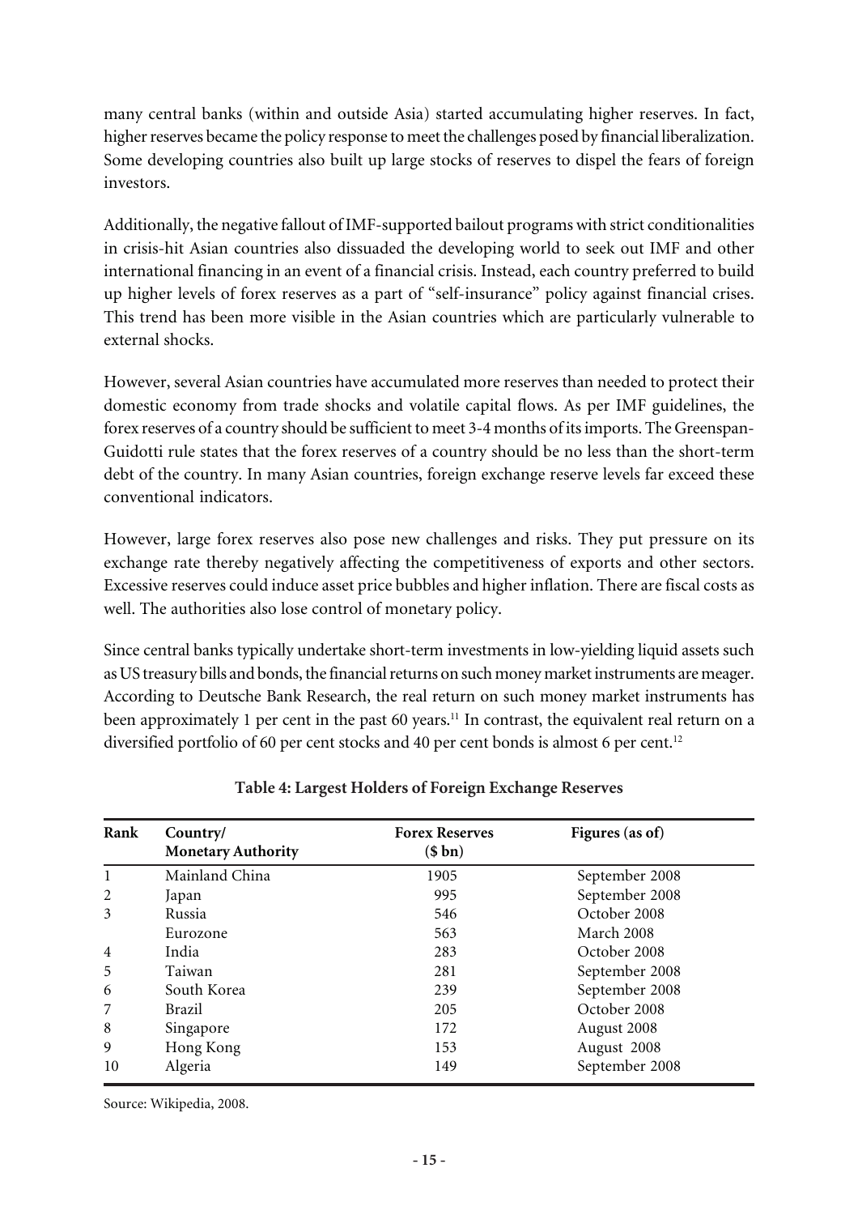many central banks (within and outside Asia) started accumulating higher reserves. In fact, higher reserves became the policy response to meet the challenges posed by financial liberalization. Some developing countries also built up large stocks of reserves to dispel the fears of foreign investors.

Additionally, the negative fallout of IMF-supported bailout programs with strict conditionalities in crisis-hit Asian countries also dissuaded the developing world to seek out IMF and other international financing in an event of a financial crisis. Instead, each country preferred to build up higher levels of forex reserves as a part of "self-insurance" policy against financial crises. This trend has been more visible in the Asian countries which are particularly vulnerable to external shocks.

However, several Asian countries have accumulated more reserves than needed to protect their domestic economy from trade shocks and volatile capital flows. As per IMF guidelines, the forex reserves of a country should be sufficient to meet 3-4 months of its imports. The Greenspan-Guidotti rule states that the forex reserves of a country should be no less than the short-term debt of the country. In many Asian countries, foreign exchange reserve levels far exceed these conventional indicators.

However, large forex reserves also pose new challenges and risks. They put pressure on its exchange rate thereby negatively affecting the competitiveness of exports and other sectors. Excessive reserves could induce asset price bubbles and higher inflation. There are fiscal costs as well. The authorities also lose control of monetary policy.

Since central banks typically undertake short-term investments in low-yielding liquid assets such as US treasury bills and bonds, the financial returns on such money market instruments are meager. According to Deutsche Bank Research, the real return on such money market instruments has been approximately 1 per cent in the past 60 years.[11] In contrast, the equivalent real return on a diversified portfolio of 60 per cent stocks and 40 per cent bonds is almost 6 per cent.[12]

**Table 4: Largest Holders of Foreign Exchange Reserves**

| Rank | Country/ Monetary Authority | Forex Reserves ($ bn) | Figures (as of) |
|---|---|---|---|
| 1 | Mainland China | 1905 | September 2008 |
| 2 | Japan | 995 | September 2008 |
| 3 | Russia | 546 | October 2008 |
| | Eurozone | 563 | March 2008 |
| 4 | India | 283 | October 2008 |
| 5 | Taiwan | 281 | September 2008 |
| 6 | South Korea | 239 | September 2008 |
| 7 | Brazil | 205 | October 2008 |
| 8 | Singapore | 172 | August 2008 |
| 9 | Hong Kong | 153 | August 2008 |
| 10 | Algeria | 149 | September 2008 |

Source: Wikipedia, 2008.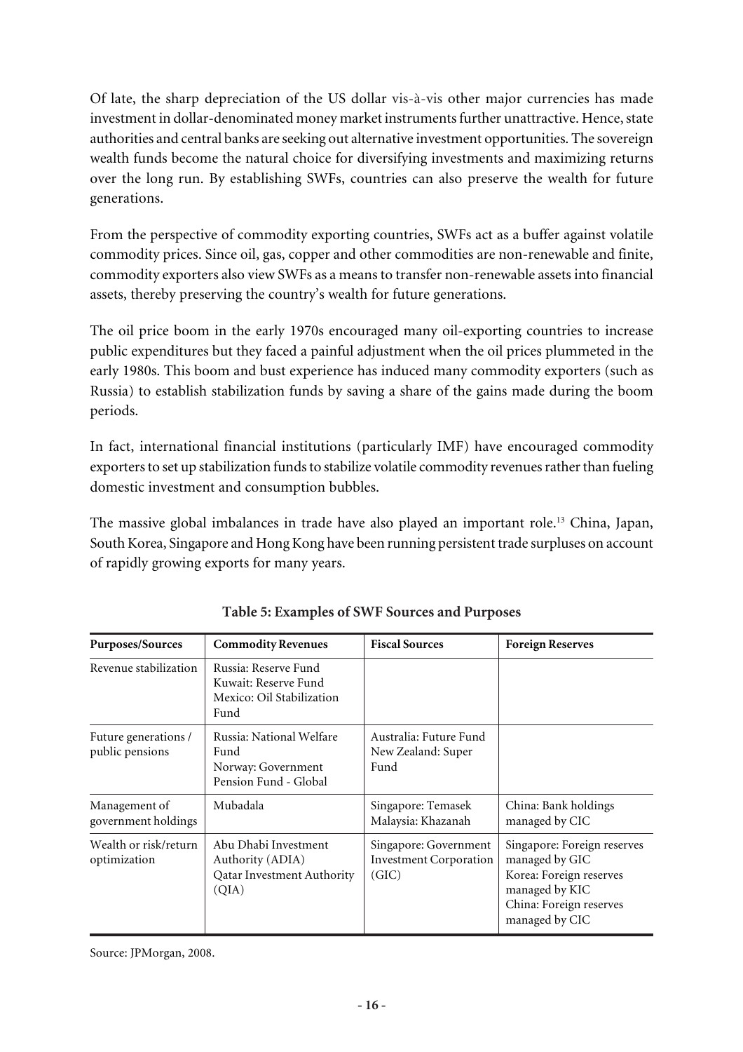Of late, the sharp depreciation of the US dollar vis-à-vis other major currencies has made investment in dollar-denominated money market instruments further unattractive. Hence, state authorities and central banks are seeking out alternative investment opportunities. The sovereign wealth funds become the natural choice for diversifying investments and maximizing returns over the long run. By establishing SWFs, countries can also preserve the wealth for future generations.

From the perspective of commodity exporting countries, SWFs act as a buffer against volatile commodity prices. Since oil, gas, copper and other commodities are non-renewable and finite, commodity exporters also view SWFs as a means to transfer non-renewable assets into financial assets, thereby preserving the country's wealth for future generations.

The oil price boom in the early 1970s encouraged many oil-exporting countries to increase public expenditures but they faced a painful adjustment when the oil prices plummeted in the early 1980s. This boom and bust experience has induced many commodity exporters (such as Russia) to establish stabilization funds by saving a share of the gains made during the boom periods.

In fact, international financial institutions (particularly IMF) have encouraged commodity exporters to set up stabilization funds to stabilize volatile commodity revenues rather than fueling domestic investment and consumption bubbles.

The massive global imbalances in trade have also played an important role.[13] China, Japan, South Korea, Singapore and Hong Kong have been running persistent trade surpluses on account of rapidly growing exports for many years.

**Table 5: Examples of SWF Sources and Purposes**

| Purposes/Sources | Commodity Revenues | Fiscal Sources | Foreign Reserves |
|---|---|---|---|
| Revenue stabilization | Russia: Reserve Fund<br>Kuwait: Reserve Fund<br>Mexico: Oil Stabilization Fund | | |
| Future generations / public pensions | Russia: National Welfare Fund<br>Norway: Government Pension Fund - Global | Australia: Future Fund<br>New Zealand: Super Fund | |
| Management of government holdings | Mubadala | Singapore: Temasek<br>Malaysia: Khazanah | China: Bank holdings managed by CIC |
| Wealth or risk/return optimization | Abu Dhabi Investment Authority (ADIA)<br>Qatar Investment Authority (QIA) | Singapore: Government Investment Corporation (GIC) | Singapore: Foreign reserves managed by GIC<br>Korea: Foreign reserves managed by KIC<br>China: Foreign reserves managed by CIC |

Source: JPMorgan, 2008.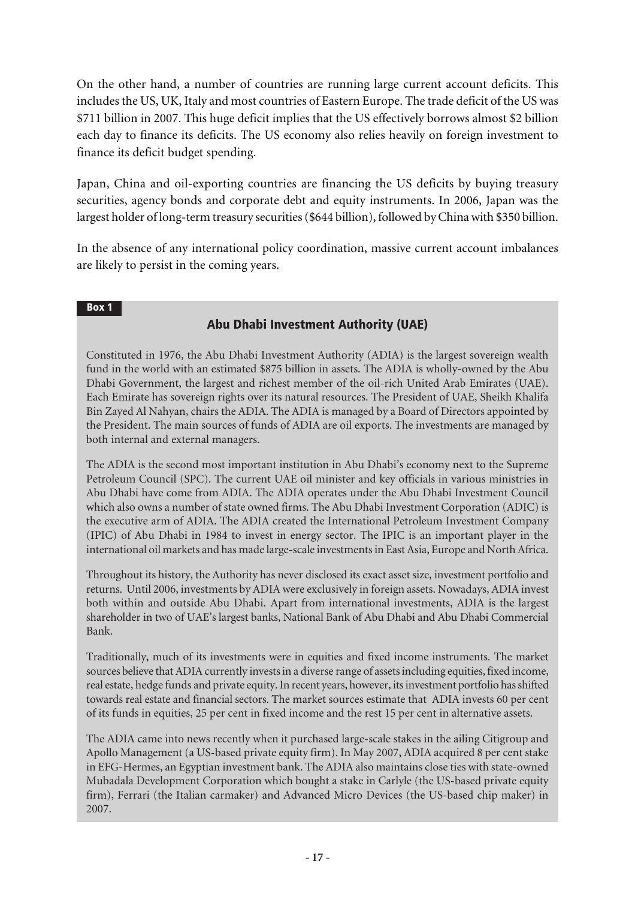On the other hand, a number of countries are running large current account deficits. This includes the US, UK, Italy and most countries of Eastern Europe. The trade deficit of the US was \$711 billion in 2007. This huge deficit implies that the US effectively borrows almost \$2 billion each day to finance its deficits. The US economy also relies heavily on foreign investment to finance its deficit budget spending.

Japan, China and oil-exporting countries are financing the US deficits by buying treasury securities, agency bonds and corporate debt and equity instruments. In 2006, Japan was the largest holder of long-term treasury securities (\$644 billion), followed by China with \$350 billion.

In the absence of any international policy coordination, massive current account imbalances are likely to persist in the coming years.

**Box 1**

### Abu Dhabi Investment Authority (UAE)

Constituted in 1976, the Abu Dhabi Investment Authority (ADIA) is the largest sovereign wealth fund in the world with an estimated \$875 billion in assets. The ADIA is wholly-owned by the Abu Dhabi Government, the largest and richest member of the oil-rich United Arab Emirates (UAE). Each Emirate has sovereign rights over its natural resources. The President of UAE, Sheikh Khalifa Bin Zayed Al Nahyan, chairs the ADIA. The ADIA is managed by a Board of Directors appointed by the President. The main sources of funds of ADIA are oil exports. The investments are managed by both internal and external managers.

The ADIA is the second most important institution in Abu Dhabi's economy next to the Supreme Petroleum Council (SPC). The current UAE oil minister and key officials in various ministries in Abu Dhabi have come from ADIA. The ADIA operates under the Abu Dhabi Investment Council which also owns a number of state owned firms. The Abu Dhabi Investment Corporation (ADIC) is the executive arm of ADIA. The ADIA created the International Petroleum Investment Company (IPIC) of Abu Dhabi in 1984 to invest in energy sector. The IPIC is an important player in the international oil markets and has made large-scale investments in East Asia, Europe and North Africa.

Throughout its history, the Authority has never disclosed its exact asset size, investment portfolio and returns. Until 2006, investments by ADIA were exclusively in foreign assets. Nowadays, ADIA invest both within and outside Abu Dhabi. Apart from international investments, ADIA is the largest shareholder in two of UAE's largest banks, National Bank of Abu Dhabi and Abu Dhabi Commercial Bank.

Traditionally, much of its investments were in equities and fixed income instruments. The market sources believe that ADIA currently invests in a diverse range of assets including equities, fixed income, real estate, hedge funds and private equity. In recent years, however, its investment portfolio has shifted towards real estate and financial sectors. The market sources estimate that ADIA invests 60 per cent of its funds in equities, 25 per cent in fixed income and the rest 15 per cent in alternative assets.

The ADIA came into news recently when it purchased large-scale stakes in the ailing Citigroup and Apollo Management (a US-based private equity firm). In May 2007, ADIA acquired 8 per cent stake in EFG-Hermes, an Egyptian investment bank. The ADIA also maintains close ties with state-owned Mubadala Development Corporation which bought a stake in Carlyle (the US-based private equity firm), Ferrari (the Italian carmaker) and Advanced Micro Devices (the US-based chip maker) in 2007.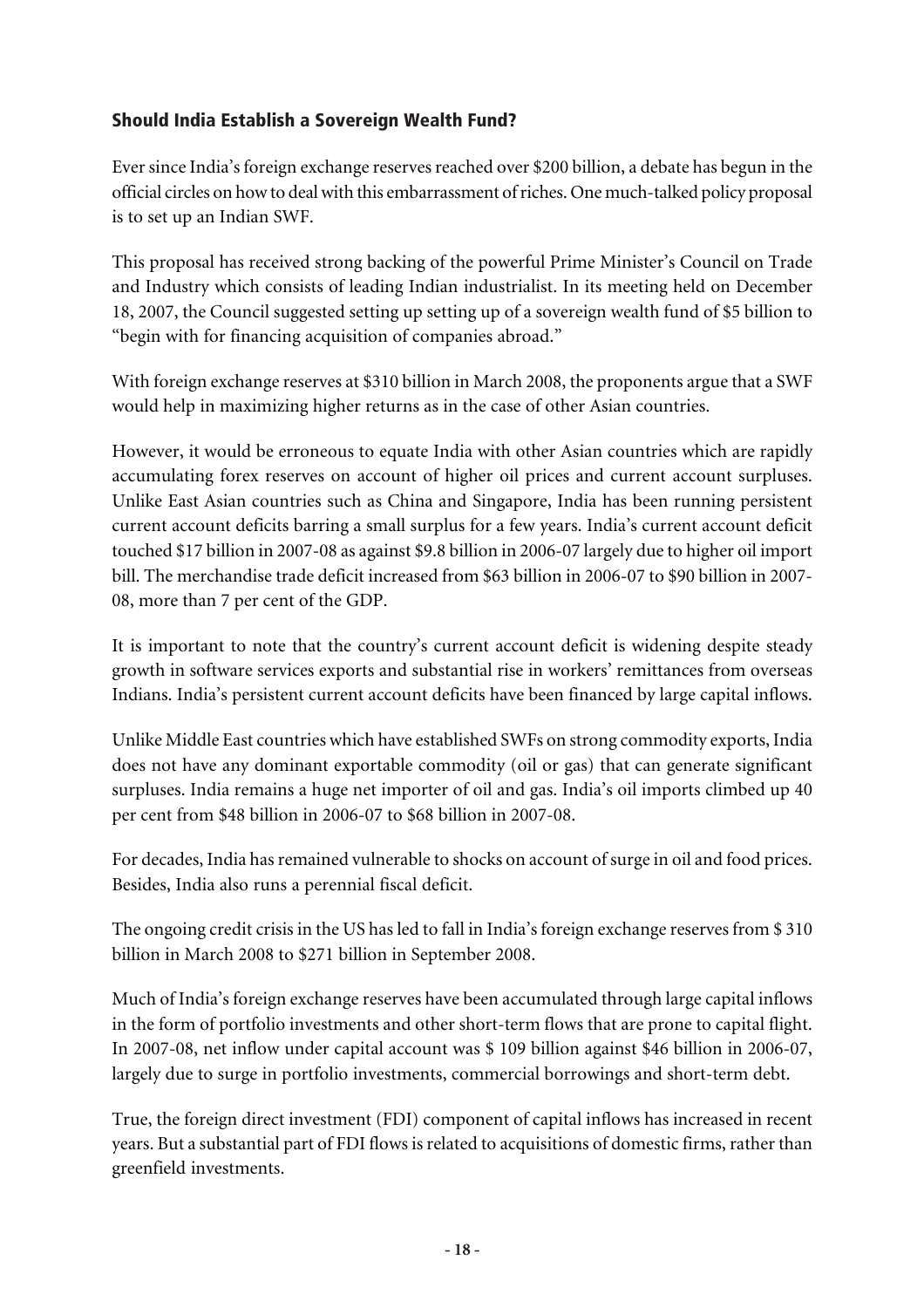## Should India Establish a Sovereign Wealth Fund?

Ever since India's foreign exchange reserves reached over $200 billion, a debate has begun in the official circles on how to deal with this embarrassment of riches. One much-talked policy proposal is to set up an Indian SWF.

This proposal has received strong backing of the powerful Prime Minister's Council on Trade and Industry which consists of leading Indian industrialist. In its meeting held on December 18, 2007, the Council suggested setting up setting up of a sovereign wealth fund of $5 billion to "begin with for financing acquisition of companies abroad."

With foreign exchange reserves at $310 billion in March 2008, the proponents argue that a SWF would help in maximizing higher returns as in the case of other Asian countries.

However, it would be erroneous to equate India with other Asian countries which are rapidly accumulating forex reserves on account of higher oil prices and current account surpluses. Unlike East Asian countries such as China and Singapore, India has been running persistent current account deficits barring a small surplus for a few years. India's current account deficit touched $17 billion in 2007-08 as against $9.8 billion in 2006-07 largely due to higher oil import bill. The merchandise trade deficit increased from $63 billion in 2006-07 to $90 billion in 2007-08, more than 7 per cent of the GDP.

It is important to note that the country's current account deficit is widening despite steady growth in software services exports and substantial rise in workers' remittances from overseas Indians. India's persistent current account deficits have been financed by large capital inflows.

Unlike Middle East countries which have established SWFs on strong commodity exports, India does not have any dominant exportable commodity (oil or gas) that can generate significant surpluses. India remains a huge net importer of oil and gas. India's oil imports climbed up 40 per cent from $48 billion in 2006-07 to $68 billion in 2007-08.

For decades, India has remained vulnerable to shocks on account of surge in oil and food prices. Besides, India also runs a perennial fiscal deficit.

The ongoing credit crisis in the US has led to fall in India's foreign exchange reserves from $ 310 billion in March 2008 to $271 billion in September 2008.

Much of India's foreign exchange reserves have been accumulated through large capital inflows in the form of portfolio investments and other short-term flows that are prone to capital flight. In 2007-08, net inflow under capital account was $ 109 billion against $46 billion in 2006-07, largely due to surge in portfolio investments, commercial borrowings and short-term debt.

True, the foreign direct investment (FDI) component of capital inflows has increased in recent years. But a substantial part of FDI flows is related to acquisitions of domestic firms, rather than greenfield investments.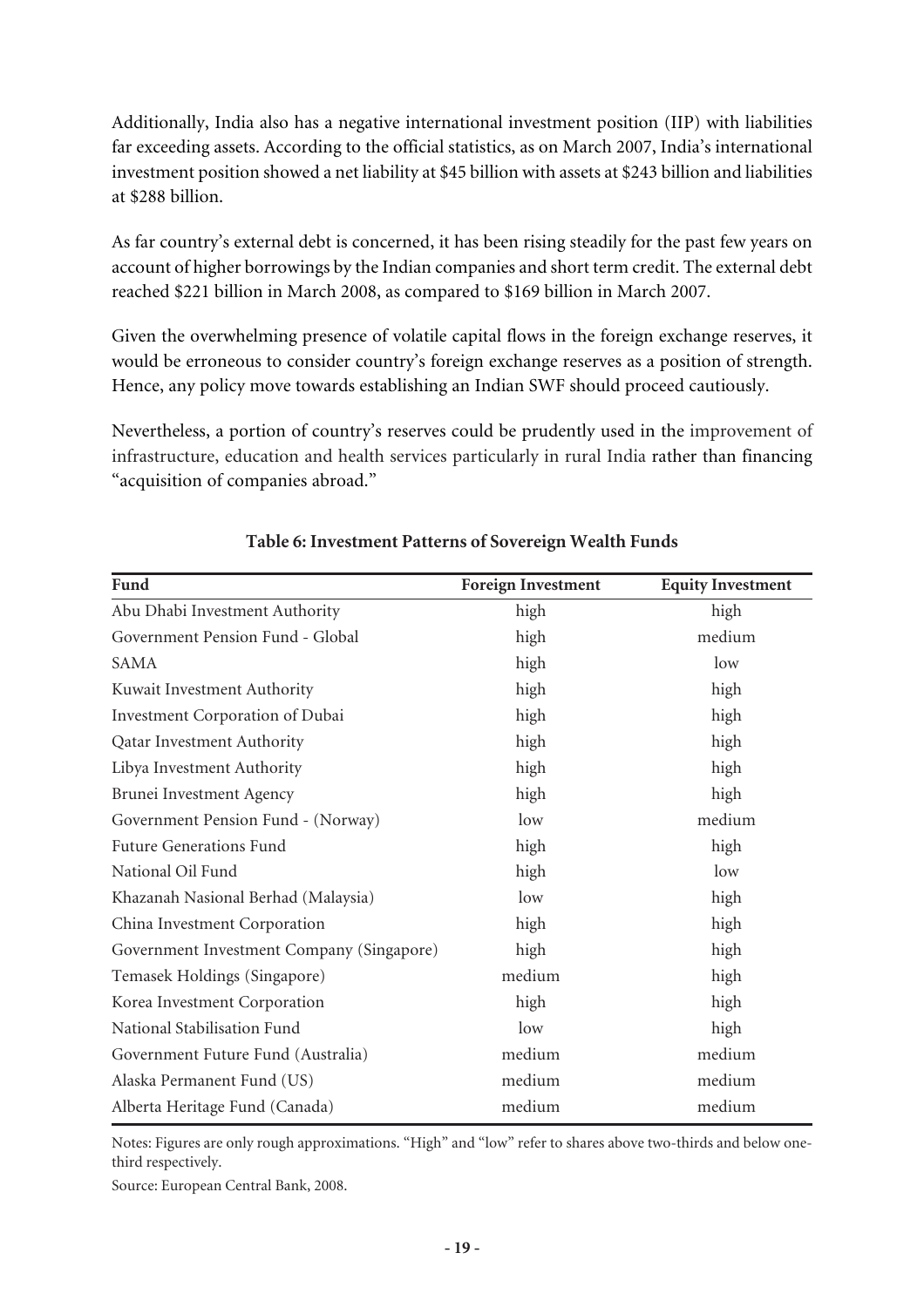Additionally, India also has a negative international investment position (IIP) with liabilities far exceeding assets. According to the official statistics, as on March 2007, India's international investment position showed a net liability at $45 billion with assets at $243 billion and liabilities at $288 billion.

As far country's external debt is concerned, it has been rising steadily for the past few years on account of higher borrowings by the Indian companies and short term credit. The external debt reached $221 billion in March 2008, as compared to $169 billion in March 2007.

Given the overwhelming presence of volatile capital flows in the foreign exchange reserves, it would be erroneous to consider country's foreign exchange reserves as a position of strength. Hence, any policy move towards establishing an Indian SWF should proceed cautiously.

Nevertheless, a portion of country's reserves could be prudently used in the improvement of infrastructure, education and health services particularly in rural India rather than financing "acquisition of companies abroad."

**Table 6: Investment Patterns of Sovereign Wealth Funds**

| Fund | Foreign Investment | Equity Investment |
|---|---|---|
| Abu Dhabi Investment Authority | high | high |
| Government Pension Fund - Global | high | medium |
| SAMA | high | low |
| Kuwait Investment Authority | high | high |
| Investment Corporation of Dubai | high | high |
| Qatar Investment Authority | high | high |
| Libya Investment Authority | high | high |
| Brunei Investment Agency | high | high |
| Government Pension Fund - (Norway) | low | medium |
| Future Generations Fund | high | high |
| National Oil Fund | high | low |
| Khazanah Nasional Berhad (Malaysia) | low | high |
| China Investment Corporation | high | high |
| Government Investment Company (Singapore) | high | high |
| Temasek Holdings (Singapore) | medium | high |
| Korea Investment Corporation | high | high |
| National Stabilisation Fund | low | high |
| Government Future Fund (Australia) | medium | medium |
| Alaska Permanent Fund (US) | medium | medium |
| Alberta Heritage Fund (Canada) | medium | medium |

Notes: Figures are only rough approximations. "High" and "low" refer to shares above two-thirds and below one-third respectively.

Source: European Central Bank, 2008.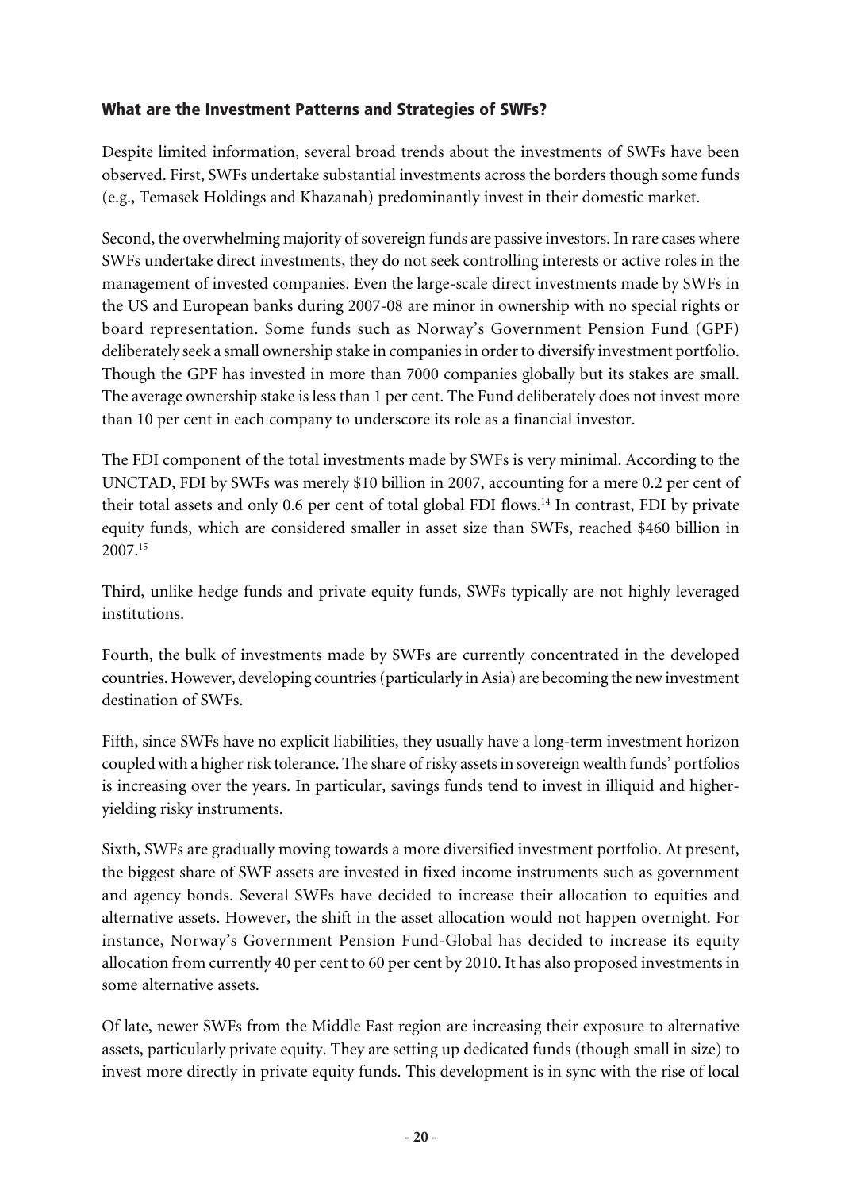### What are the Investment Patterns and Strategies of SWFs?

Despite limited information, several broad trends about the investments of SWFs have been observed. First, SWFs undertake substantial investments across the borders though some funds (e.g., Temasek Holdings and Khazanah) predominantly invest in their domestic market.

Second, the overwhelming majority of sovereign funds are passive investors. In rare cases where SWFs undertake direct investments, they do not seek controlling interests or active roles in the management of invested companies. Even the large-scale direct investments made by SWFs in the US and European banks during 2007-08 are minor in ownership with no special rights or board representation. Some funds such as Norway's Government Pension Fund (GPF) deliberately seek a small ownership stake in companies in order to diversify investment portfolio. Though the GPF has invested in more than 7000 companies globally but its stakes are small. The average ownership stake is less than 1 per cent. The Fund deliberately does not invest more than 10 per cent in each company to underscore its role as a financial investor.

The FDI component of the total investments made by SWFs is very minimal. According to the UNCTAD, FDI by SWFs was merely $10 billion in 2007, accounting for a mere 0.2 per cent of their total assets and only 0.6 per cent of total global FDI flows.[14] In contrast, FDI by private equity funds, which are considered smaller in asset size than SWFs, reached $460 billion in 2007.[15]

Third, unlike hedge funds and private equity funds, SWFs typically are not highly leveraged institutions.

Fourth, the bulk of investments made by SWFs are currently concentrated in the developed countries. However, developing countries (particularly in Asia) are becoming the new investment destination of SWFs.

Fifth, since SWFs have no explicit liabilities, they usually have a long-term investment horizon coupled with a higher risk tolerance. The share of risky assets in sovereign wealth funds' portfolios is increasing over the years. In particular, savings funds tend to invest in illiquid and higher-yielding risky instruments.

Sixth, SWFs are gradually moving towards a more diversified investment portfolio. At present, the biggest share of SWF assets are invested in fixed income instruments such as government and agency bonds. Several SWFs have decided to increase their allocation to equities and alternative assets. However, the shift in the asset allocation would not happen overnight. For instance, Norway's Government Pension Fund-Global has decided to increase its equity allocation from currently 40 per cent to 60 per cent by 2010. It has also proposed investments in some alternative assets.

Of late, newer SWFs from the Middle East region are increasing their exposure to alternative assets, particularly private equity. They are setting up dedicated funds (though small in size) to invest more directly in private equity funds. This development is in sync with the rise of local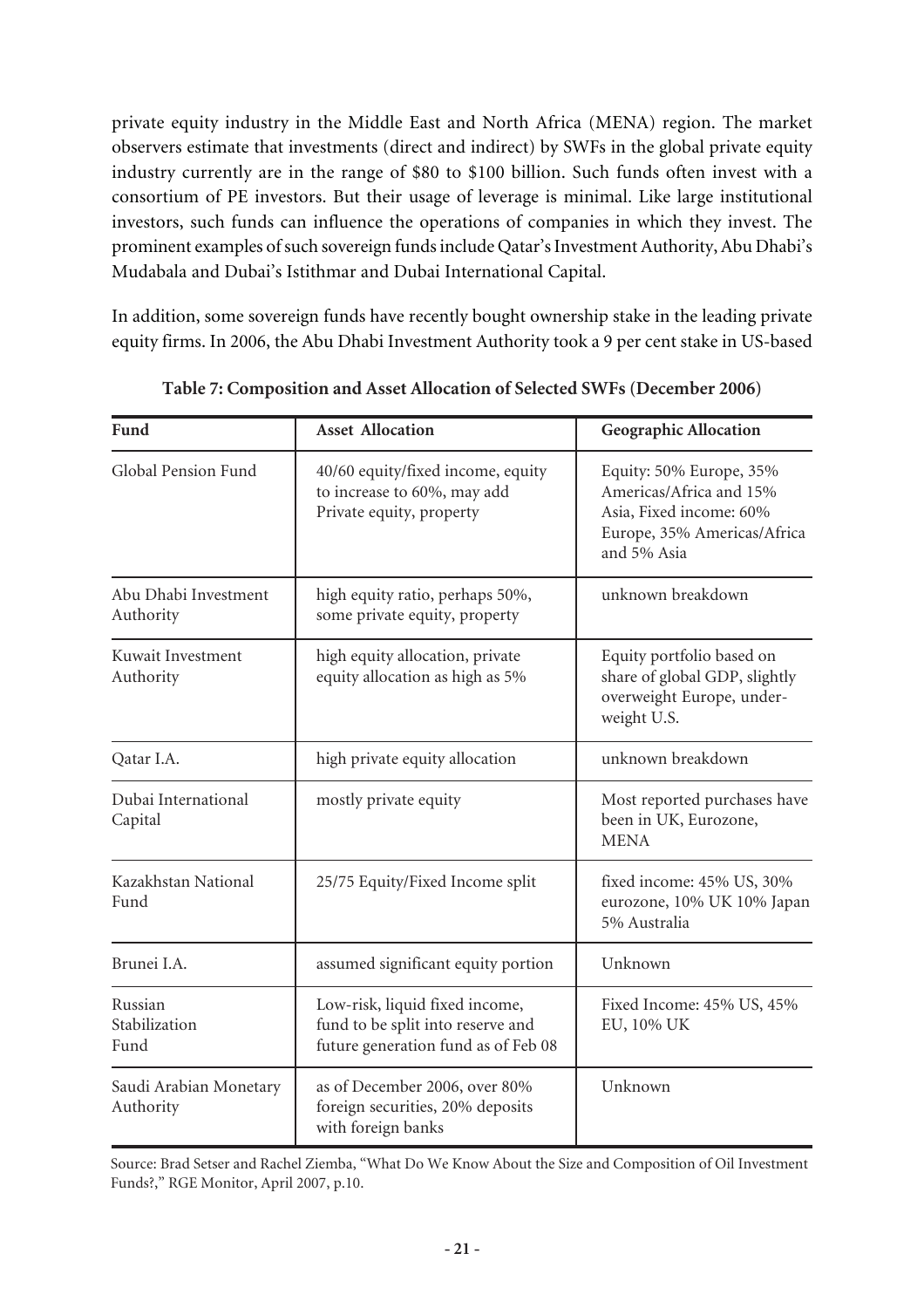private equity industry in the Middle East and North Africa (MENA) region. The market observers estimate that investments (direct and indirect) by SWFs in the global private equity industry currently are in the range of $80 to $100 billion. Such funds often invest with a consortium of PE investors. But their usage of leverage is minimal. Like large institutional investors, such funds can influence the operations of companies in which they invest. The prominent examples of such sovereign funds include Qatar's Investment Authority, Abu Dhabi's Mudabala and Dubai's Istithmar and Dubai International Capital.

In addition, some sovereign funds have recently bought ownership stake in the leading private equity firms. In 2006, the Abu Dhabi Investment Authority took a 9 per cent stake in US-based

**Table 7: Composition and Asset Allocation of Selected SWFs (December 2006)**

| Fund | Asset Allocation | Geographic Allocation |
|---|---|---|
| Global Pension Fund | 40/60 equity/fixed income, equity to increase to 60%, may add Private equity, property | Equity: 50% Europe, 35% Americas/Africa and 15% Asia, Fixed income: 60% Europe, 35% Americas/Africa and 5% Asia |
| Abu Dhabi Investment Authority | high equity ratio, perhaps 50%, some private equity, property | unknown breakdown |
| Kuwait Investment Authority | high equity allocation, private equity allocation as high as 5% | Equity portfolio based on share of global GDP, slightly overweight Europe, under-weight U.S. |
| Qatar I.A. | high private equity allocation | unknown breakdown |
| Dubai International Capital | mostly private equity | Most reported purchases have been in UK, Eurozone, MENA |
| Kazakhstan National Fund | 25/75 Equity/Fixed Income split | fixed income: 45% US, 30% eurozone, 10% UK 10% Japan 5% Australia |
| Brunei I.A. | assumed significant equity portion | Unknown |
| Russian Stabilization Fund | Low-risk, liquid fixed income, fund to be split into reserve and future generation fund as of Feb 08 | Fixed Income: 45% US, 45% EU, 10% UK |
| Saudi Arabian Monetary Authority | as of December 2006, over 80% foreign securities, 20% deposits with foreign banks | Unknown |

Source: Brad Setser and Rachel Ziemba, "What Do We Know About the Size and Composition of Oil Investment Funds?," RGE Monitor, April 2007, p.10.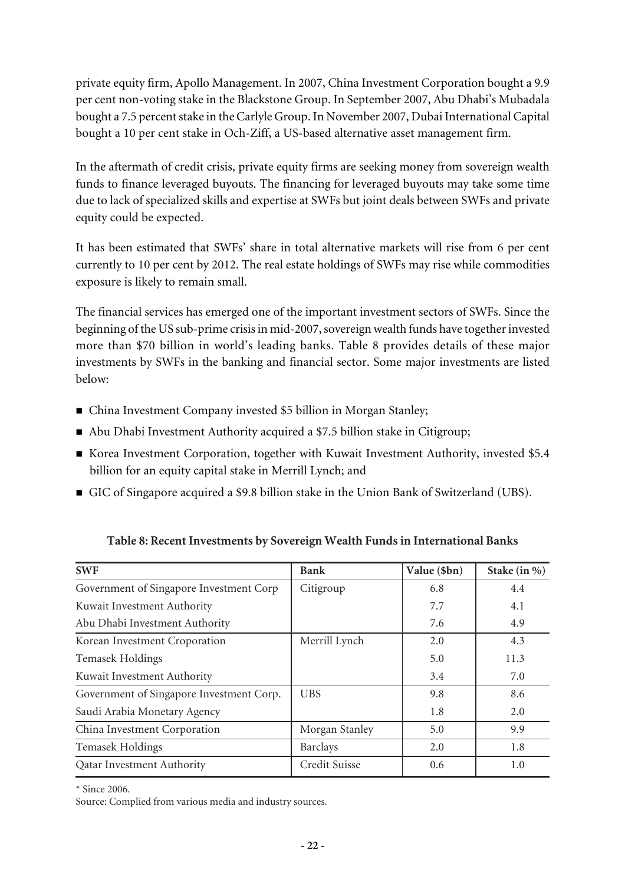private equity firm, Apollo Management. In 2007, China Investment Corporation bought a 9.9 per cent non-voting stake in the Blackstone Group. In September 2007, Abu Dhabi's Mubadala bought a 7.5 percent stake in the Carlyle Group. In November 2007, Dubai International Capital bought a 10 per cent stake in Och-Ziff, a US-based alternative asset management firm.

In the aftermath of credit crisis, private equity firms are seeking money from sovereign wealth funds to finance leveraged buyouts. The financing for leveraged buyouts may take some time due to lack of specialized skills and expertise at SWFs but joint deals between SWFs and private equity could be expected.

It has been estimated that SWFs' share in total alternative markets will rise from 6 per cent currently to 10 per cent by 2012. The real estate holdings of SWFs may rise while commodities exposure is likely to remain small.

The financial services has emerged one of the important investment sectors of SWFs. Since the beginning of the US sub-prime crisis in mid-2007, sovereign wealth funds have together invested more than $70 billion in world's leading banks. Table 8 provides details of these major investments by SWFs in the banking and financial sector. Some major investments are listed below:

- China Investment Company invested $5 billion in Morgan Stanley;
- Abu Dhabi Investment Authority acquired a $7.5 billion stake in Citigroup;
- Korea Investment Corporation, together with Kuwait Investment Authority, invested $5.4 billion for an equity capital stake in Merrill Lynch; and
- GIC of Singapore acquired a $9.8 billion stake in the Union Bank of Switzerland (UBS).

**Table 8: Recent Investments by Sovereign Wealth Funds in International Banks**

| SWF | Bank | Value ($bn) | Stake (in %) |
|---|---|---|---|
| Government of Singapore Investment Corp | Citigroup | 6.8 | 4.4 |
| Kuwait Investment Authority | | 7.7 | 4.1 |
| Abu Dhabi Investment Authority | | 7.6 | 4.9 |
| Korean Investment Croporation | Merrill Lynch | 2.0 | 4.3 |
| Temasek Holdings | | 5.0 | 11.3 |
| Kuwait Investment Authority | | 3.4 | 7.0 |
| Government of Singapore Investment Corp. | UBS | 9.8 | 8.6 |
| Saudi Arabia Monetary Agency | | 1.8 | 2.0 |
| China Investment Corporation | Morgan Stanley | 5.0 | 9.9 |
| Temasek Holdings | Barclays | 2.0 | 1.8 |
| Qatar Investment Authority | Credit Suisse | 0.6 | 1.0 |

\* Since 2006.

Source: Complied from various media and industry sources.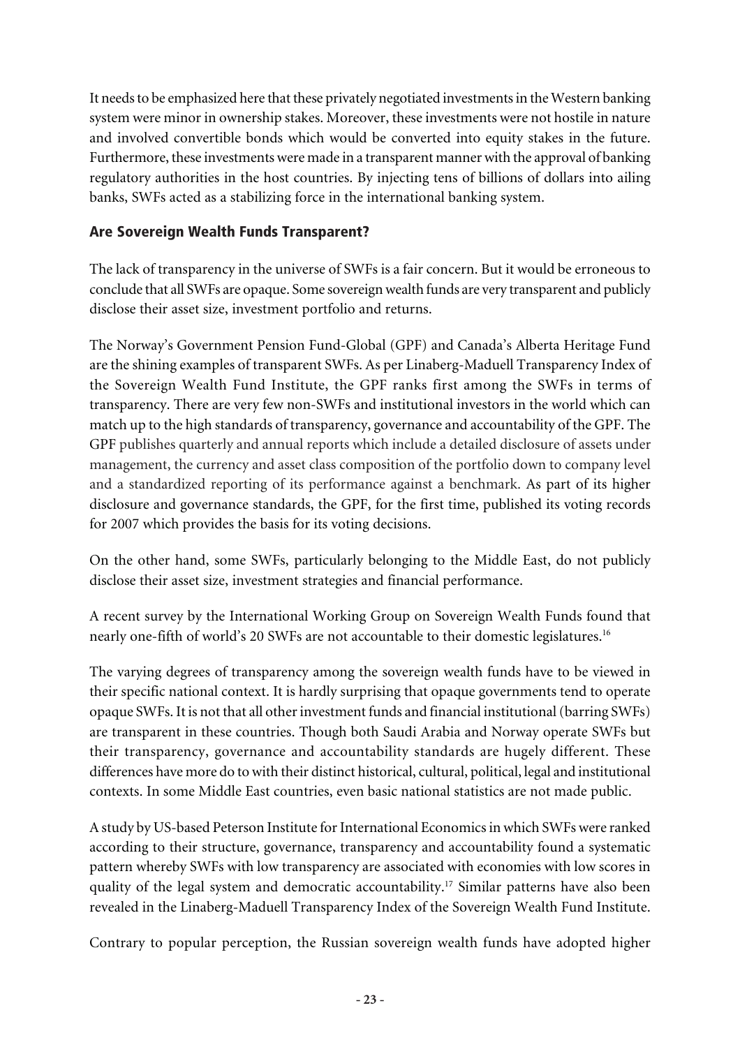It needs to be emphasized here that these privately negotiated investments[17] in the Western banking system were minor in ownership stakes. Moreover, these investments were not hostile in nature and involved convertible bonds which would be converted into equity stakes in the future. Furthermore, these investments were made in a transparent manner with the approval of banking regulatory authorities in the host countries. By injecting tens of billions of dollars into ailing banks, SWFs acted as a stabilizing force in the international banking system.

## Are Sovereign Wealth Funds Transparent?

The lack of transparency in the universe of SWFs is a fair concern. But it would be erroneous to conclude that all SWFs are opaque. Some sovereign wealth funds are very transparent and publicly disclose their asset size, investment portfolio and returns.

The Norway's Government Pension Fund-Global (GPF) and Canada's Alberta Heritage Fund are the shining examples of transparent SWFs. As per Linaberg-Maduell Transparency Index of the Sovereign Wealth Fund Institute, the GPF ranks first among the SWFs in terms of transparency. There are very few non-SWFs and institutional investors in the world which can match up to the high standards of transparency, governance and accountability of the GPF. The GPF publishes quarterly and annual reports which include a detailed disclosure of assets under management, the currency and asset class composition of the portfolio down to company level and a standardized reporting of its performance against a benchmark. As part of its higher disclosure and governance standards, the GPF, for the first time, published its voting records for 2007 which provides the basis for its voting decisions.

On the other hand, some SWFs, particularly belonging to the Middle East, do not publicly disclose their asset size, investment strategies and financial performance.

A recent survey by the International Working Group on Sovereign Wealth Funds found that nearly one-fifth of world's 20 SWFs are not accountable to their domestic legislatures.[16]

The varying degrees of transparency among the sovereign wealth funds have to be viewed in their specific national context. It is hardly surprising that opaque governments tend to operate opaque SWFs. It is not that all other investment funds and financial institutional (barring SWFs) are transparent in these countries. Though both Saudi Arabia and Norway operate SWFs but their transparency, governance and accountability standards are hugely different. These differences have more do to with their distinct historical, cultural, political, legal and institutional contexts. In some Middle East countries, even basic national statistics are not made public.

A study by US-based Peterson Institute for International Economics in which SWFs were ranked according to their structure, governance, transparency and accountability found a systematic pattern whereby SWFs with low transparency are associated with economies with low scores in quality of the legal system and democratic accountability.[17] Similar patterns have also been revealed in the Linaberg-Maduell Transparency Index of the Sovereign Wealth Fund Institute.

Contrary to popular perception, the Russian sovereign wealth funds have adopted higher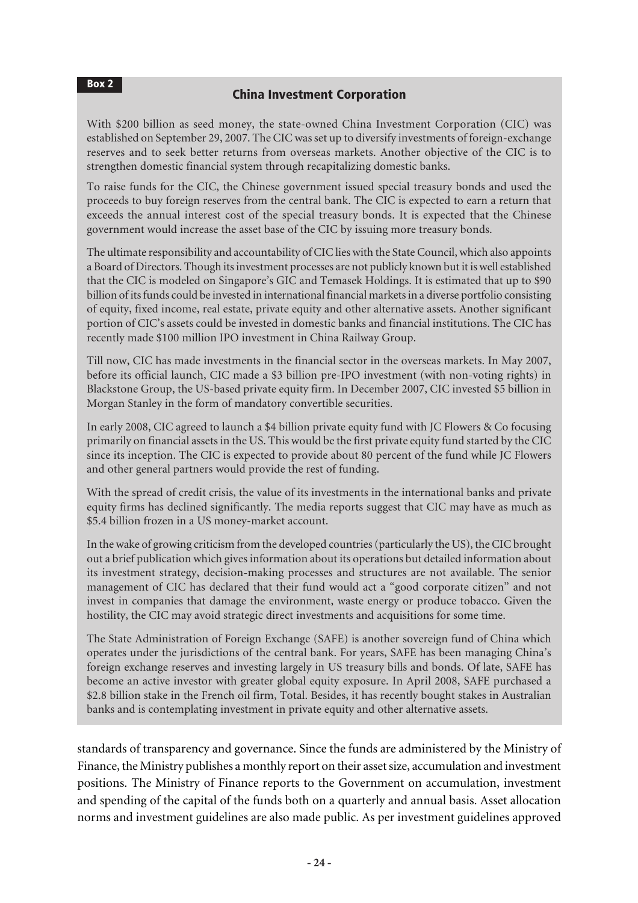**Box 2**

### China Investment Corporation

With $200 billion as seed money, the state-owned China Investment Corporation (CIC) was established on September 29, 2007. The CIC was set up to diversify investments of foreign-exchange reserves and to seek better returns from overseas markets. Another objective of the CIC is to strengthen domestic financial system through recapitalizing domestic banks.

To raise funds for the CIC, the Chinese government issued special treasury bonds and used the proceeds to buy foreign reserves from the central bank. The CIC is expected to earn a return that exceeds the annual interest cost of the special treasury bonds. It is expected that the Chinese government would increase the asset base of the CIC by issuing more treasury bonds.

The ultimate responsibility and accountability of CIC lies with the State Council, which also appoints a Board of Directors. Though its investment processes are not publicly known but it is well established that the CIC is modeled on Singapore's GIC and Temasek Holdings. It is estimated that up to $90 billion of its funds could be invested in international financial markets in a diverse portfolio consisting of equity, fixed income, real estate, private equity and other alternative assets. Another significant portion of CIC's assets could be invested in domestic banks and financial institutions. The CIC has recently made $100 million IPO investment in China Railway Group.

Till now, CIC has made investments in the financial sector in the overseas markets. In May 2007, before its official launch, CIC made a $3 billion pre-IPO investment (with non-voting rights) in Blackstone Group, the US-based private equity firm. In December 2007, CIC invested $5 billion in Morgan Stanley in the form of mandatory convertible securities.

In early 2008, CIC agreed to launch a $4 billion private equity fund with JC Flowers & Co focusing primarily on financial assets in the US. This would be the first private equity fund started by the CIC since its inception. The CIC is expected to provide about 80 percent of the fund while JC Flowers and other general partners would provide the rest of funding.

With the spread of credit crisis, the value of its investments in the international banks and private equity firms has declined significantly. The media reports suggest that CIC may have as much as $5.4 billion frozen in a US money-market account.

In the wake of growing criticism from the developed countries (particularly the US), the CIC brought out a brief publication which gives information about its operations but detailed information about its investment strategy, decision-making processes and structures are not available. The senior management of CIC has declared that their fund would act a "good corporate citizen" and not invest in companies that damage the environment, waste energy or produce tobacco. Given the hostility, the CIC may avoid strategic direct investments and acquisitions for some time.

The State Administration of Foreign Exchange (SAFE) is another sovereign fund of China which operates under the jurisdictions of the central bank. For years, SAFE has been managing China's foreign exchange reserves and investing largely in US treasury bills and bonds. Of late, SAFE has become an active investor with greater global equity exposure. In April 2008, SAFE purchased a $2.8 billion stake in the French oil firm, Total. Besides, it has recently bought stakes in Australian banks and is contemplating investment in private equity and other alternative assets.

---

standards of transparency and governance. Since the funds are administered by the Ministry of Finance, the Ministry publishes a monthly report on their asset size, accumulation and investment positions. The Ministry of Finance reports to the Government on accumulation, investment and spending of the capital of the funds both on a quarterly and annual basis. Asset allocation norms and investment guidelines are also made public. As per investment guidelines approved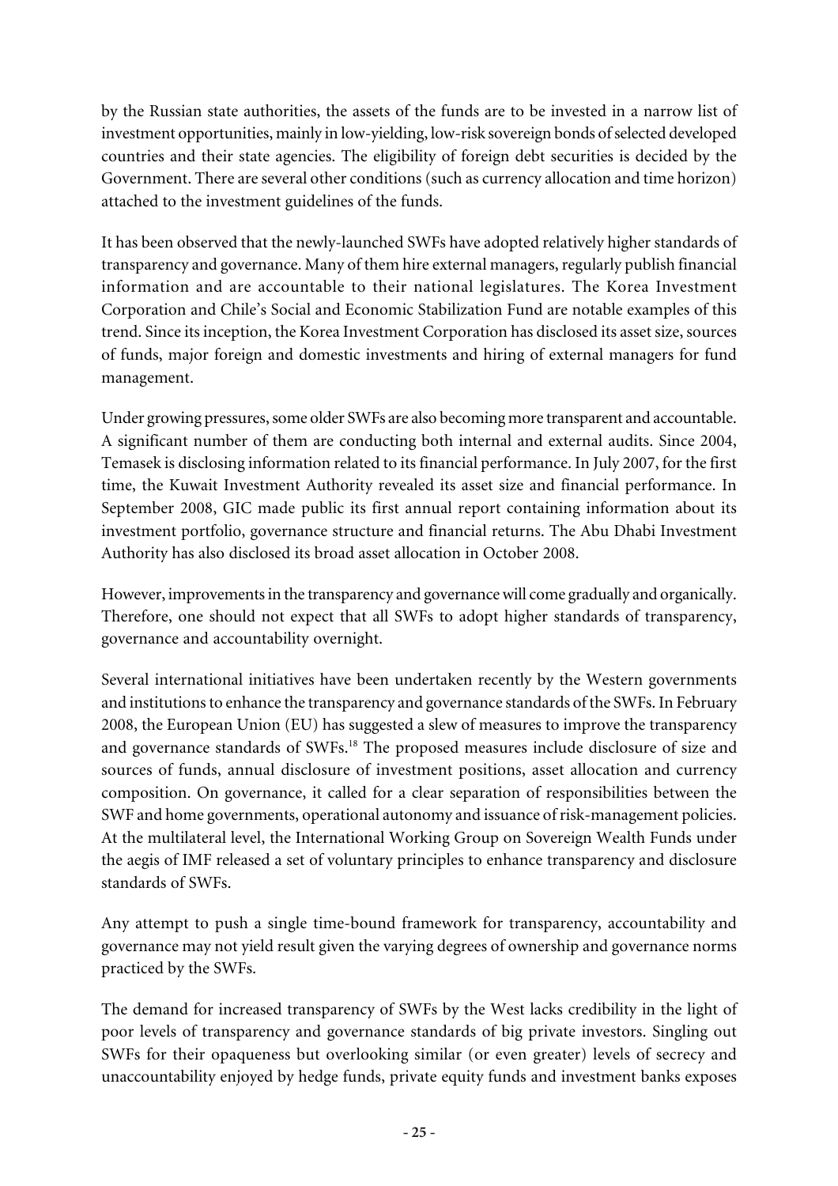by the Russian state authorities, the assets of the funds are to be invested in a narrow list of investment opportunities, mainly in low-yielding, low-risk sovereign bonds of selected developed countries and their state agencies. The eligibility of foreign debt securities is decided by the Government. There are several other conditions (such as currency allocation and time horizon) attached to the investment guidelines of the funds.

It has been observed that the newly-launched SWFs have adopted relatively higher standards of transparency and governance. Many of them hire external managers, regularly publish financial information and are accountable to their national legislatures. The Korea Investment Corporation and Chile's Social and Economic Stabilization Fund are notable examples of this trend. Since its inception, the Korea Investment Corporation has disclosed its asset size, sources of funds, major foreign and domestic investments and hiring of external managers for fund management.

Under growing pressures, some older SWFs are also becoming more transparent and accountable. A significant number of them are conducting both internal and external audits. Since 2004, Temasek is disclosing information related to its financial performance. In July 2007, for the first time, the Kuwait Investment Authority revealed its asset size and financial performance. In September 2008, GIC made public its first annual report containing information about its investment portfolio, governance structure and financial returns. The Abu Dhabi Investment Authority has also disclosed its broad asset allocation in October 2008.

However, improvements in the transparency and governance will come gradually and organically. Therefore, one should not expect that all SWFs to adopt higher standards of transparency, governance and accountability overnight.

Several international initiatives have been undertaken recently by the Western governments and institutions to enhance the transparency and governance standards of the SWFs. In February 2008, the European Union (EU) has suggested a slew of measures to improve the transparency and governance standards of SWFs.[18] The proposed measures include disclosure of size and sources of funds, annual disclosure of investment positions, asset allocation and currency composition. On governance, it called for a clear separation of responsibilities between the SWF and home governments, operational autonomy and issuance of risk-management policies. At the multilateral level, the International Working Group on Sovereign Wealth Funds under the aegis of IMF released a set of voluntary principles to enhance transparency and disclosure standards of SWFs.

Any attempt to push a single time-bound framework for transparency, accountability and governance may not yield result given the varying degrees of ownership and governance norms practiced by the SWFs.

The demand for increased transparency of SWFs by the West lacks credibility in the light of poor levels of transparency and governance standards of big private investors. Singling out SWFs for their opaqueness but overlooking similar (or even greater) levels of secrecy and unaccountability enjoyed by hedge funds, private equity funds and investment banks exposes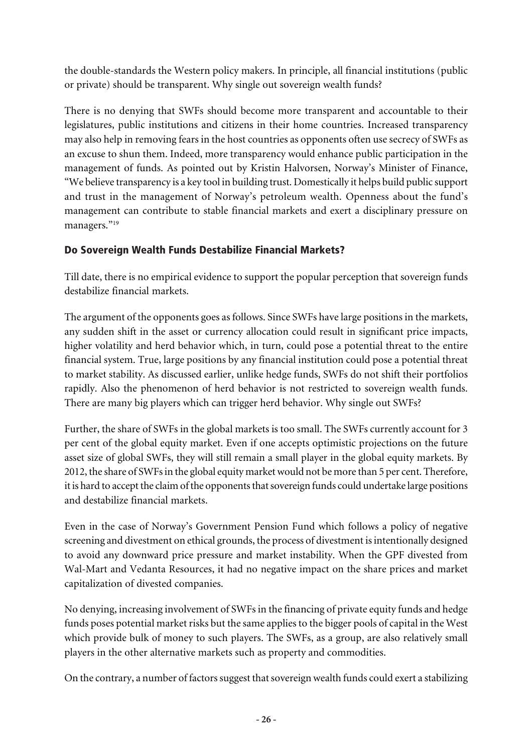the double-standards the Western policy makers. In principle, all financial institutions (public or private) should be transparent. Why single out sovereign wealth funds?

There is no denying that SWFs should become more transparent and accountable to their legislatures, public institutions and citizens in their home countries. Increased transparency may also help in removing fears in the host countries as opponents often use secrecy of SWFs as an excuse to shun them. Indeed, more transparency would enhance public participation in the management of funds. As pointed out by Kristin Halvorsen, Norway's Minister of Finance, "We believe transparency is a key tool in building trust. Domestically it helps build public support and trust in the management of Norway's petroleum wealth. Openness about the fund's management can contribute to stable financial markets and exert a disciplinary pressure on managers."[19]

## Do Sovereign Wealth Funds Destabilize Financial Markets?

Till date, there is no empirical evidence to support the popular perception that sovereign funds destabilize financial markets.

The argument of the opponents goes as follows. Since SWFs have large positions in the markets, any sudden shift in the asset or currency allocation could result in significant price impacts, higher volatility and herd behavior which, in turn, could pose a potential threat to the entire financial system. True, large positions by any financial institution could pose a potential threat to market stability. As discussed earlier, unlike hedge funds, SWFs do not shift their portfolios rapidly. Also the phenomenon of herd behavior is not restricted to sovereign wealth funds. There are many big players which can trigger herd behavior. Why single out SWFs?

Further, the share of SWFs in the global markets is too small. The SWFs currently account for 3 per cent of the global equity market. Even if one accepts optimistic projections on the future asset size of global SWFs, they will still remain a small player in the global equity markets. By 2012, the share of SWFs in the global equity market would not be more than 5 per cent. Therefore, it is hard to accept the claim of the opponents that sovereign funds could undertake large positions and destabilize financial markets.

Even in the case of Norway's Government Pension Fund which follows a policy of negative screening and divestment on ethical grounds, the process of divestment is intentionally designed to avoid any downward price pressure and market instability. When the GPF divested from Wal-Mart and Vedanta Resources, it had no negative impact on the share prices and market capitalization of divested companies.

No denying, increasing involvement of SWFs in the financing of private equity funds and hedge funds poses potential market risks but the same applies to the bigger pools of capital in the West which provide bulk of money to such players. The SWFs, as a group, are also relatively small players in the other alternative markets such as property and commodities.

On the contrary, a number of factors suggest that sovereign wealth funds could exert a stabilizing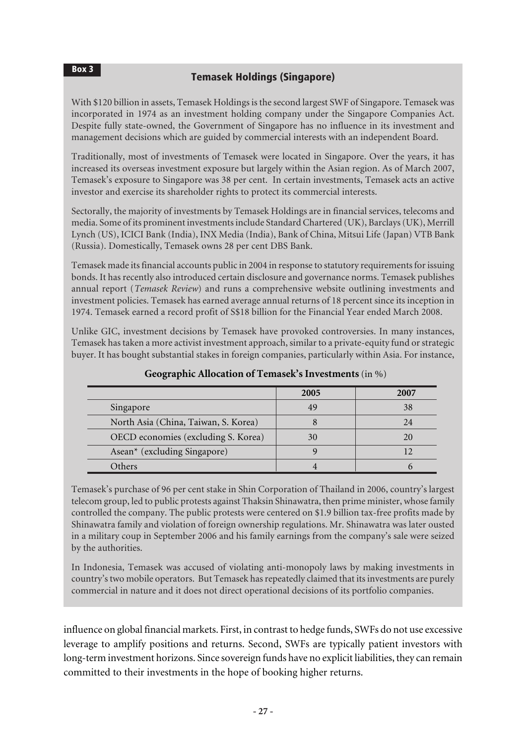**Box 3**

### Temasek Holdings (Singapore)

With $120 billion in assets, Temasek Holdings is the second largest SWF of Singapore. Temasek was incorporated in 1974 as an investment holding company under the Singapore Companies Act. Despite fully state-owned, the Government of Singapore has no influence in its investment and management decisions which are guided by commercial interests with an independent Board.

Traditionally, most of investments of Temasek were located in Singapore. Over the years, it has increased its overseas investment exposure but largely within the Asian region. As of March 2007, Temasek's exposure to Singapore was 38 per cent. In certain investments, Temasek acts an active investor and exercise its shareholder rights to protect its commercial interests.

Sectorally, the majority of investments by Temasek Holdings are in financial services, telecoms and media. Some of its prominent investments include Standard Chartered (UK), Barclays (UK), Merrill Lynch (US), ICICI Bank (India), INX Media (India), Bank of China, Mitsui Life (Japan) VTB Bank (Russia). Domestically, Temasek owns 28 per cent DBS Bank.

Temasek made its financial accounts public in 2004 in response to statutory requirements for issuing bonds. It has recently also introduced certain disclosure and governance norms. Temasek publishes annual report (*Temasek Review*) and runs a comprehensive website outlining investments and investment policies. Temasek has earned average annual returns of 18 percent since its inception in 1974. Temasek earned a record profit of S$18 billion for the Financial Year ended March 2008.

Unlike GIC, investment decisions by Temasek have provoked controversies. In many instances, Temasek has taken a more activist investment approach, similar to a private-equity fund or strategic buyer. It has bought substantial stakes in foreign companies, particularly within Asia. For instance, Temasek's purchase of 96 per cent stake in Shin Corporation of Thailand in 2006, country's largest telecom group, led to public protests against Thaksin Shinawatra, then prime minister, whose family controlled the company. The public protests were centered on $1.9 billion tax-free profits made by Shinawatra family and violation of foreign ownership regulations. Mr. Shinawatra was later ousted in a military coup in September 2006 and his family earnings from the company's sale were seized by the authorities.

**Geographic Allocation of Temasek's Investments** (in %)

| | 2005 | 2007 |
|---|---|---|
| Singapore | 49 | 38 |
| North Asia (China, Taiwan, S. Korea) | 8 | 24 |
| OECD economies (excluding S. Korea) | 30 | 20 |
| Asean* (excluding Singapore) | 9 | 12 |
| Others | 4 | 6 |

In Indonesia, Temasek was accused of violating anti-monopoly laws by making investments in country's two mobile operators. But Temasek has repeatedly claimed that its investments are purely commercial in nature and it does not direct operational decisions of its portfolio companies.

influence on global financial markets. First, in contrast to hedge funds, SWFs do not use excessive leverage to amplify positions and returns. Second, SWFs are typically patient investors with long-term investment horizons. Since sovereign funds have no explicit liabilities, they can remain committed to their investments in the hope of booking higher returns.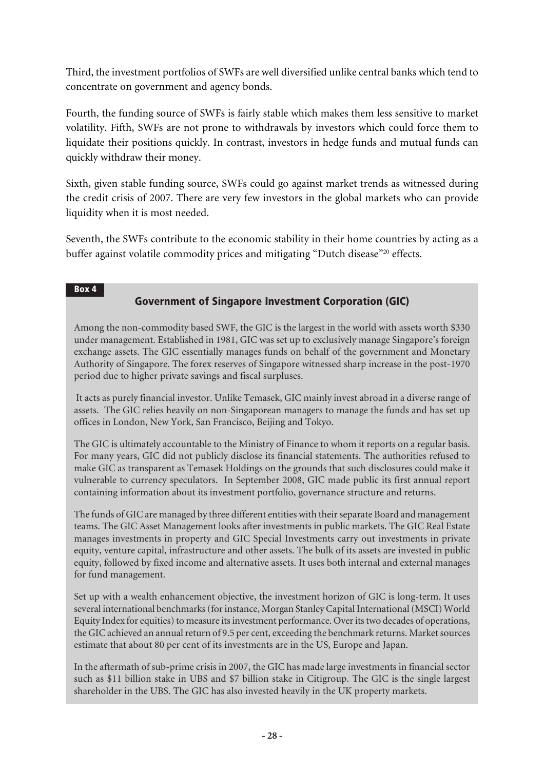Third, the investment portfolios of SWFs are well diversified unlike central banks which tend to concentrate on government and agency bonds.

Fourth, the funding source of SWFs is fairly stable which makes them less sensitive to market volatility. Fifth, SWFs are not prone to withdrawals by investors which could force them to liquidate their positions quickly. In contrast, investors in hedge funds and mutual funds can quickly withdraw their money.

Sixth, given stable funding source, SWFs could go against market trends as witnessed during the credit crisis of 2007. There are very few investors in the global markets who can provide liquidity when it is most needed.

Seventh, the SWFs contribute to the economic stability in their home countries by acting as a buffer against volatile commodity prices and mitigating "Dutch disease"[20] effects.

**Box 4**

### Government of Singapore Investment Corporation (GIC)

Among the non-commodity based SWF, the GIC is the largest in the world with assets worth $330 under management. Established in 1981, GIC was set up to exclusively manage Singapore's foreign exchange assets. The GIC essentially manages funds on behalf of the government and Monetary Authority of Singapore. The forex reserves of Singapore witnessed sharp increase in the post-1970 period due to higher private savings and fiscal surpluses.

It acts as purely financial investor. Unlike Temasek, GIC mainly invest abroad in a diverse range of assets. The GIC relies heavily on non-Singaporean managers to manage the funds and has set up offices in London, New York, San Francisco, Beijing and Tokyo.

The GIC is ultimately accountable to the Ministry of Finance to whom it reports on a regular basis. For many years, GIC did not publicly disclose its financial statements. The authorities refused to make GIC as transparent as Temasek Holdings on the grounds that such disclosures could make it vulnerable to currency speculators. In September 2008, GIC made public its first annual report containing information about its investment portfolio, governance structure and returns.

The funds of GIC are managed by three different entities with their separate Board and management teams. The GIC Asset Management looks after investments in public markets. The GIC Real Estate manages investments in property and GIC Special Investments carry out investments in private equity, venture capital, infrastructure and other assets. The bulk of its assets are invested in public equity, followed by fixed income and alternative assets. It uses both internal and external manages for fund management.

Set up with a wealth enhancement objective, the investment horizon of GIC is long-term. It uses several international benchmarks (for instance, Morgan Stanley Capital International (MSCI) World Equity Index for equities) to measure its investment performance. Over its two decades of operations, the GIC achieved an annual return of 9.5 per cent, exceeding the benchmark returns. Market sources estimate that about 80 per cent of its investments are in the US, Europe and Japan.

In the aftermath of sub-prime crisis in 2007, the GIC has made large investments in financial sector such as $11 billion stake in UBS and $7 billion stake in Citigroup. The GIC is the single largest shareholder in the UBS. The GIC has also invested heavily in the UK property markets.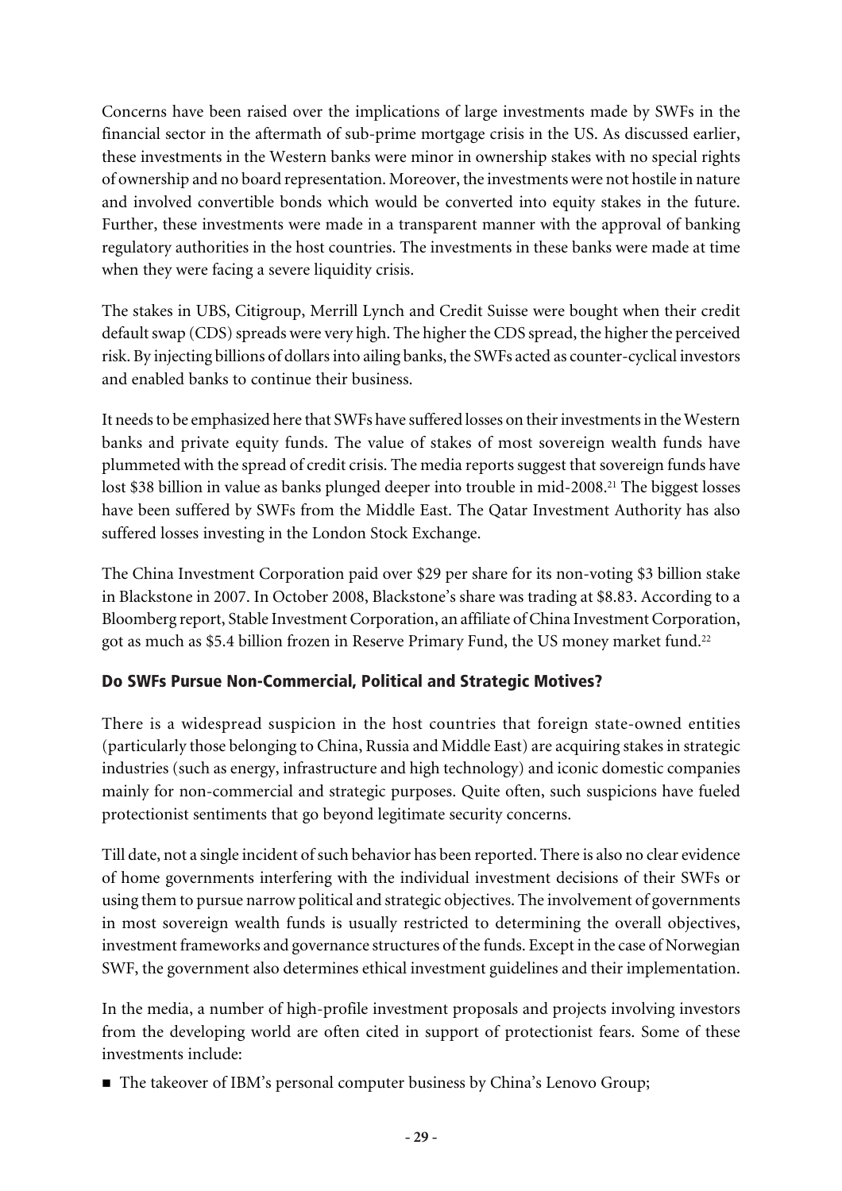Concerns have been raised over the implications of large investments made by SWFs in the financial sector in the aftermath of sub-prime mortgage crisis in the US. As discussed earlier, these investments in the Western banks were minor in ownership stakes with no special rights of ownership and no board representation. Moreover, the investments were not hostile in nature and involved convertible bonds which would be converted into equity stakes in the future. Further, these investments were made in a transparent manner with the approval of banking regulatory authorities in the host countries. The investments in these banks were made at time when they were facing a severe liquidity crisis.

The stakes in UBS, Citigroup, Merrill Lynch and Credit Suisse were bought when their credit default swap (CDS) spreads were very high. The higher the CDS spread, the higher the perceived risk. By injecting billions of dollars into ailing banks, the SWFs acted as counter-cyclical investors and enabled banks to continue their business.

It needs to be emphasized here that SWFs have suffered losses on their investments in the Western banks and private equity funds. The value of stakes of most sovereign wealth funds have plummeted with the spread of credit crisis. The media reports suggest that sovereign funds have lost \$38 billion in value as banks plunged deeper into trouble in mid-2008.[21] The biggest losses have been suffered by SWFs from the Middle East. The Qatar Investment Authority has also suffered losses investing in the London Stock Exchange.

The China Investment Corporation paid over \$29 per share for its non-voting \$3 billion stake in Blackstone in 2007. In October 2008, Blackstone's share was trading at \$8.83. According to a Bloomberg report, Stable Investment Corporation, an affiliate of China Investment Corporation, got as much as \$5.4 billion frozen in Reserve Primary Fund, the US money market fund.[22]

## Do SWFs Pursue Non-Commercial, Political and Strategic Motives?

There is a widespread suspicion in the host countries that foreign state-owned entities (particularly those belonging to China, Russia and Middle East) are acquiring stakes in strategic industries (such as energy, infrastructure and high technology) and iconic domestic companies mainly for non-commercial and strategic purposes. Quite often, such suspicions have fueled protectionist sentiments that go beyond legitimate security concerns.

Till date, not a single incident of such behavior has been reported. There is also no clear evidence of home governments interfering with the individual investment decisions of their SWFs or using them to pursue narrow political and strategic objectives. The involvement of governments in most sovereign wealth funds is usually restricted to determining the overall objectives, investment frameworks and governance structures of the funds. Except in the case of Norwegian SWF, the government also determines ethical investment guidelines and their implementation.

In the media, a number of high-profile investment proposals and projects involving investors from the developing world are often cited in support of protectionist fears. Some of these investments include:

- The takeover of IBM's personal computer business by China's Lenovo Group;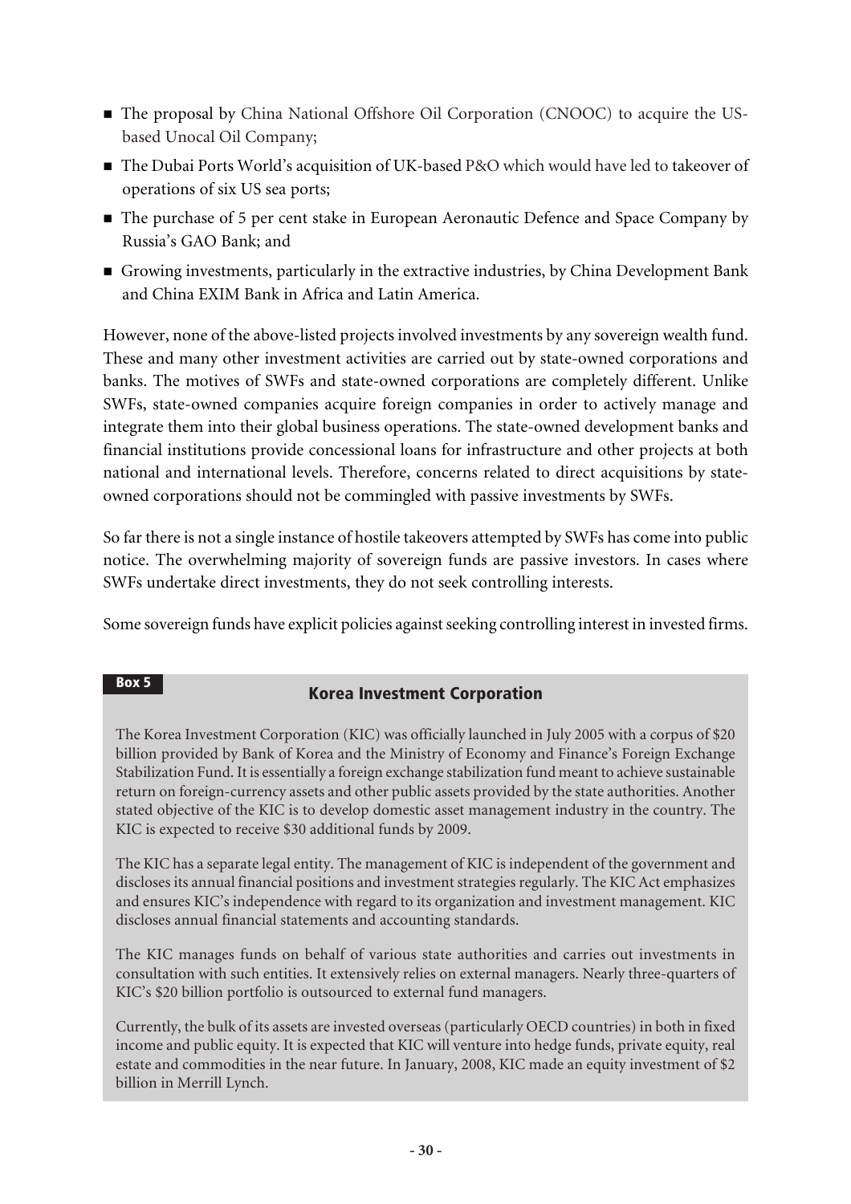- The proposal by China National Offshore Oil Corporation (CNOOC) to acquire the US-based Unocal Oil Company;
- The Dubai Ports World's acquisition of UK-based P&O which would have led to takeover of operations of six US sea ports;
- The purchase of 5 per cent stake in European Aeronautic Defence and Space Company by Russia's GAO Bank; and
- Growing investments, particularly in the extractive industries, by China Development Bank and China EXIM Bank in Africa and Latin America.

However, none of the above-listed projects involved investments by any sovereign wealth fund. These and many other investment activities are carried out by state-owned corporations and banks. The motives of SWFs and state-owned corporations are completely different. Unlike SWFs, state-owned companies acquire foreign companies in order to actively manage and integrate them into their global business operations. The state-owned development banks and financial institutions provide concessional loans for infrastructure and other projects at both national and international levels. Therefore, concerns related to direct acquisitions by state-owned corporations should not be commingled with passive investments by SWFs.

So far there is not a single instance of hostile takeovers attempted by SWFs has come into public notice. The overwhelming majority of sovereign funds are passive investors. In cases where SWFs undertake direct investments, they do not seek controlling interests.

Some sovereign funds have explicit policies against seeking controlling interest in invested firms.

**Box 5**

### Korea Investment Corporation

The Korea Investment Corporation (KIC) was officially launched in July 2005 with a corpus of $20 billion provided by Bank of Korea and the Ministry of Economy and Finance's Foreign Exchange Stabilization Fund. It is essentially a foreign exchange stabilization fund meant to achieve sustainable return on foreign-currency assets and other public assets provided by the state authorities. Another stated objective of the KIC is to develop domestic asset management industry in the country. The KIC is expected to receive $30 additional funds by 2009.

The KIC has a separate legal entity. The management of KIC is independent of the government and discloses its annual financial positions and investment strategies regularly. The KIC Act emphasizes and ensures KIC's independence with regard to its organization and investment management. KIC discloses annual financial statements and accounting standards.

The KIC manages funds on behalf of various state authorities and carries out investments in consultation with such entities. It extensively relies on external managers. Nearly three-quarters of KIC's $20 billion portfolio is outsourced to external fund managers.

Currently, the bulk of its assets are invested overseas (particularly OECD countries) in both in fixed income and public equity. It is expected that KIC will venture into hedge funds, private equity, real estate and commodities in the near future. In January, 2008, KIC made an equity investment of $2 billion in Merrill Lynch.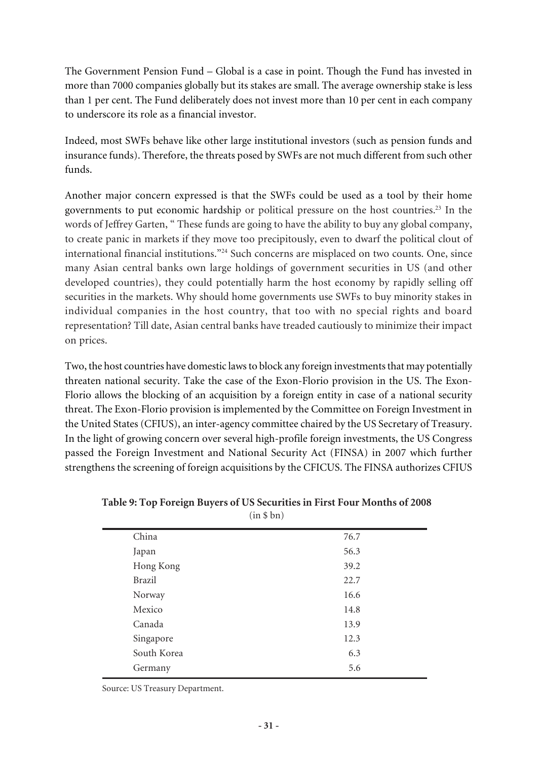The Government Pension Fund – Global is a case in point. Though the Fund has invested in more than 7000 companies globally but its stakes are small. The average ownership stake is less than 1 per cent. The Fund deliberately does not invest more than 10 per cent in each company to underscore its role as a financial investor.

Indeed, most SWFs behave like other large institutional investors (such as pension funds and insurance funds). Therefore, the threats posed by SWFs are not much different from such other funds.

Another major concern expressed is that the SWFs could be used as a tool by their home governments to put economic hardship or political pressure on the host countries.[23] In the words of Jeffrey Garten, " These funds are going to have the ability to buy any global company, to create panic in markets if they move too precipitously, even to dwarf the political clout of international financial institutions."[24] Such concerns are misplaced on two counts. One, since many Asian central banks own large holdings of government securities in US (and other developed countries), they could potentially harm the host economy by rapidly selling off securities in the markets. Why should home governments use SWFs to buy minority stakes in individual companies in the host country, that too with no special rights and board representation? Till date, Asian central banks have treaded cautiously to minimize their impact on prices.

Two, the host countries have domestic laws to block any foreign investments that may potentially threaten national security. Take the case of the Exon-Florio provision in the US. The Exon-Florio allows the blocking of an acquisition by a foreign entity in case of a national security threat. The Exon-Florio provision is implemented by the Committee on Foreign Investment in the United States (CFIUS), an inter-agency committee chaired by the US Secretary of Treasury. In the light of growing concern over several high-profile foreign investments, the US Congress passed the Foreign Investment and National Security Act (FINSA) in 2007 which further strengthens the screening of foreign acquisitions by the CFICUS. The FINSA authorizes CFIUS

**Table 9: Top Foreign Buyers of US Securities in First Four Months of 2008**
(in $ bn)

| Country | (in $ bn) |
|---|---|
| China | 76.7 |
| Japan | 56.3 |
| Hong Kong | 39.2 |
| Brazil | 22.7 |
| Norway | 16.6 |
| Mexico | 14.8 |
| Canada | 13.9 |
| Singapore | 12.3 |
| South Korea | 6.3 |
| Germany | 5.6 |

Source: US Treasury Department.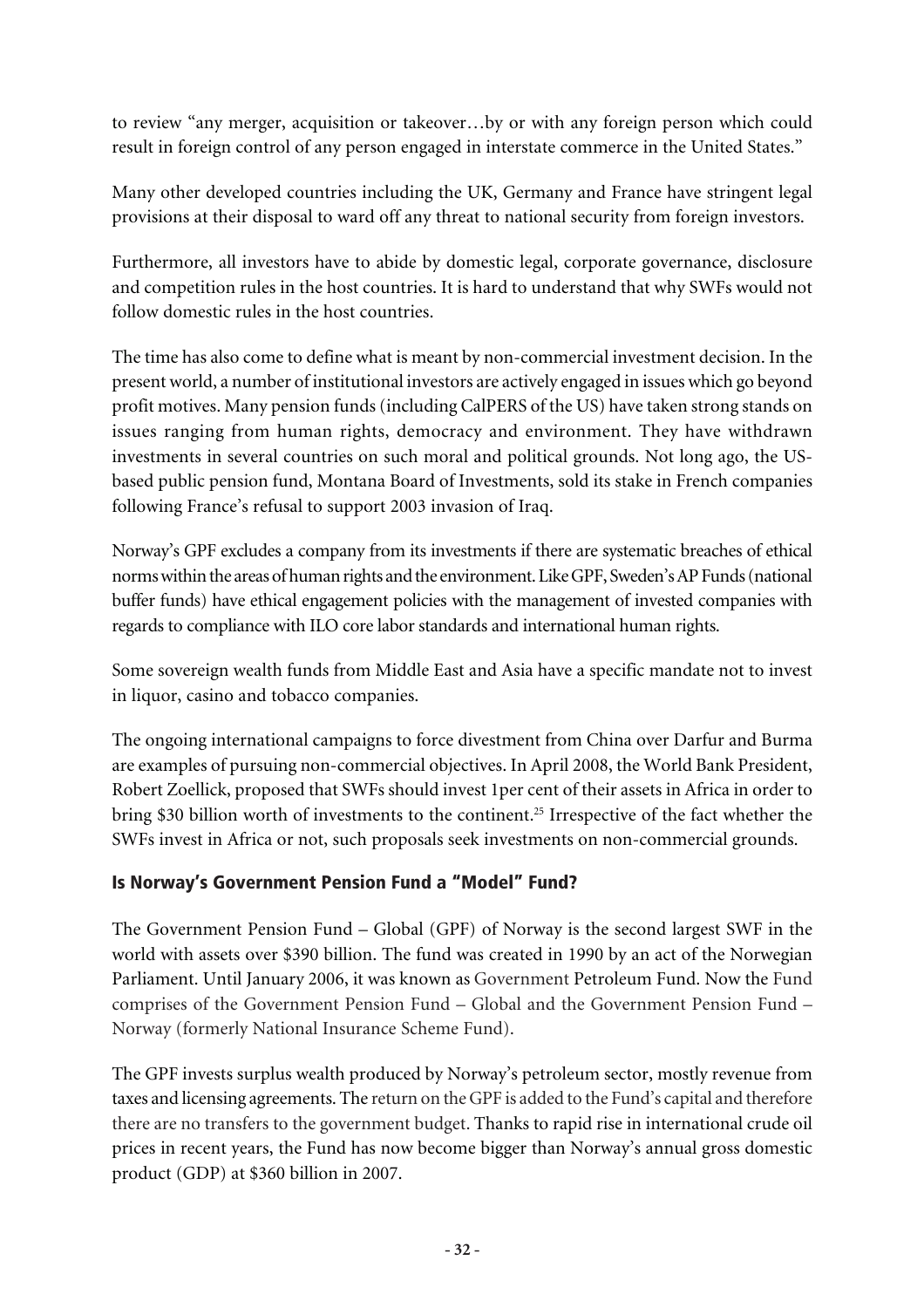to review "any merger, acquisition or takeover…by or with any foreign person which could result in foreign control of any person engaged in interstate commerce in the United States."

Many other developed countries including the UK, Germany and France have stringent legal provisions at their disposal to ward off any threat to national security from foreign investors.

Furthermore, all investors have to abide by domestic legal, corporate governance, disclosure and competition rules in the host countries. It is hard to understand that why SWFs would not follow domestic rules in the host countries.

The time has also come to define what is meant by non-commercial investment decision. In the present world, a number of institutional investors are actively engaged in issues which go beyond profit motives. Many pension funds (including CalPERS of the US) have taken strong stands on issues ranging from human rights, democracy and environment. They have withdrawn investments in several countries on such moral and political grounds. Not long ago, the US-based public pension fund, Montana Board of Investments, sold its stake in French companies following France's refusal to support 2003 invasion of Iraq.

Norway's GPF excludes a company from its investments if there are systematic breaches of ethical norms within the areas of human rights and the environment. Like GPF, Sweden's AP Funds (national buffer funds) have ethical engagement policies with the management of invested companies with regards to compliance with ILO core labor standards and international human rights.

Some sovereign wealth funds from Middle East and Asia have a specific mandate not to invest in liquor, casino and tobacco companies.

The ongoing international campaigns to force divestment from China over Darfur and Burma are examples of pursuing non-commercial objectives. In April 2008, the World Bank President, Robert Zoellick, proposed that SWFs should invest 1per cent of their assets in Africa in order to bring $30 billion worth of investments to the continent.[25] Irrespective of the fact whether the SWFs invest in Africa or not, such proposals seek investments on non-commercial grounds.

## Is Norway's Government Pension Fund a "Model" Fund?

The Government Pension Fund – Global (GPF) of Norway is the second largest SWF in the world with assets over $390 billion. The fund was created in 1990 by an act of the Norwegian Parliament. Until January 2006, it was known as Government Petroleum Fund. Now the Fund comprises of the Government Pension Fund – Global and the Government Pension Fund – Norway (formerly National Insurance Scheme Fund).

The GPF invests surplus wealth produced by Norway's petroleum sector, mostly revenue from taxes and licensing agreements. The return on the GPF is added to the Fund's capital and therefore there are no transfers to the government budget. Thanks to rapid rise in international crude oil prices in recent years, the Fund has now become bigger than Norway's annual gross domestic product (GDP) at $360 billion in 2007.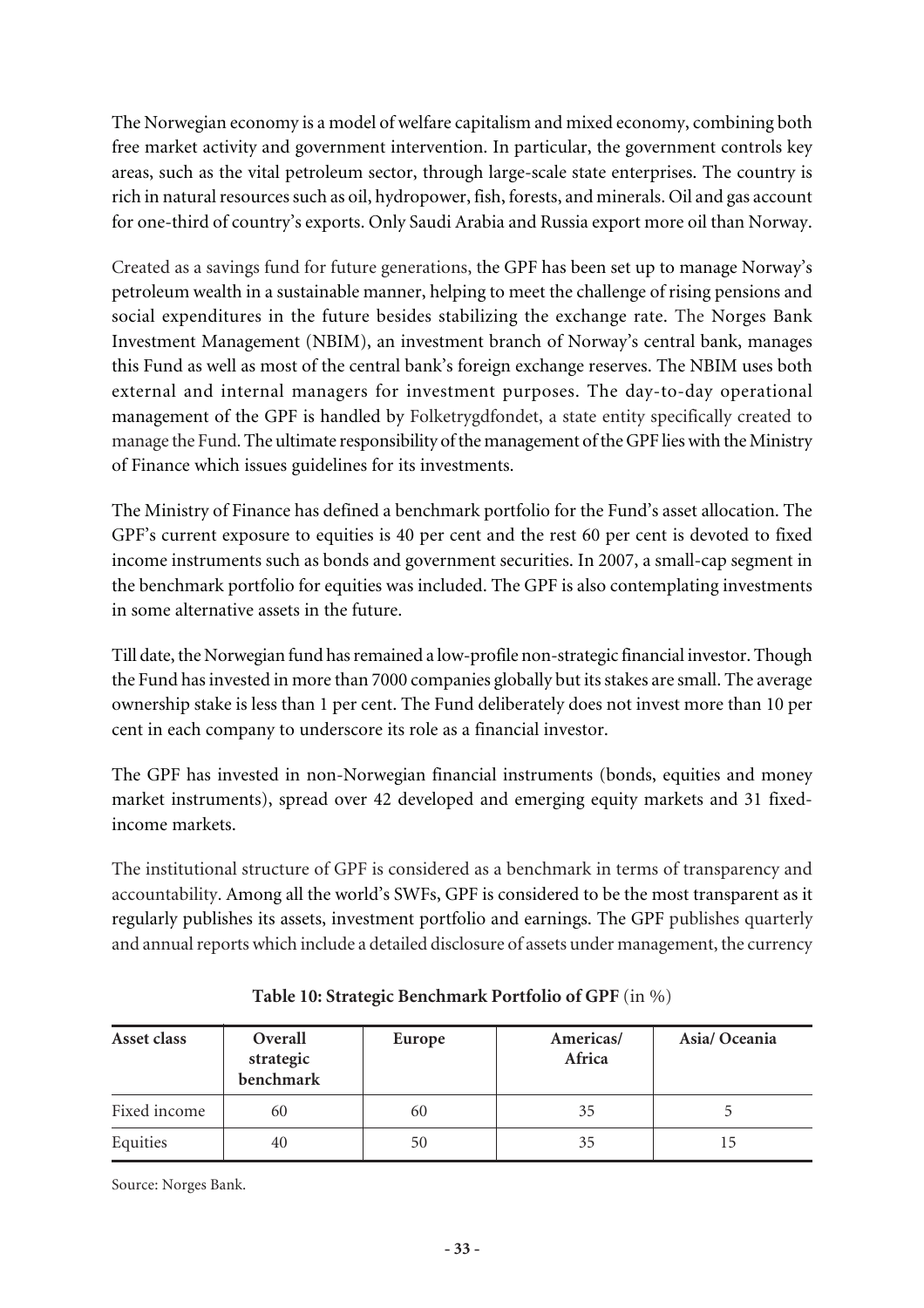The Norwegian economy is a model of welfare capitalism and mixed economy, combining both free market activity and government intervention. In particular, the government controls key areas, such as the vital petroleum sector, through large-scale state enterprises. The country is rich in natural resources such as oil, hydropower, fish, forests, and minerals. Oil and gas account for one-third of country's exports. Only Saudi Arabia and Russia export more oil than Norway.

Created as a savings fund for future generations, the GPF has been set up to manage Norway's petroleum wealth in a sustainable manner, helping to meet the challenge of rising pensions and social expenditures in the future besides stabilizing the exchange rate. The Norges Bank Investment Management (NBIM), an investment branch of Norway's central bank, manages this Fund as well as most of the central bank's foreign exchange reserves. The NBIM uses both external and internal managers for investment purposes. The day-to-day operational management of the GPF is handled by Folketrygdfondet, a state entity specifically created to manage the Fund. The ultimate responsibility of the management of the GPF lies with the Ministry of Finance which issues guidelines for its investments.

The Ministry of Finance has defined a benchmark portfolio for the Fund's asset allocation. The GPF's current exposure to equities is 40 per cent and the rest 60 per cent is devoted to fixed income instruments such as bonds and government securities. In 2007, a small-cap segment in the benchmark portfolio for equities was included. The GPF is also contemplating investments in some alternative assets in the future.

Till date, the Norwegian fund has remained a low-profile non-strategic financial investor. Though the Fund has invested in more than 7000 companies globally but its stakes are small. The average ownership stake is less than 1 per cent. The Fund deliberately does not invest more than 10 per cent in each company to underscore its role as a financial investor.

The GPF has invested in non-Norwegian financial instruments (bonds, equities and money market instruments), spread over 42 developed and emerging equity markets and 31 fixed-income markets.

The institutional structure of GPF is considered as a benchmark in terms of transparency and accountability. Among all the world's SWFs, GPF is considered to be the most transparent as it regularly publishes its assets, investment portfolio and earnings. The GPF publishes quarterly and annual reports which include a detailed disclosure of assets under management, the currency

**Table 10: Strategic Benchmark Portfolio of GPF** (in %)

| Asset class | Overall strategic benchmark | Europe | Americas/ Africa | Asia/ Oceania |
|---|---|---|---|---|
| Fixed income | 60 | 60 | 35 | 5 |
| Equities | 40 | 50 | 35 | 15 |

Source: Norges Bank.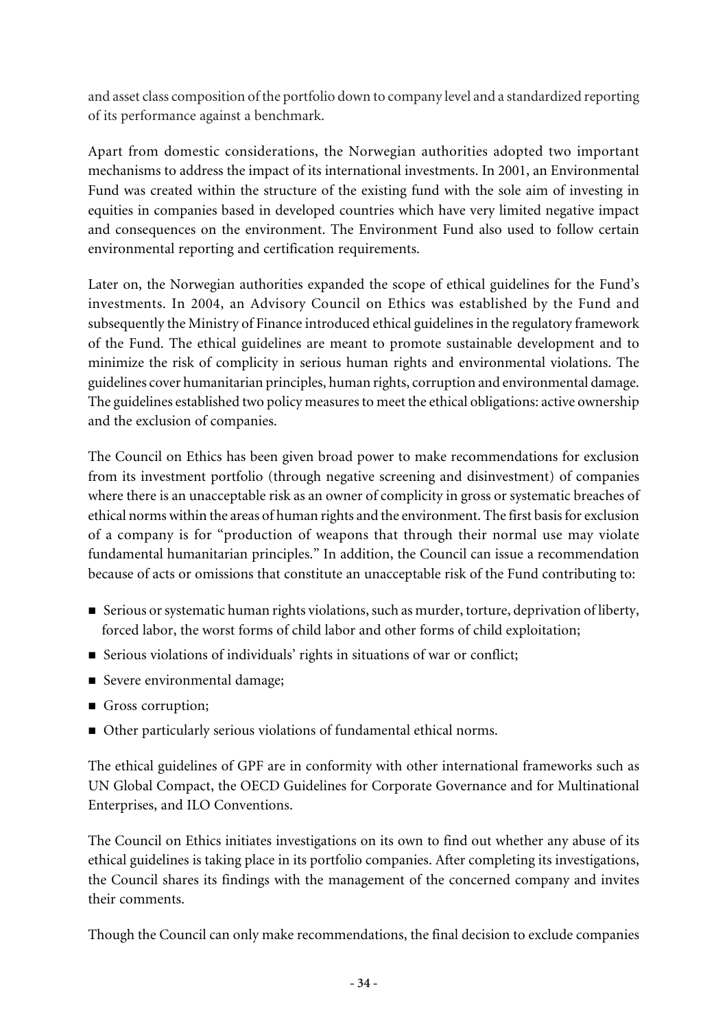and asset class composition of the portfolio down to company level and a standardized reporting of its performance against a benchmark.

Apart from domestic considerations, the Norwegian authorities adopted two important mechanisms to address the impact of its international investments. In 2001, an Environmental Fund was created within the structure of the existing fund with the sole aim of investing in equities in companies based in developed countries which have very limited negative impact and consequences on the environment. The Environment Fund also used to follow certain environmental reporting and certification requirements.

Later on, the Norwegian authorities expanded the scope of ethical guidelines for the Fund's investments. In 2004, an Advisory Council on Ethics was established by the Fund and subsequently the Ministry of Finance introduced ethical guidelines in the regulatory framework of the Fund. The ethical guidelines are meant to promote sustainable development and to minimize the risk of complicity in serious human rights and environmental violations. The guidelines cover humanitarian principles, human rights, corruption and environmental damage. The guidelines established two policy measures to meet the ethical obligations: active ownership and the exclusion of companies.

The Council on Ethics has been given broad power to make recommendations for exclusion from its investment portfolio (through negative screening and disinvestment) of companies where there is an unacceptable risk as an owner of complicity in gross or systematic breaches of ethical norms within the areas of human rights and the environment. The first basis for exclusion of a company is for "production of weapons that through their normal use may violate fundamental humanitarian principles." In addition, the Council can issue a recommendation because of acts or omissions that constitute an unacceptable risk of the Fund contributing to:

- Serious or systematic human rights violations, such as murder, torture, deprivation of liberty, forced labor, the worst forms of child labor and other forms of child exploitation;
- Serious violations of individuals' rights in situations of war or conflict;
- Severe environmental damage;
- Gross corruption;
- Other particularly serious violations of fundamental ethical norms.

The ethical guidelines of GPF are in conformity with other international frameworks such as UN Global Compact, the OECD Guidelines for Corporate Governance and for Multinational Enterprises, and ILO Conventions.

The Council on Ethics initiates investigations on its own to find out whether any abuse of its ethical guidelines is taking place in its portfolio companies. After completing its investigations, the Council shares its findings with the management of the concerned company and invites their comments.

Though the Council can only make recommendations, the final decision to exclude companies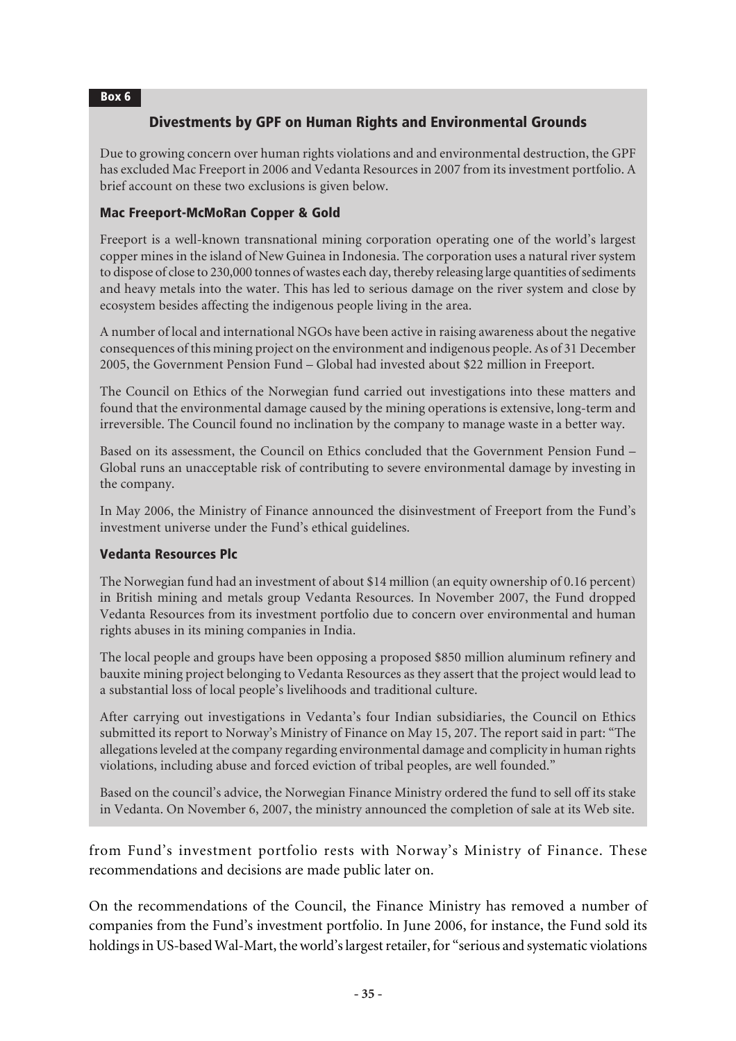**Box 6**

## Divestments by GPF on Human Rights and Environmental Grounds

Due to growing concern over human rights violations and and environmental destruction, the GPF has excluded Mac Freeport in 2006 and Vedanta Resources in 2007 from its investment portfolio. A brief account on these two exclusions is given below.

### Mac Freeport-McMoRan Copper & Gold

Freeport is a well-known transnational mining corporation operating one of the world's largest copper mines in the island of New Guinea in Indonesia. The corporation uses a natural river system to dispose of close to 230,000 tonnes of wastes each day, thereby releasing large quantities of sediments and heavy metals into the water. This has led to serious damage on the river system and close by ecosystem besides affecting the indigenous people living in the area.

A number of local and international NGOs have been active in raising awareness about the negative consequences of this mining project on the environment and indigenous people. As of 31 December 2005, the Government Pension Fund – Global had invested about $22 million in Freeport.

The Council on Ethics of the Norwegian fund carried out investigations into these matters and found that the environmental damage caused by the mining operations is extensive, long-term and irreversible. The Council found no inclination by the company to manage waste in a better way.

Based on its assessment, the Council on Ethics concluded that the Government Pension Fund – Global runs an unacceptable risk of contributing to severe environmental damage by investing in the company.

In May 2006, the Ministry of Finance announced the disinvestment of Freeport from the Fund's investment universe under the Fund's ethical guidelines.

### Vedanta Resources Plc

The Norwegian fund had an investment of about $14 million (an equity ownership of 0.16 percent) in British mining and metals group Vedanta Resources. In November 2007, the Fund dropped Vedanta Resources from its investment portfolio due to concern over environmental and human rights abuses in its mining companies in India.

The local people and groups have been opposing a proposed $850 million aluminum refinery and bauxite mining project belonging to Vedanta Resources as they assert that the project would lead to a substantial loss of local people's livelihoods and traditional culture.

After carrying out investigations in Vedanta's four Indian subsidiaries, the Council on Ethics submitted its report to Norway's Ministry of Finance on May 15, 207. The report said in part: "The allegations leveled at the company regarding environmental damage and complicity in human rights violations, including abuse and forced eviction of tribal peoples, are well founded."

Based on the council's advice, the Norwegian Finance Ministry ordered the fund to sell off its stake in Vedanta. On November 6, 2007, the ministry announced the completion of sale at its Web site.

---

from Fund's investment portfolio rests with Norway's Ministry of Finance. These recommendations and decisions are made public later on.

On the recommendations of the Council, the Finance Ministry has removed a number of companies from the Fund's investment portfolio. In June 2006, for instance, the Fund sold its holdings in US-based Wal-Mart, the world's largest retailer, for "serious and systematic violations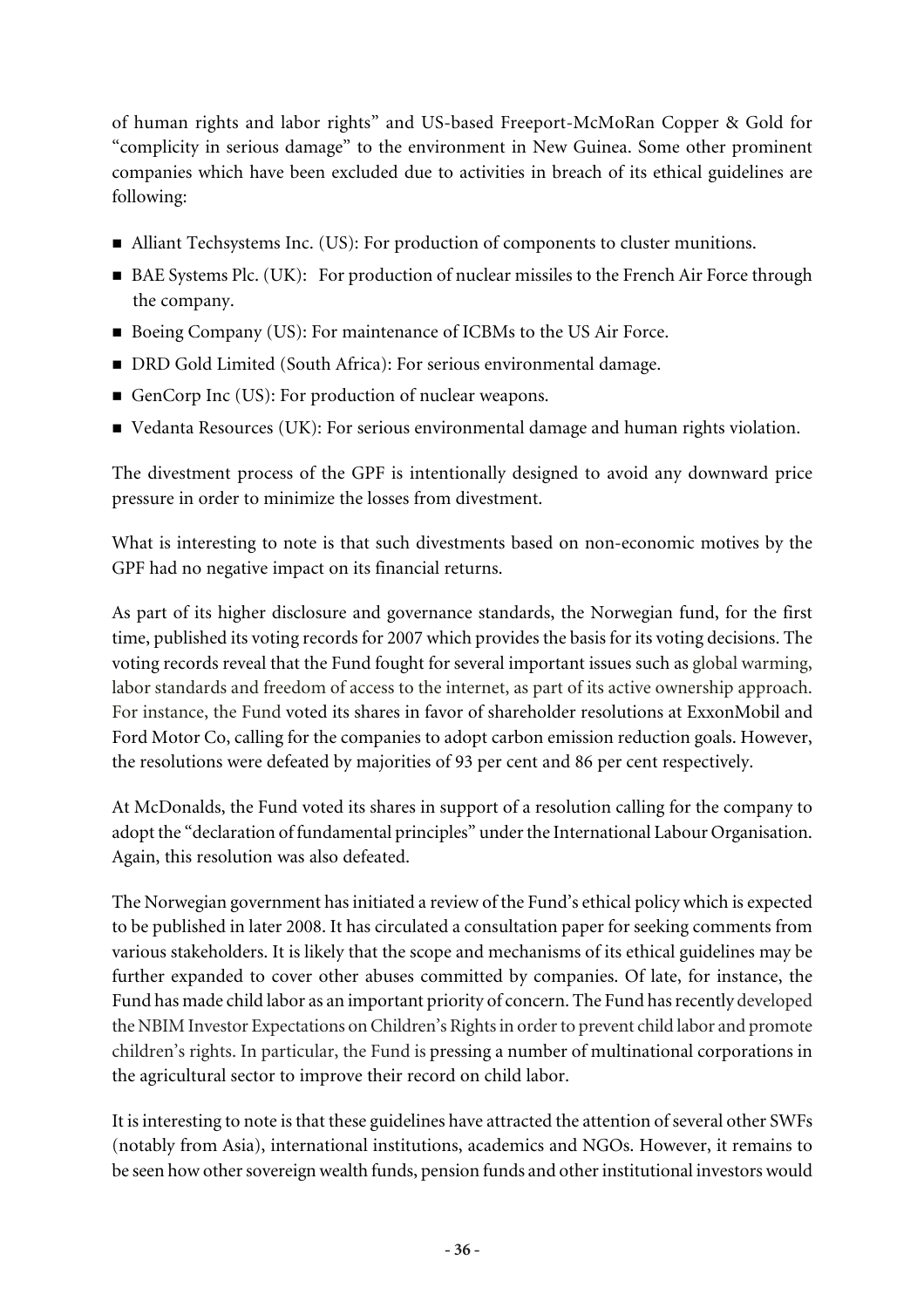of human rights and labor rights" and US-based Freeport-McMoRan Copper & Gold for "complicity in serious damage" to the environment in New Guinea. Some other prominent companies which have been excluded due to activities in breach of its ethical guidelines are following:

- Alliant Techsystems Inc. (US): For production of components to cluster munitions.
- BAE Systems Plc. (UK): For production of nuclear missiles to the French Air Force through the company.
- Boeing Company (US): For maintenance of ICBMs to the US Air Force.
- DRD Gold Limited (South Africa): For serious environmental damage.
- GenCorp Inc (US): For production of nuclear weapons.
- Vedanta Resources (UK): For serious environmental damage and human rights violation.

The divestment process of the GPF is intentionally designed to avoid any downward price pressure in order to minimize the losses from divestment.

What is interesting to note is that such divestments based on non-economic motives by the GPF had no negative impact on its financial returns.

As part of its higher disclosure and governance standards, the Norwegian fund, for the first time, published its voting records for 2007 which provides the basis for its voting decisions. The voting records reveal that the Fund fought for several important issues such as global warming, labor standards and freedom of access to the internet, as part of its active ownership approach. For instance, the Fund voted its shares in favor of shareholder resolutions at ExxonMobil and Ford Motor Co, calling for the companies to adopt carbon emission reduction goals. However, the resolutions were defeated by majorities of 93 per cent and 86 per cent respectively.

At McDonalds, the Fund voted its shares in support of a resolution calling for the company to adopt the "declaration of fundamental principles" under the International Labour Organisation. Again, this resolution was also defeated.

The Norwegian government has initiated a review of the Fund's ethical policy which is expected to be published in later 2008. It has circulated a consultation paper for seeking comments from various stakeholders. It is likely that the scope and mechanisms of its ethical guidelines may be further expanded to cover other abuses committed by companies. Of late, for instance, the Fund has made child labor as an important priority of concern. The Fund has recently developed the NBIM Investor Expectations on Children's Rights in order to prevent child labor and promote children's rights. In particular, the Fund is pressing a number of multinational corporations in the agricultural sector to improve their record on child labor.

It is interesting to note is that these guidelines have attracted the attention of several other SWFs (notably from Asia), international institutions, academics and NGOs. However, it remains to be seen how other sovereign wealth funds, pension funds and other institutional investors would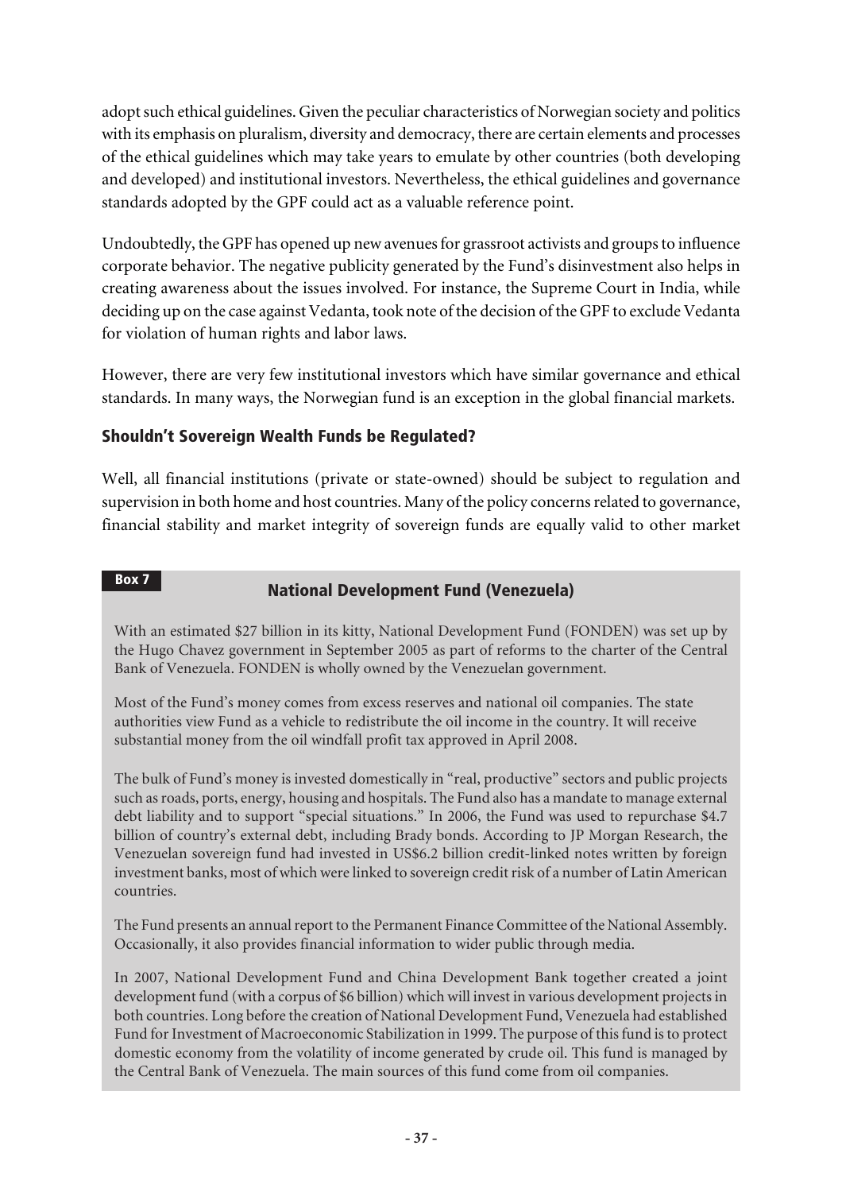adopt such ethical guidelines. Given the peculiar characteristics of Norwegian society and politics with its emphasis on pluralism, diversity and democracy, there are certain elements and processes of the ethical guidelines which may take years to emulate by other countries (both developing and developed) and institutional investors. Nevertheless, the ethical guidelines and governance standards adopted by the GPF could act as a valuable reference point.

Undoubtedly, the GPF has opened up new avenues for grassroot activists and groups to influence corporate behavior. The negative publicity generated by the Fund's disinvestment also helps in creating awareness about the issues involved. For instance, the Supreme Court in India, while deciding up on the case against Vedanta, took note of the decision of the GPF to exclude Vedanta for violation of human rights and labor laws.

However, there are very few institutional investors which have similar governance and ethical standards. In many ways, the Norwegian fund is an exception in the global financial markets.

## Shouldn't Sovereign Wealth Funds be Regulated?

Well, all financial institutions (private or state-owned) should be subject to regulation and supervision in both home and host countries. Many of the policy concerns related to governance, financial stability and market integrity of sovereign funds are equally valid to other market

**Box 7**

### National Development Fund (Venezuela)

With an estimated $27 billion in its kitty, National Development Fund (FONDEN) was set up by the Hugo Chavez government in September 2005 as part of reforms to the charter of the Central Bank of Venezuela. FONDEN is wholly owned by the Venezuelan government.

Most of the Fund's money comes from excess reserves and national oil companies. The state authorities view Fund as a vehicle to redistribute the oil income in the country. It will receive substantial money from the oil windfall profit tax approved in April 2008.

The bulk of Fund's money is invested domestically in "real, productive" sectors and public projects such as roads, ports, energy, housing and hospitals. The Fund also has a mandate to manage external debt liability and to support "special situations." In 2006, the Fund was used to repurchase $4.7 billion of country's external debt, including Brady bonds. According to JP Morgan Research, the Venezuelan sovereign fund had invested in US$6.2 billion credit-linked notes written by foreign investment banks, most of which were linked to sovereign credit risk of a number of Latin American countries.

The Fund presents an annual report to the Permanent Finance Committee of the National Assembly. Occasionally, it also provides financial information to wider public through media.

In 2007, National Development Fund and China Development Bank together created a joint development fund (with a corpus of $6 billion) which will invest in various development projects in both countries. Long before the creation of National Development Fund, Venezuela had established Fund for Investment of Macroeconomic Stabilization in 1999. The purpose of this fund is to protect domestic economy from the volatility of income generated by crude oil. This fund is managed by the Central Bank of Venezuela. The main sources of this fund come from oil companies.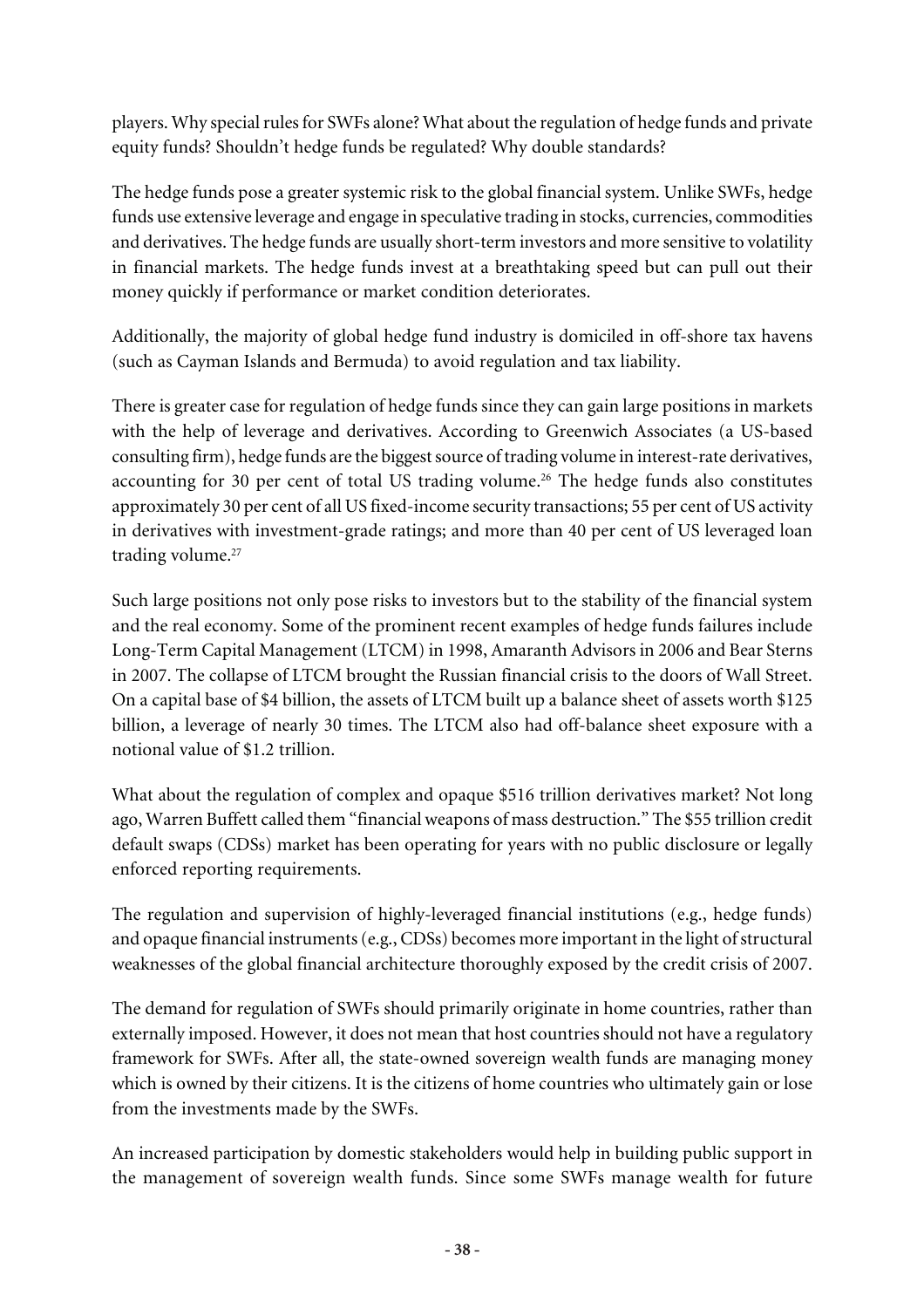players. Why special rules for SWFs alone? What about the regulation of hedge funds and private equity funds? Shouldn't hedge funds be regulated? Why double standards?

The hedge funds pose a greater systemic risk to the global financial system. Unlike SWFs, hedge funds use extensive leverage and engage in speculative trading in stocks, currencies, commodities and derivatives. The hedge funds are usually short-term investors and more sensitive to volatility in financial markets. The hedge funds invest at a breathtaking speed but can pull out their money quickly if performance or market condition deteriorates.

Additionally, the majority of global hedge fund industry is domiciled in off-shore tax havens (such as Cayman Islands and Bermuda) to avoid regulation and tax liability.

There is greater case for regulation of hedge funds since they can gain large positions in markets with the help of leverage and derivatives. According to Greenwich Associates (a US-based consulting firm), hedge funds are the biggest source of trading volume in interest-rate derivatives, accounting for 30 per cent of total US trading volume.[26] The hedge funds also constitutes approximately 30 per cent of all US fixed-income security transactions; 55 per cent of US activity in derivatives with investment-grade ratings; and more than 40 per cent of US leveraged loan trading volume.[27]

Such large positions not only pose risks to investors but to the stability of the financial system and the real economy. Some of the prominent recent examples of hedge funds failures include Long-Term Capital Management (LTCM) in 1998, Amaranth Advisors in 2006 and Bear Sterns in 2007. The collapse of LTCM brought the Russian financial crisis to the doors of Wall Street. On a capital base of $4 billion, the assets of LTCM built up a balance sheet of assets worth $125 billion, a leverage of nearly 30 times. The LTCM also had off-balance sheet exposure with a notional value of $1.2 trillion.

What about the regulation of complex and opaque $516 trillion derivatives market? Not long ago, Warren Buffett called them "financial weapons of mass destruction." The $55 trillion credit default swaps (CDSs) market has been operating for years with no public disclosure or legally enforced reporting requirements.

The regulation and supervision of highly-leveraged financial institutions (e.g., hedge funds) and opaque financial instruments (e.g., CDSs) becomes more important in the light of structural weaknesses of the global financial architecture thoroughly exposed by the credit crisis of 2007.

The demand for regulation of SWFs should primarily originate in home countries, rather than externally imposed. However, it does not mean that host countries should not have a regulatory framework for SWFs. After all, the state-owned sovereign wealth funds are managing money which is owned by their citizens. It is the citizens of home countries who ultimately gain or lose from the investments made by the SWFs.

An increased participation by domestic stakeholders would help in building public support in the management of sovereign wealth funds. Since some SWFs manage wealth for future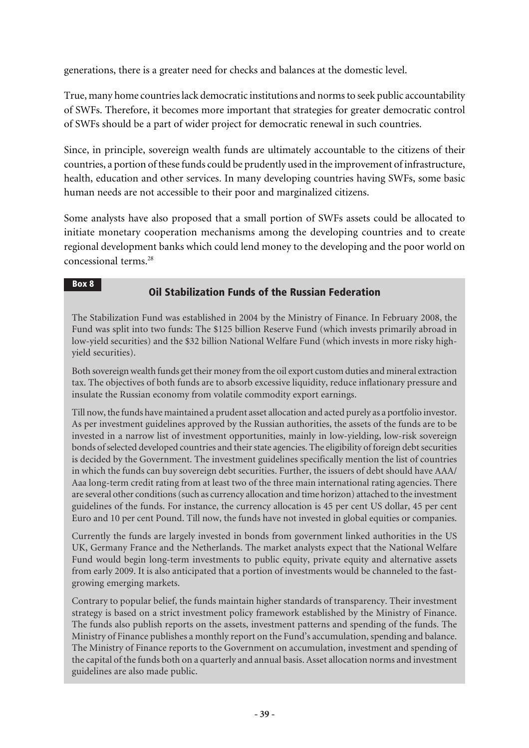generations, there is a greater need for checks and balances at the domestic level.

True, many home countries lack democratic institutions and norms to seek public accountability of SWFs. Therefore, it becomes more important that strategies for greater democratic control of SWFs should be a part of wider project for democratic renewal in such countries.

Since, in principle, sovereign wealth funds are ultimately accountable to the citizens of their countries, a portion of these funds could be prudently used in the improvement of infrastructure, health, education and other services. In many developing countries having SWFs, some basic human needs are not accessible to their poor and marginalized citizens.

Some analysts have also proposed that a small portion of SWFs assets could be allocated to initiate monetary cooperation mechanisms among the developing countries and to create regional development banks which could lend money to the developing and the poor world on concessional terms.[28]

**Box 8**

### Oil Stabilization Funds of the Russian Federation

The Stabilization Fund was established in 2004 by the Ministry of Finance. In February 2008, the Fund was split into two funds: The $125 billion Reserve Fund (which invests primarily abroad in low-yield securities) and the $32 billion National Welfare Fund (which invests in more risky high-yield securities).

Both sovereign wealth funds get their money from the oil export custom duties and mineral extraction tax. The objectives of both funds are to absorb excessive liquidity, reduce inflationary pressure and insulate the Russian economy from volatile commodity export earnings.

Till now, the funds have maintained a prudent asset allocation and acted purely as a portfolio investor. As per investment guidelines approved by the Russian authorities, the assets of the funds are to be invested in a narrow list of investment opportunities, mainly in low-yielding, low-risk sovereign bonds of selected developed countries and their state agencies. The eligibility of foreign debt securities is decided by the Government. The investment guidelines specifically mention the list of countries in which the funds can buy sovereign debt securities. Further, the issuers of debt should have AAA/Aaa long-term credit rating from at least two of the three main international rating agencies. There are several other conditions (such as currency allocation and time horizon) attached to the investment guidelines of the funds. For instance, the currency allocation is 45 per cent US dollar, 45 per cent Euro and 10 per cent Pound. Till now, the funds have not invested in global equities or companies.

Currently the funds are largely invested in bonds from government linked authorities in the US UK, Germany France and the Netherlands. The market analysts expect that the National Welfare Fund would begin long-term investments to public equity, private equity and alternative assets from early 2009. It is also anticipated that a portion of investments would be channeled to the fast-growing emerging markets.

Contrary to popular belief, the funds maintain higher standards of transparency. Their investment strategy is based on a strict investment policy framework established by the Ministry of Finance. The funds also publish reports on the assets, investment patterns and spending of the funds. The Ministry of Finance publishes a monthly report on the Fund's accumulation, spending and balance. The Ministry of Finance reports to the Government on accumulation, investment and spending of the capital of the funds both on a quarterly and annual basis. Asset allocation norms and investment guidelines are also made public.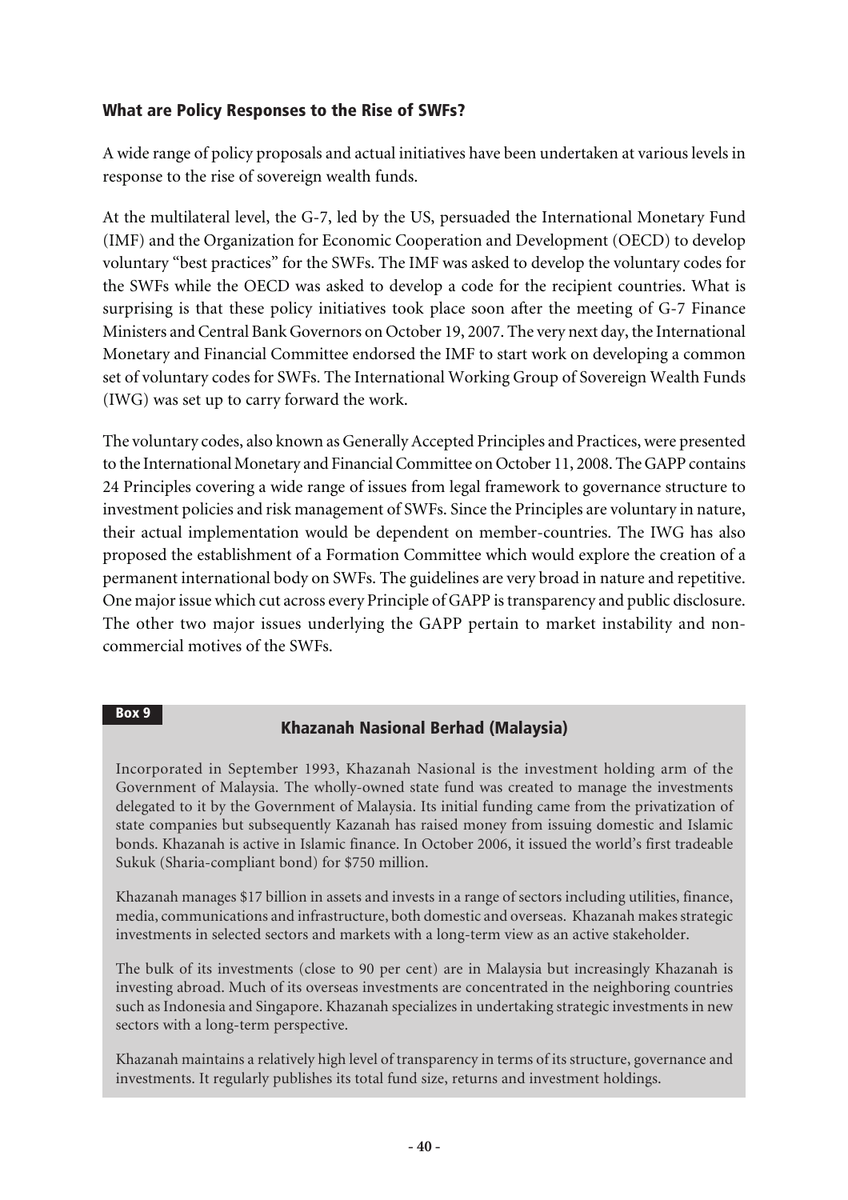## What are Policy Responses to the Rise of SWFs?

A wide range of policy proposals and actual initiatives have been undertaken at various levels in response to the rise of sovereign wealth funds.

At the multilateral level, the G-7, led by the US, persuaded the International Monetary Fund (IMF) and the Organization for Economic Cooperation and Development (OECD) to develop voluntary "best practices" for the SWFs. The IMF was asked to develop the voluntary codes for the SWFs while the OECD was asked to develop a code for the recipient countries. What is surprising is that these policy initiatives took place soon after the meeting of G-7 Finance Ministers and Central Bank Governors on October 19, 2007. The very next day, the International Monetary and Financial Committee endorsed the IMF to start work on developing a common set of voluntary codes for SWFs. The International Working Group of Sovereign Wealth Funds (IWG) was set up to carry forward the work.

The voluntary codes, also known as Generally Accepted Principles and Practices, were presented to the International Monetary and Financial Committee on October 11, 2008. The GAPP contains 24 Principles covering a wide range of issues from legal framework to governance structure to investment policies and risk management of SWFs. Since the Principles are voluntary in nature, their actual implementation would be dependent on member-countries. The IWG has also proposed the establishment of a Formation Committee which would explore the creation of a permanent international body on SWFs. The guidelines are very broad in nature and repetitive. One major issue which cut across every Principle of GAPP is transparency and public disclosure. The other two major issues underlying the GAPP pertain to market instability and non-commercial motives of the SWFs.

**Box 9**

### Khazanah Nasional Berhad (Malaysia)

Incorporated in September 1993, Khazanah Nasional is the investment holding arm of the Government of Malaysia. The wholly-owned state fund was created to manage the investments delegated to it by the Government of Malaysia. Its initial funding came from the privatization of state companies but subsequently Kazanah has raised money from issuing domestic and Islamic bonds. Khazanah is active in Islamic finance. In October 2006, it issued the world's first tradeable Sukuk (Sharia-compliant bond) for $750 million.

Khazanah manages $17 billion in assets and invests in a range of sectors including utilities, finance, media, communications and infrastructure, both domestic and overseas. Khazanah makes strategic investments in selected sectors and markets with a long-term view as an active stakeholder.

The bulk of its investments (close to 90 per cent) are in Malaysia but increasingly Khazanah is investing abroad. Much of its overseas investments are concentrated in the neighboring countries such as Indonesia and Singapore. Khazanah specializes in undertaking strategic investments in new sectors with a long-term perspective.

Khazanah maintains a relatively high level of transparency in terms of its structure, governance and investments. It regularly publishes its total fund size, returns and investment holdings.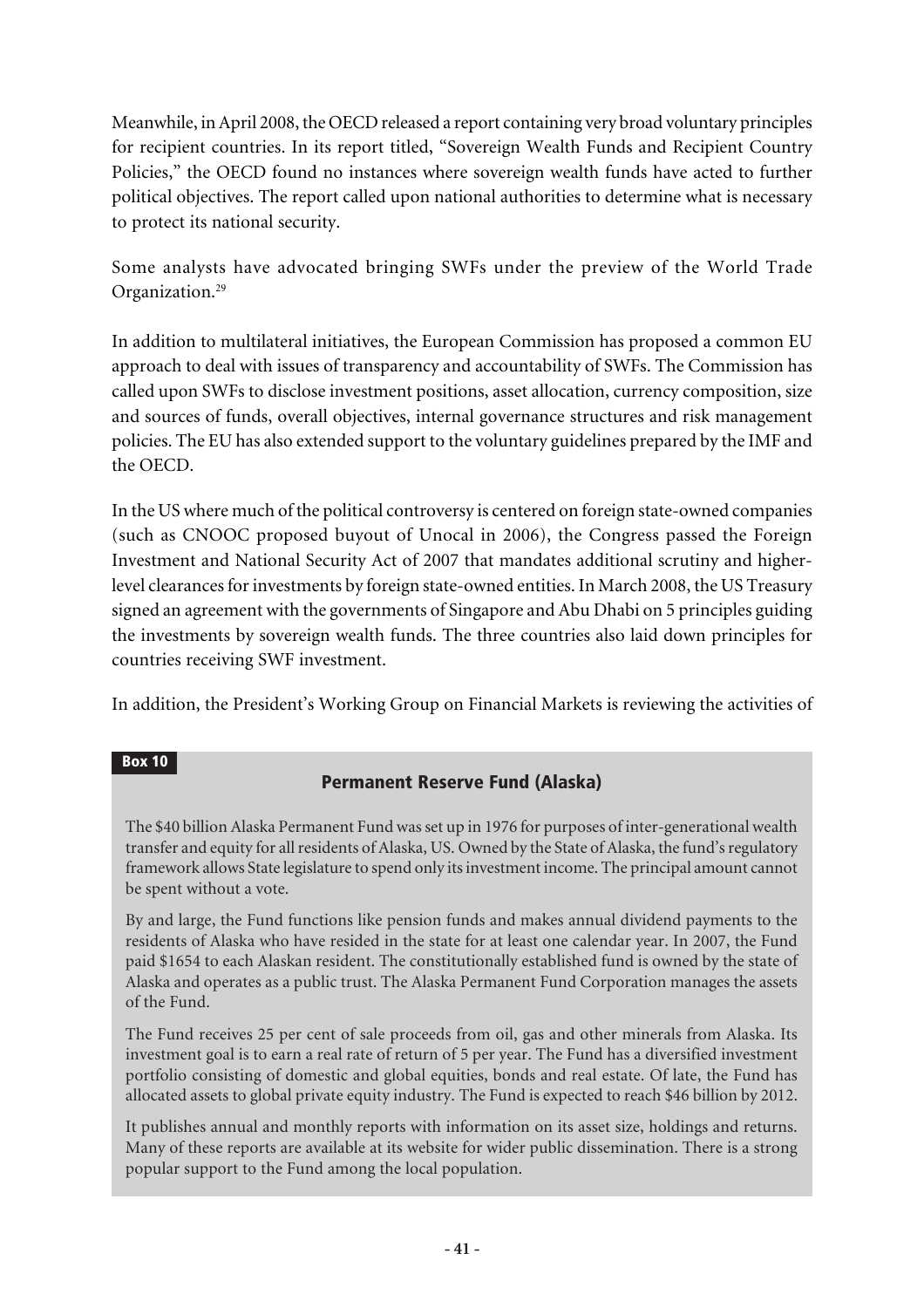Meanwhile, in April 2008, the OECD released a report containing very broad voluntary principles for recipient countries. In its report titled, "Sovereign Wealth Funds and Recipient Country Policies," the OECD found no instances where sovereign wealth funds have acted to further political objectives. The report called upon national authorities to determine what is necessary to protect its national security.

Some analysts have advocated bringing SWFs under the preview of the World Trade Organization.[29]

In addition to multilateral initiatives, the European Commission has proposed a common EU approach to deal with issues of transparency and accountability of SWFs. The Commission has called upon SWFs to disclose investment positions, asset allocation, currency composition, size and sources of funds, overall objectives, internal governance structures and risk management policies. The EU has also extended support to the voluntary guidelines prepared by the IMF and the OECD.

In the US where much of the political controversy is centered on foreign state-owned companies (such as CNOOC proposed buyout of Unocal in 2006), the Congress passed the Foreign Investment and National Security Act of 2007 that mandates additional scrutiny and higher-level clearances for investments by foreign state-owned entities. In March 2008, the US Treasury signed an agreement with the governments of Singapore and Abu Dhabi on 5 principles guiding the investments by sovereign wealth funds. The three countries also laid down principles for countries receiving SWF investment.

In addition, the President's Working Group on Financial Markets is reviewing the activities of

**Box 10**

### Permanent Reserve Fund (Alaska)

The $40 billion Alaska Permanent Fund was set up in 1976 for purposes of inter-generational wealth transfer and equity for all residents of Alaska, US. Owned by the State of Alaska, the fund's regulatory framework allows State legislature to spend only its investment income. The principal amount cannot be spent without a vote.

By and large, the Fund functions like pension funds and makes annual dividend payments to the residents of Alaska who have resided in the state for at least one calendar year. In 2007, the Fund paid $1654 to each Alaskan resident. The constitutionally established fund is owned by the state of Alaska and operates as a public trust. The Alaska Permanent Fund Corporation manages the assets of the Fund.

The Fund receives 25 per cent of sale proceeds from oil, gas and other minerals from Alaska. Its investment goal is to earn a real rate of return of 5 per year. The Fund has a diversified investment portfolio consisting of domestic and global equities, bonds and real estate. Of late, the Fund has allocated assets to global private equity industry. The Fund is expected to reach $46 billion by 2012.

It publishes annual and monthly reports with information on its asset size, holdings and returns. Many of these reports are available at its website for wider public dissemination. There is a strong popular support to the Fund among the local population.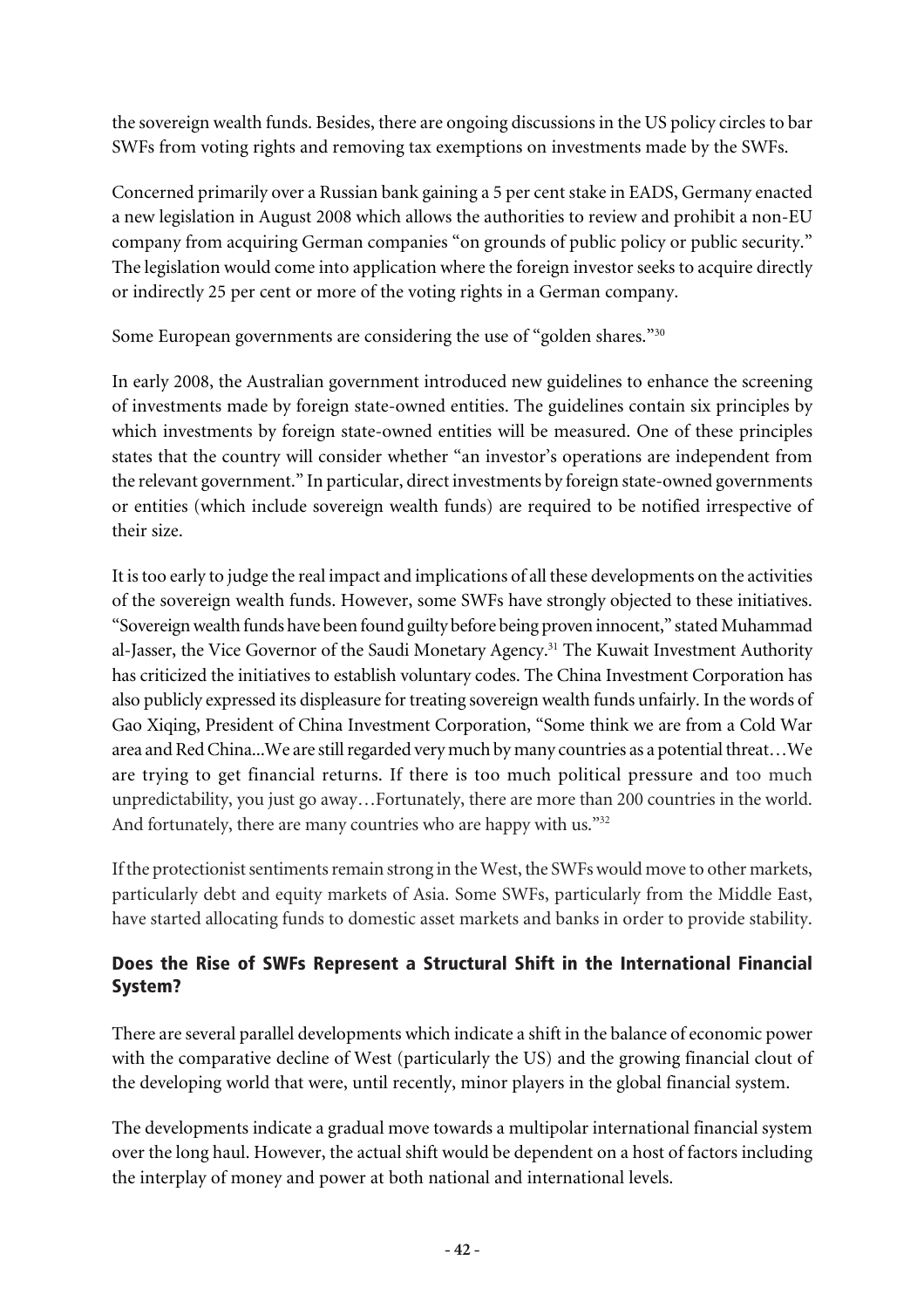the sovereign wealth funds. Besides, there are ongoing discussions in the US policy circles to bar SWFs from voting rights and removing tax exemptions on investments made by the SWFs.

Concerned primarily over a Russian bank gaining a 5 per cent stake in EADS, Germany enacted a new legislation in August 2008 which allows the authorities to review and prohibit a non-EU company from acquiring German companies "on grounds of public policy or public security." The legislation would come into application where the foreign investor seeks to acquire directly or indirectly 25 per cent or more of the voting rights in a German company.

Some European governments are considering the use of "golden shares."[30]

In early 2008, the Australian government introduced new guidelines to enhance the screening of investments made by foreign state-owned entities. The guidelines contain six principles by which investments by foreign state-owned entities will be measured. One of these principles states that the country will consider whether "an investor's operations are independent from the relevant government." In particular, direct investments by foreign state-owned governments or entities (which include sovereign wealth funds) are required to be notified irrespective of their size.

It is too early to judge the real impact and implications of all these developments on the activities of the sovereign wealth funds. However, some SWFs have strongly objected to these initiatives. "Sovereign wealth funds have been found guilty before being proven innocent," stated Muhammad al-Jasser, the Vice Governor of the Saudi Monetary Agency.[31] The Kuwait Investment Authority has criticized the initiatives to establish voluntary codes. The China Investment Corporation has also publicly expressed its displeasure for treating sovereign wealth funds unfairly. In the words of Gao Xiqing, President of China Investment Corporation, "Some think we are from a Cold War area and Red China...We are still regarded very much by many countries as a potential threat…We are trying to get financial returns. If there is too much political pressure and too much unpredictability, you just go away…Fortunately, there are more than 200 countries in the world. And fortunately, there are many countries who are happy with us."[32]

If the protectionist sentiments remain strong in the West, the SWFs would move to other markets, particularly debt and equity markets of Asia. Some SWFs, particularly from the Middle East, have started allocating funds to domestic asset markets and banks in order to provide stability.

## Does the Rise of SWFs Represent a Structural Shift in the International Financial System?

There are several parallel developments which indicate a shift in the balance of economic power with the comparative decline of West (particularly the US) and the growing financial clout of the developing world that were, until recently, minor players in the global financial system.

The developments indicate a gradual move towards a multipolar international financial system over the long haul. However, the actual shift would be dependent on a host of factors including the interplay of money and power at both national and international levels.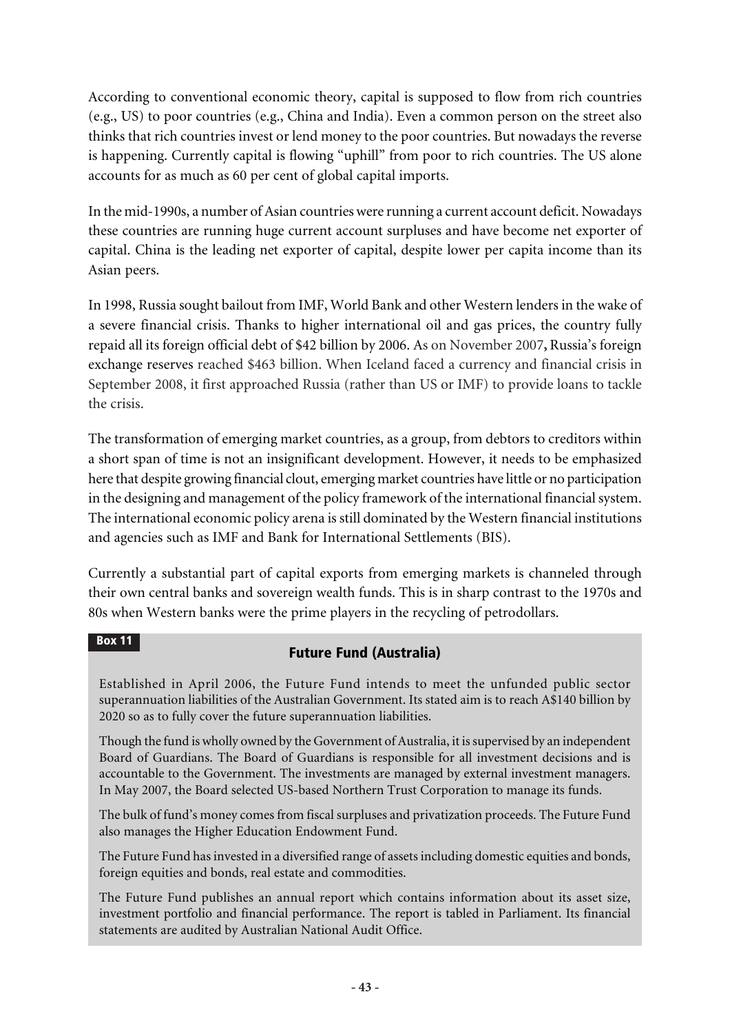According to conventional economic theory, capital is supposed to flow from rich countries (e.g., US) to poor countries (e.g., China and India). Even a common person on the street also thinks that rich countries invest or lend money to the poor countries. But nowadays the reverse is happening. Currently capital is flowing "uphill" from poor to rich countries. The US alone accounts for as much as 60 per cent of global capital imports.

In the mid-1990s, a number of Asian countries were running a current account deficit. Nowadays these countries are running huge current account surpluses and have become net exporter of capital. China is the leading net exporter of capital, despite lower per capita income than its Asian peers.

In 1998, Russia sought bailout from IMF, World Bank and other Western lenders in the wake of a severe financial crisis. Thanks to higher international oil and gas prices, the country fully repaid all its foreign official debt of $42 billion by 2006. As on November 2007**,** Russia's foreign exchange reserves reached $463 billion. When Iceland faced a currency and financial crisis in September 2008, it first approached Russia (rather than US or IMF) to provide loans to tackle the crisis.

The transformation of emerging market countries, as a group, from debtors to creditors within a short span of time is not an insignificant development. However, it needs to be emphasized here that despite growing financial clout, emerging market countries have little or no participation in the designing and management of the policy framework of the international financial system. The international economic policy arena is still dominated by the Western financial institutions and agencies such as IMF and Bank for International Settlements (BIS).

Currently a substantial part of capital exports from emerging markets is channeled through their own central banks and sovereign wealth funds. This is in sharp contrast to the 1970s and 80s when Western banks were the prime players in the recycling of petrodollars.

**Box 11**

### Future Fund (Australia)

Established in April 2006, the Future Fund intends to meet the unfunded public sector superannuation liabilities of the Australian Government. Its stated aim is to reach A$140 billion by 2020 so as to fully cover the future superannuation liabilities.

Though the fund is wholly owned by the Government of Australia, it is supervised by an independent Board of Guardians. The Board of Guardians is responsible for all investment decisions and is accountable to the Government. The investments are managed by external investment managers. In May 2007, the Board selected US-based Northern Trust Corporation to manage its funds.

The bulk of fund's money comes from fiscal surpluses and privatization proceeds. The Future Fund also manages the Higher Education Endowment Fund.

The Future Fund has invested in a diversified range of assets including domestic equities and bonds, foreign equities and bonds, real estate and commodities.

The Future Fund publishes an annual report which contains information about its asset size, investment portfolio and financial performance. The report is tabled in Parliament. Its financial statements are audited by Australian National Audit Office.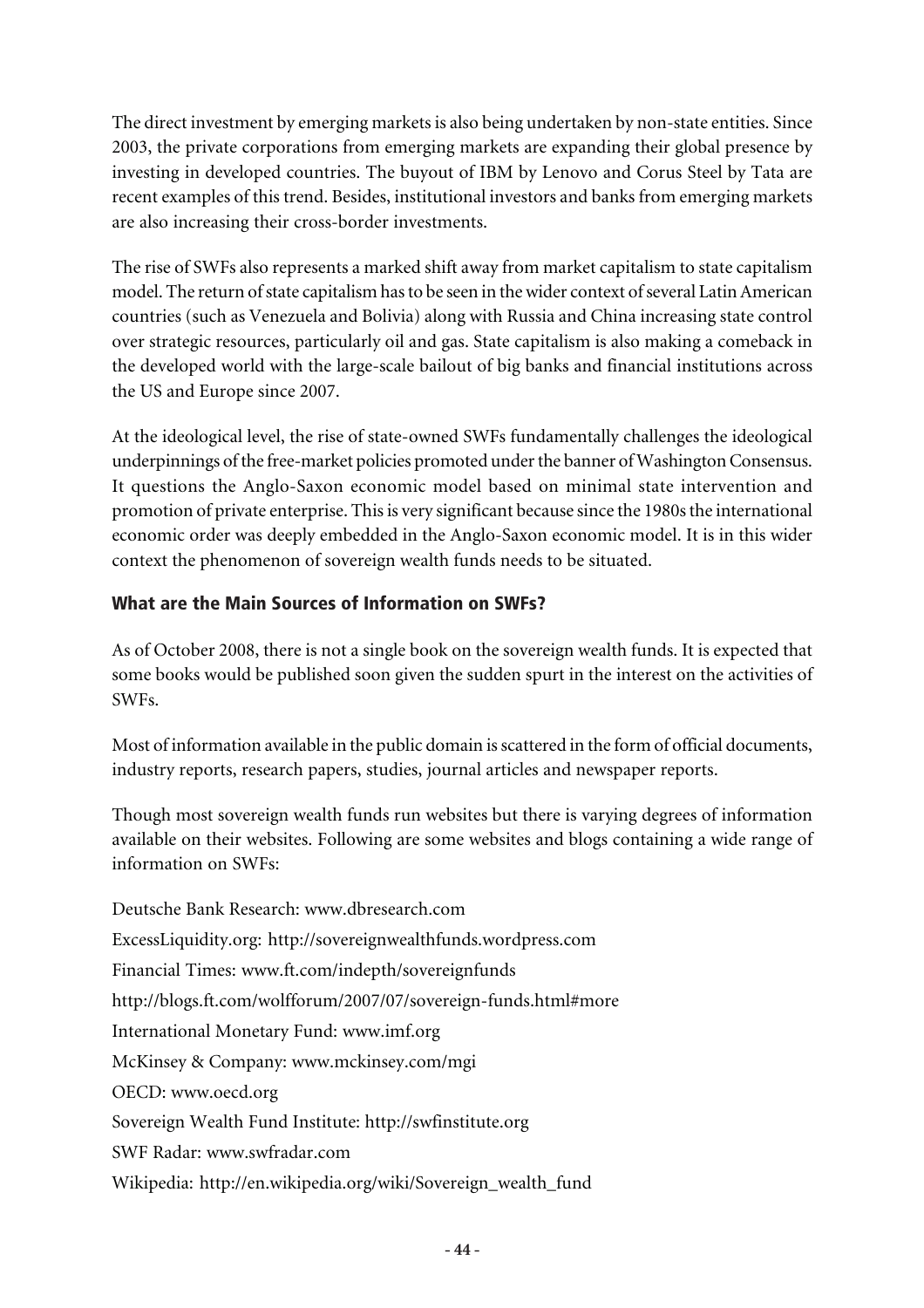The direct investment by emerging markets is also being undertaken by non-state entities. Since 2003, the private corporations from emerging markets are expanding their global presence by investing in developed countries. The buyout of IBM by Lenovo and Corus Steel by Tata are recent examples of this trend. Besides, institutional investors and banks from emerging markets are also increasing their cross-border investments.

The rise of SWFs also represents a marked shift away from market capitalism to state capitalism model. The return of state capitalism has to be seen in the wider context of several Latin American countries (such as Venezuela and Bolivia) along with Russia and China increasing state control over strategic resources, particularly oil and gas. State capitalism is also making a comeback in the developed world with the large-scale bailout of big banks and financial institutions across the US and Europe since 2007.

At the ideological level, the rise of state-owned SWFs fundamentally challenges the ideological underpinnings of the free-market policies promoted under the banner of Washington Consensus. It questions the Anglo-Saxon economic model based on minimal state intervention and promotion of private enterprise. This is very significant because since the 1980s the international economic order was deeply embedded in the Anglo-Saxon economic model. It is in this wider context the phenomenon of sovereign wealth funds needs to be situated.

## What are the Main Sources of Information on SWFs?

As of October 2008, there is not a single book on the sovereign wealth funds. It is expected that some books would be published soon given the sudden spurt in the interest on the activities of SWFs.

Most of information available in the public domain is scattered in the form of official documents, industry reports, research papers, studies, journal articles and newspaper reports.

Though most sovereign wealth funds run websites but there is varying degrees of information available on their websites. Following are some websites and blogs containing a wide range of information on SWFs:

Deutsche Bank Research: www.dbresearch.com

ExcessLiquidity.org: http://sovereignwealthfunds.wordpress.com

Financial Times: www.ft.com/indepth/sovereignfunds

http://blogs.ft.com/wolfforum/2007/07/sovereign-funds.html#more

International Monetary Fund: www.imf.org

McKinsey & Company: www.mckinsey.com/mgi

OECD: www.oecd.org

Sovereign Wealth Fund Institute: http://swfinstitute.org

SWF Radar: www.swfradar.com

Wikipedia: http://en.wikipedia.org/wiki/Sovereign_wealth_fund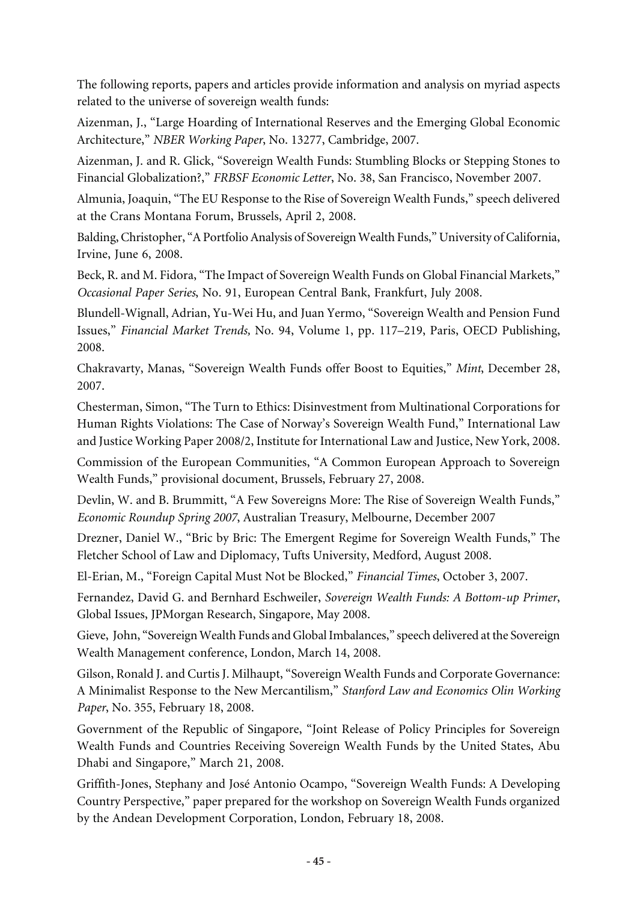The following reports, papers and articles provide information and analysis on myriad aspects related to the universe of sovereign wealth funds:

Aizenman, J., "Large Hoarding of International Reserves and the Emerging Global Economic Architecture," *NBER Working Paper*, No. 13277, Cambridge, 2007.

Aizenman, J. and R. Glick, "Sovereign Wealth Funds: Stumbling Blocks or Stepping Stones to Financial Globalization?," *FRBSF Economic Letter*, No. 38, San Francisco, November 2007.

Almunia, Joaquin, "The EU Response to the Rise of Sovereign Wealth Funds," speech delivered at the Crans Montana Forum, Brussels, April 2, 2008.

Balding, Christopher, "A Portfolio Analysis of Sovereign Wealth Funds," University of California, Irvine, June 6, 2008.

Beck, R. and M. Fidora, "The Impact of Sovereign Wealth Funds on Global Financial Markets," *Occasional Paper Series*, No. 91, European Central Bank, Frankfurt, July 2008.

Blundell-Wignall, Adrian, Yu-Wei Hu, and Juan Yermo, "Sovereign Wealth and Pension Fund Issues," *Financial Market Trends,* No. 94, Volume 1, pp. 117–219, Paris, OECD Publishing, 2008.

Chakravarty, Manas, "Sovereign Wealth Funds offer Boost to Equities," *Mint*, December 28, 2007.

Chesterman, Simon, "The Turn to Ethics: Disinvestment from Multinational Corporations for Human Rights Violations: The Case of Norway's Sovereign Wealth Fund," International Law and Justice Working Paper 2008/2, Institute for International Law and Justice, New York, 2008.

Commission of the European Communities, "A Common European Approach to Sovereign Wealth Funds," provisional document, Brussels, February 27, 2008.

Devlin, W. and B. Brummitt, "A Few Sovereigns More: The Rise of Sovereign Wealth Funds," *Economic Roundup Spring 2007*, Australian Treasury, Melbourne, December 2007

Drezner, Daniel W., "Bric by Bric: The Emergent Regime for Sovereign Wealth Funds," The Fletcher School of Law and Diplomacy, Tufts University, Medford, August 2008.

El-Erian, M., "Foreign Capital Must Not be Blocked," *Financial Times*, October 3, 2007.

Fernandez, David G. and Bernhard Eschweiler, *Sovereign Wealth Funds: A Bottom-up Primer*, Global Issues, JPMorgan Research, Singapore, May 2008.

Gieve, John, "Sovereign Wealth Funds and Global Imbalances," speech delivered at the Sovereign Wealth Management conference, London, March 14, 2008.

Gilson, Ronald J. and Curtis J. Milhaupt, "Sovereign Wealth Funds and Corporate Governance: A Minimalist Response to the New Mercantilism," *Stanford Law and Economics Olin Working Paper*, No. 355, February 18, 2008.

Government of the Republic of Singapore, "Joint Release of Policy Principles for Sovereign Wealth Funds and Countries Receiving Sovereign Wealth Funds by the United States, Abu Dhabi and Singapore," March 21, 2008.

Griffith-Jones, Stephany and José Antonio Ocampo, "Sovereign Wealth Funds: A Developing Country Perspective," paper prepared for the workshop on Sovereign Wealth Funds organized by the Andean Development Corporation, London, February 18, 2008.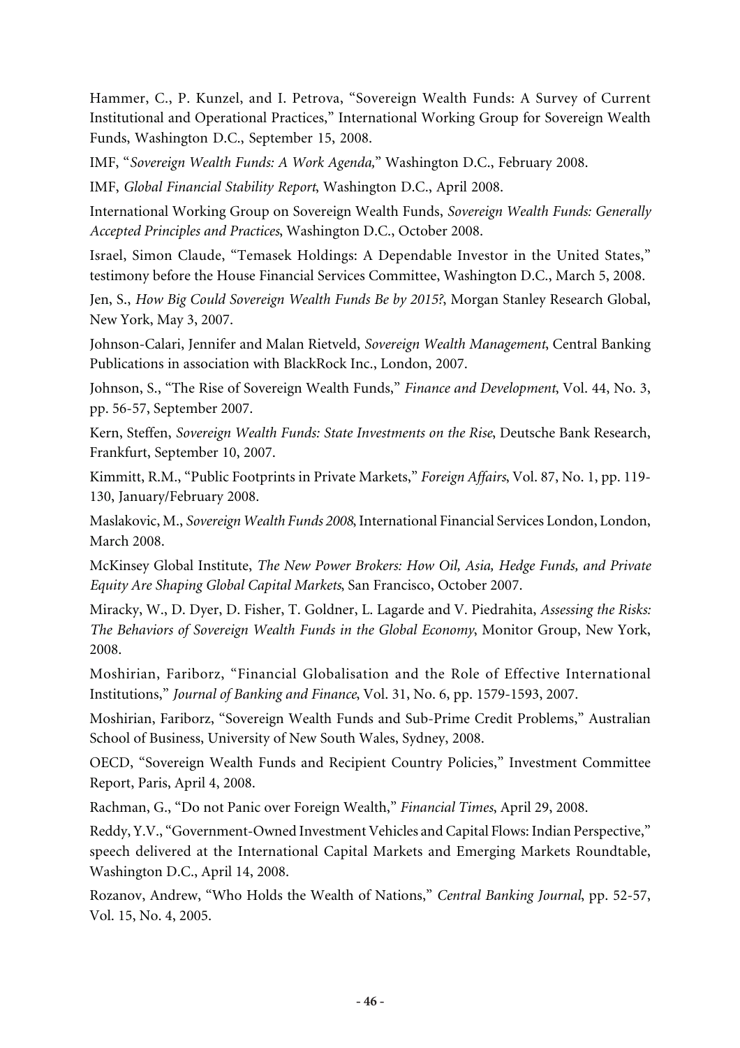Hammer, C., P. Kunzel, and I. Petrova, "Sovereign Wealth Funds: A Survey of Current Institutional and Operational Practices," International Working Group for Sovereign Wealth Funds, Washington D.C., September 15, 2008.

IMF, "*Sovereign Wealth Funds: A Work Agenda,*" Washington D.C., February 2008.

IMF, *Global Financial Stability Report*, Washington D.C., April 2008.

International Working Group on Sovereign Wealth Funds, *Sovereign Wealth Funds: Generally Accepted Principles and Practices*, Washington D.C., October 2008.

Israel, Simon Claude, "Temasek Holdings: A Dependable Investor in the United States," testimony before the House Financial Services Committee, Washington D.C., March 5, 2008.

Jen, S., *How Big Could Sovereign Wealth Funds Be by 2015?*, Morgan Stanley Research Global, New York, May 3, 2007.

Johnson-Calari, Jennifer and Malan Rietveld, *Sovereign Wealth Management*, Central Banking Publications in association with BlackRock Inc., London, 2007.

Johnson, S., "The Rise of Sovereign Wealth Funds," *Finance and Development*, Vol. 44, No. 3, pp. 56-57, September 2007.

Kern, Steffen, *Sovereign Wealth Funds: State Investments on the Rise*, Deutsche Bank Research, Frankfurt, September 10, 2007.

Kimmitt, R.M., "Public Footprints in Private Markets," *Foreign Affairs*, Vol. 87, No. 1, pp. 119-130, January/February 2008.

Maslakovic, M., *Sovereign Wealth Funds 2008*, International Financial Services London, London, March 2008.

McKinsey Global Institute, *The New Power Brokers: How Oil, Asia, Hedge Funds, and Private Equity Are Shaping Global Capital Markets*, San Francisco, October 2007.

Miracky, W., D. Dyer, D. Fisher, T. Goldner, L. Lagarde and V. Piedrahita, *Assessing the Risks: The Behaviors of Sovereign Wealth Funds in the Global Economy*, Monitor Group, New York, 2008.

Moshirian, Fariborz, "Financial Globalisation and the Role of Effective International Institutions," *Journal of Banking and Finance*, Vol. 31, No. 6, pp. 1579-1593, 2007.

Moshirian, Fariborz, "Sovereign Wealth Funds and Sub-Prime Credit Problems," Australian School of Business, University of New South Wales, Sydney, 2008.

OECD, "Sovereign Wealth Funds and Recipient Country Policies," Investment Committee Report, Paris, April 4, 2008.

Rachman, G., "Do not Panic over Foreign Wealth," *Financial Times*, April 29, 2008.

Reddy, Y.V., "Government-Owned Investment Vehicles and Capital Flows: Indian Perspective," speech delivered at the International Capital Markets and Emerging Markets Roundtable, Washington D.C., April 14, 2008.

Rozanov, Andrew, "Who Holds the Wealth of Nations," *Central Banking Journal*, pp. 52-57, Vol. 15, No. 4, 2005.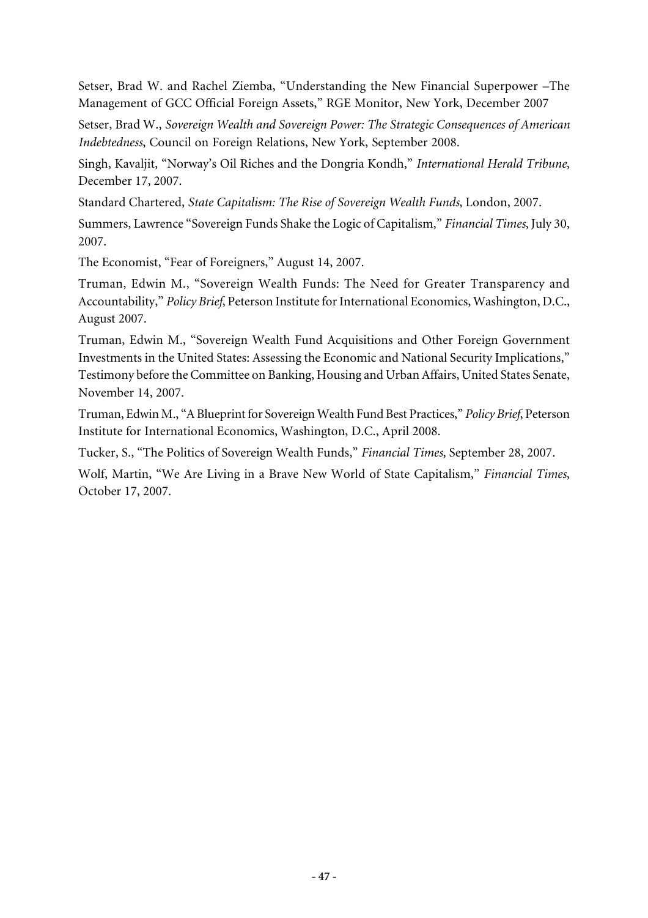Setser, Brad W. and Rachel Ziemba, "Understanding the New Financial Superpower –The Management of GCC Official Foreign Assets," RGE Monitor, New York, December 2007

Setser, Brad W., *Sovereign Wealth and Sovereign Power: The Strategic Consequences of American Indebtedness*, Council on Foreign Relations, New York, September 2008.

Singh, Kavaljit, "Norway's Oil Riches and the Dongria Kondh," *International Herald Tribune*, December 17, 2007.

Standard Chartered, *State Capitalism: The Rise of Sovereign Wealth Funds*, London, 2007.

Summers, Lawrence "Sovereign Funds Shake the Logic of Capitalism," *Financial Times*, July 30, 2007.

The Economist, "Fear of Foreigners," August 14, 2007.

Truman, Edwin M., "Sovereign Wealth Funds: The Need for Greater Transparency and Accountability," *Policy Brief*, Peterson Institute for International Economics, Washington, D.C., August 2007.

Truman, Edwin M., "Sovereign Wealth Fund Acquisitions and Other Foreign Government Investments in the United States: Assessing the Economic and National Security Implications," Testimony before the Committee on Banking, Housing and Urban Affairs, United States Senate, November 14, 2007.

Truman, Edwin M., "A Blueprint for Sovereign Wealth Fund Best Practices," *Policy Brief*, Peterson Institute for International Economics, Washington, D.C., April 2008.

Tucker, S., "The Politics of Sovereign Wealth Funds," *Financial Times*, September 28, 2007.

Wolf, Martin, "We Are Living in a Brave New World of State Capitalism," *Financial Times*, October 17, 2007.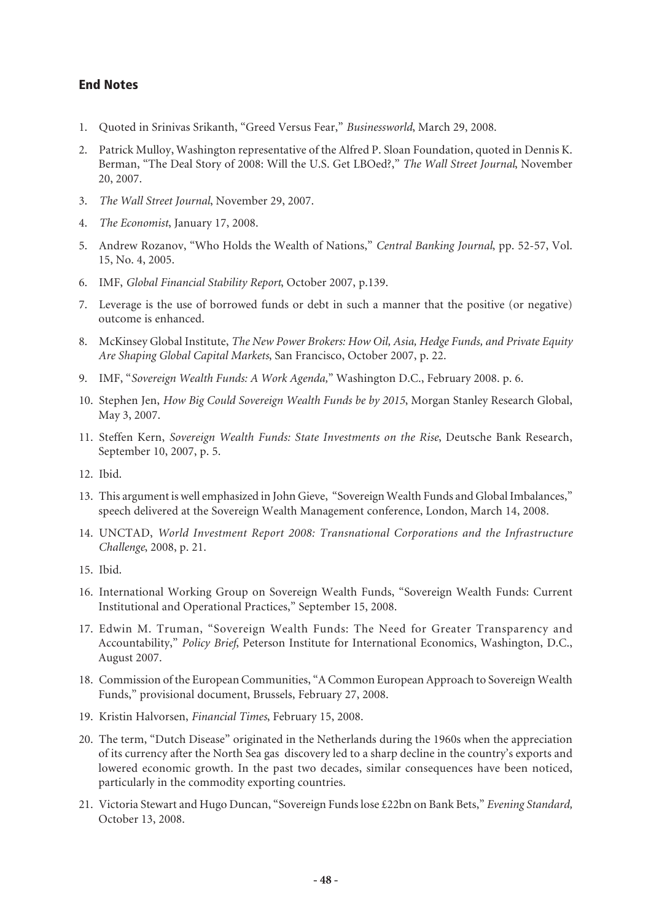## End Notes

1. Quoted in Srinivas Srikanth, "Greed Versus Fear," *Businessworld*, March 29, 2008.
2. Patrick Mulloy, Washington representative of the Alfred P. Sloan Foundation, quoted in Dennis K. Berman, "The Deal Story of 2008: Will the U.S. Get LBOed?," *The Wall Street Journal*, November 20, 2007.
3. *The Wall Street Journal*, November 29, 2007.
4. *The Economist*, January 17, 2008.
5. Andrew Rozanov, "Who Holds the Wealth of Nations," *Central Banking Journal*, pp. 52-57, Vol. 15, No. 4, 2005.
6. IMF, *Global Financial Stability Report*, October 2007, p.139.
7. Leverage is the use of borrowed funds or debt in such a manner that the positive (or negative) outcome is enhanced.
8. McKinsey Global Institute, *The New Power Brokers: How Oil, Asia, Hedge Funds, and Private Equity Are Shaping Global Capital Markets*, San Francisco, October 2007, p. 22.
9. IMF, "*Sovereign Wealth Funds: A Work Agenda,*" Washington D.C., February 2008. p. 6.
10. Stephen Jen, *How Big Could Sovereign Wealth Funds be by 2015*, Morgan Stanley Research Global, May 3, 2007.
11. Steffen Kern, *Sovereign Wealth Funds: State Investments on the Rise*, Deutsche Bank Research, September 10, 2007, p. 5.
12. Ibid.
13. This argument is well emphasized in John Gieve, "Sovereign Wealth Funds and Global Imbalances," speech delivered at the Sovereign Wealth Management conference, London, March 14, 2008.
14. UNCTAD, *World Investment Report 2008: Transnational Corporations and the Infrastructure Challenge*, 2008, p. 21.
15. Ibid.
16. International Working Group on Sovereign Wealth Funds, "Sovereign Wealth Funds: Current Institutional and Operational Practices," September 15, 2008.
17. Edwin M. Truman, "Sovereign Wealth Funds: The Need for Greater Transparency and Accountability," *Policy Brief*, Peterson Institute for International Economics, Washington, D.C., August 2007.
18. Commission of the European Communities, "A Common European Approach to Sovereign Wealth Funds," provisional document, Brussels, February 27, 2008.
19. Kristin Halvorsen, *Financial Times*, February 15, 2008.
20. The term, "Dutch Disease" originated in the Netherlands during the 1960s when the appreciation of its currency after the North Sea gas discovery led to a sharp decline in the country's exports and lowered economic growth. In the past two decades, similar consequences have been noticed, particularly in the commodity exporting countries.
21. Victoria Stewart and Hugo Duncan, "Sovereign Funds lose £22bn on Bank Bets," *Evening Standard,* October 13, 2008.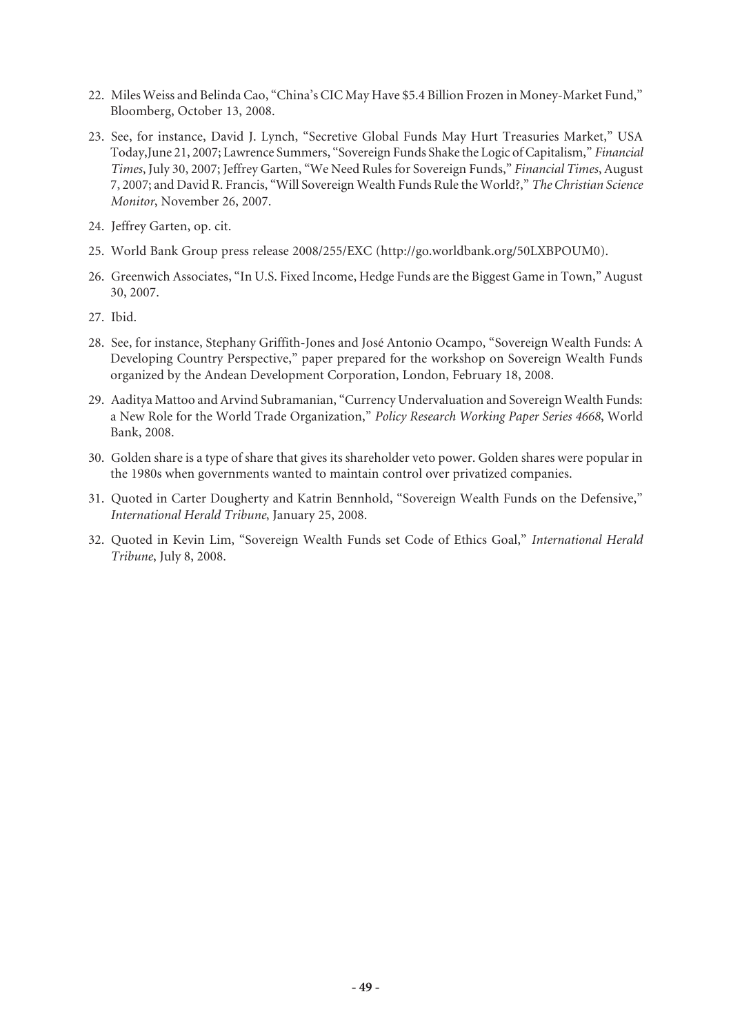22. Miles Weiss and Belinda Cao, "China's CIC May Have $5.4 Billion Frozen in Money-Market Fund," Bloomberg, October 13, 2008.

23. See, for instance, David J. Lynch, "Secretive Global Funds May Hurt Treasuries Market," USA Today,June 21, 2007; Lawrence Summers, "Sovereign Funds Shake the Logic of Capitalism," *Financial Times*, July 30, 2007; Jeffrey Garten, "We Need Rules for Sovereign Funds," *Financial Times*, August 7, 2007; and David R. Francis, "Will Sovereign Wealth Funds Rule the World?," *The Christian Science Monitor*, November 26, 2007.

24. Jeffrey Garten, op. cit.

25. World Bank Group press release 2008/255/EXC (http://go.worldbank.org/50LXBPOUM0).

26. Greenwich Associates, "In U.S. Fixed Income, Hedge Funds are the Biggest Game in Town," August 30, 2007.

27. Ibid.

28. See, for instance, Stephany Griffith-Jones and José Antonio Ocampo, "Sovereign Wealth Funds: A Developing Country Perspective," paper prepared for the workshop on Sovereign Wealth Funds organized by the Andean Development Corporation, London, February 18, 2008.

29. Aaditya Mattoo and Arvind Subramanian, "Currency Undervaluation and Sovereign Wealth Funds: a New Role for the World Trade Organization," *Policy Research Working Paper Series 4668*, World Bank, 2008.

30. Golden share is a type of share that gives its shareholder veto power. Golden shares were popular in the 1980s when governments wanted to maintain control over privatized companies.

31. Quoted in Carter Dougherty and Katrin Bennhold, "Sovereign Wealth Funds on the Defensive," *International Herald Tribune*, January 25, 2008.

32. Quoted in Kevin Lim, "Sovereign Wealth Funds set Code of Ethics Goal," *International Herald Tribune*, July 8, 2008.